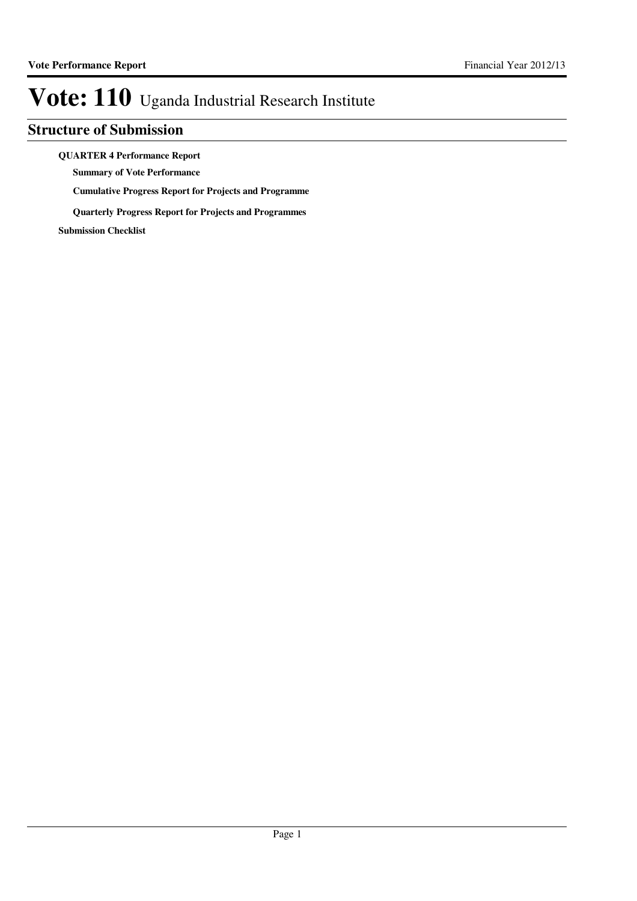# Vote: 110 Uganda Industrial Research Institute

## Structure of Submission

**QUARTER 4 Performance Report**

- **Summary of Vote Performance**
- **Cumulative Progress Report for Projects and Programme**
- **Quarterly Progress Report for Projects and Programmes**

**Submission Checklist**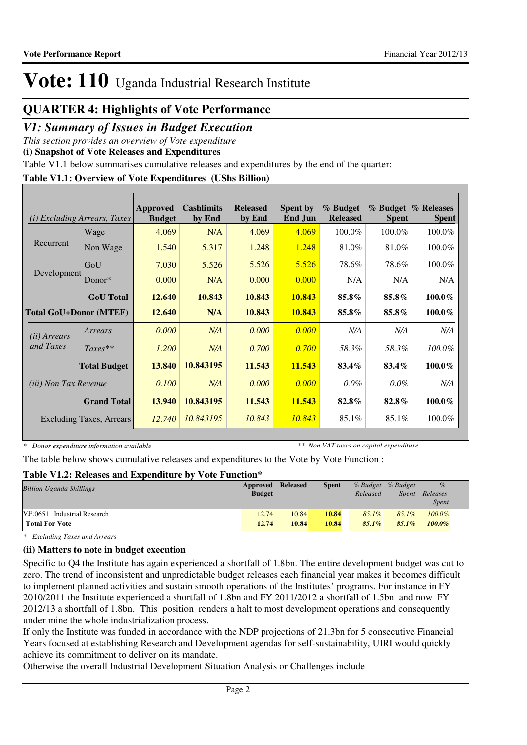# Vote: 110 Uganda Industrial Research Institute

## QUARTER 4: Highlights of Vote Performance

### *V1: Summary of Issues in Budget Execution*

*This section provides an overview of Vote expenditure*

**(i) Snapshot of Vote Releases and Expenditures**

Table V1.1 below summarises cumulative releases and expenditures by the end of the quarter:

**Table V1.1: Overview of Vote Expenditures (UShs Billion)**

| *(i) Excluding Arrears, Taxes* | | Approved Budget | Cashlimits by End | Released by End | Spent by End Jun | % Budget Released | % Budget Spent | % Releases Spent |
|---|---|---|---|---|---|---|---|---|
| Recurrent | Wage | 4.069 | N/A | 4.069 | 4.069 | 100.0% | 100.0% | 100.0% |
| | Non Wage | 1.540 | 5.317 | 1.248 | 1.248 | 81.0% | 81.0% | 100.0% |
| Development | GoU | 7.030 | 5.526 | 5.526 | 5.526 | 78.6% | 78.6% | 100.0% |
| | Donor* | 0.000 | N/A | 0.000 | 0.000 | N/A | N/A | N/A |
| | **GoU Total** | **12.640** | **10.843** | **10.843** | **10.843** | **85.8%** | **85.8%** | **100.0%** |
| **Total GoU+Donor (MTEF)** | | **12.640** | **N/A** | **10.843** | **10.843** | **85.8%** | **85.8%** | **100.0%** |
| *(ii) Arrears and Taxes* | *Arrears* | *0.000* | *N/A* | *0.000* | *0.000* | *N/A* | *N/A* | *N/A* |
| | *Taxes*** | *1.200* | *N/A* | *0.700* | *0.700* | *58.3%* | *58.3%* | *100.0%* |
| | **Total Budget** | **13.840** | **10.843195** | **11.543** | **11.543** | **83.4%** | **83.4%** | **100.0%** |
| *(iii) Non Tax Revenue* | | *0.100* | *N/A* | *0.000* | *0.000* | *0.0%* | *0.0%* | *N/A* |
| | **Grand Total** | **13.940** | **10.843195** | **11.543** | **11.543** | **82.8%** | **82.8%** | **100.0%** |
| | Excluding Taxes, Arrears | *12.740* | *10.843195* | *10.843* | *10.843* | 85.1% | 85.1% | 100.0% |

*\* Donor expenditure information available* &nbsp;&nbsp;&nbsp;&nbsp; *\*\* Non VAT taxes on capital expenditure*

The table below shows cumulative releases and expenditures to the Vote by Vote Function :

**Table V1.2: Releases and Expenditure by Vote Function***

| *Billion Uganda Shillings* | Approved Budget | Released | Spent | *% Budget Released* | *% Budget Spent* | *% Releases Spent* |
|---|---|---|---|---|---|---|
| VF:0651 Industrial Research | 12.74 | 10.84 | **10.84** | *85.1%* | *85.1%* | *100.0%* |
| **Total For Vote** | **12.74** | **10.84** | **10.84** | ***85.1%*** | ***85.1%*** | ***100.0%*** |

*\* Excluding Taxes and Arrears*

**(ii) Matters to note in budget execution**

Specific to Q4 the Institute has again experienced a shortfall of 1.8bn. The entire development budget was cut to zero. The trend of inconsistent and unpredictable budget releases each financial year makes it becomes difficult to implement planned activities and sustain smooth operations of the Institutes' programs. For instance in FY 2010/2011 the Institute experienced a shortfall of 1.8bn and FY 2011/2012 a shortfall of 1.5bn and now FY 2012/13 a shortfall of 1.8bn. This position renders a halt to most development operations and consequently under mine the whole industrialization process.

If only the Institute was funded in accordance with the NDP projections of 21.3bn for 5 consecutive Financial Years focused at establishing Research and Development agendas for self-sustainability, UIRI would quickly achieve its commitment to deliver on its mandate.

Otherwise the overall Industrial Development Situation Analysis or Challenges include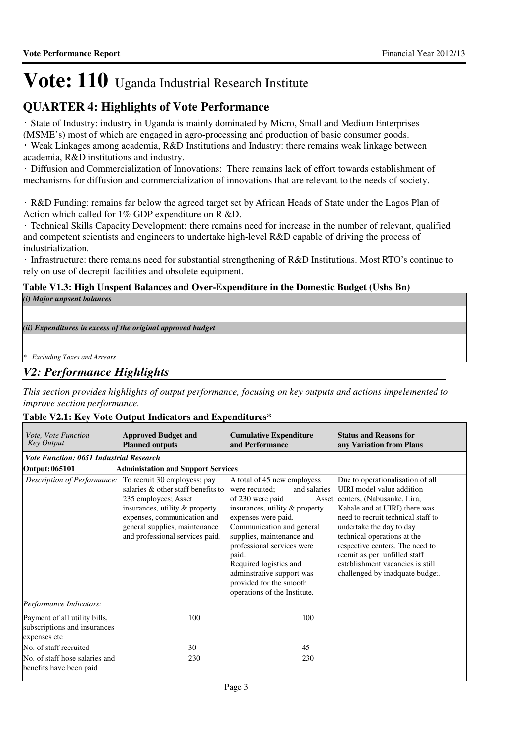# Vote: 110 Uganda Industrial Research Institute

## QUARTER 4: Highlights of Vote Performance

- State of Industry: industry in Uganda is mainly dominated by Micro, Small and Medium Enterprises (MSME's) most of which are engaged in agro-processing and production of basic consumer goods.
- Weak Linkages among academia, R&D Institutions and Industry: there remains weak linkage between academia, R&D institutions and industry.
- Diffusion and Commercialization of Innovations: There remains lack of effort towards establishment of mechanisms for diffusion and commercialization of innovations that are relevant to the needs of society.

- R&D Funding: remains far below the agreed target set by African Heads of State under the Lagos Plan of Action which called for 1% GDP expenditure on R &D.
- Technical Skills Capacity Development: there remains need for increase in the number of relevant, qualified and competent scientists and engineers to undertake high-level R&D capable of driving the process of industrialization.
- Infrastructure: there remains need for substantial strengthening of R&D Institutions. Most RTO's continue to rely on use of decrepit facilities and obsolete equipment.

**Table V1.3: High Unspent Balances and Over-Expenditure in the Domestic Budget (Ushs Bn)**

| *(i) Major unpsent balances* |
|---|
| |
| *(ii) Expenditures in excess of the original approved budget* |
| |
| *\* Excluding Taxes and Arrears* |

## *V2: Performance Highlights*

*This section provides highlights of output performance, focusing on key outputs and actions impelemented to improve section performance.*

**Table V2.1: Key Vote Output Indicators and Expenditures\***

| *Vote, Vote Function Key Output* | **Approved Budget and Planned outputs** | **Cumulative Expenditure and Performance** | **Status and Reasons for any Variation from Plans** |
|---|---|---|---|
| ***Vote Function: 0651 Industrial Research*** | | | |
| **Output: 065101** | **Administation and Support Services** | | |
| *Description of Performance:* | To recruit 30 employess; pay salaries & other staff benefits to 235 employees; Asset insurances, utility & property expenses, communication and general supplies, maintenance and professional services paid. | A total of 45 new employess were recuited; and salaries of 230 were paid Asset insurances, utility & property expenses were paid. Communication and general supplies, maintenance and professional services were paid. Required logistics and adminstrative support was provided for the smooth operations of the Institute. | Due to operationalisation of all UIRI model value addition centers, (Nabusanke, Lira, Kabale and at UIRI) there was need to recruit technical staff to undertake the day to day technical operations at the respective centers. The need to recruit as per unfilled staff establishment vacancies is still challenged by inadquate budget. |
| *Performance Indicators:* | | | |
| Payment of all utility bills, subscriptions and insurances expenses etc | 100 | 100 | |
| No. of staff recruited | 30 | 45 | |
| No. of staff hose salaries and benefits have been paid | 230 | 230 | |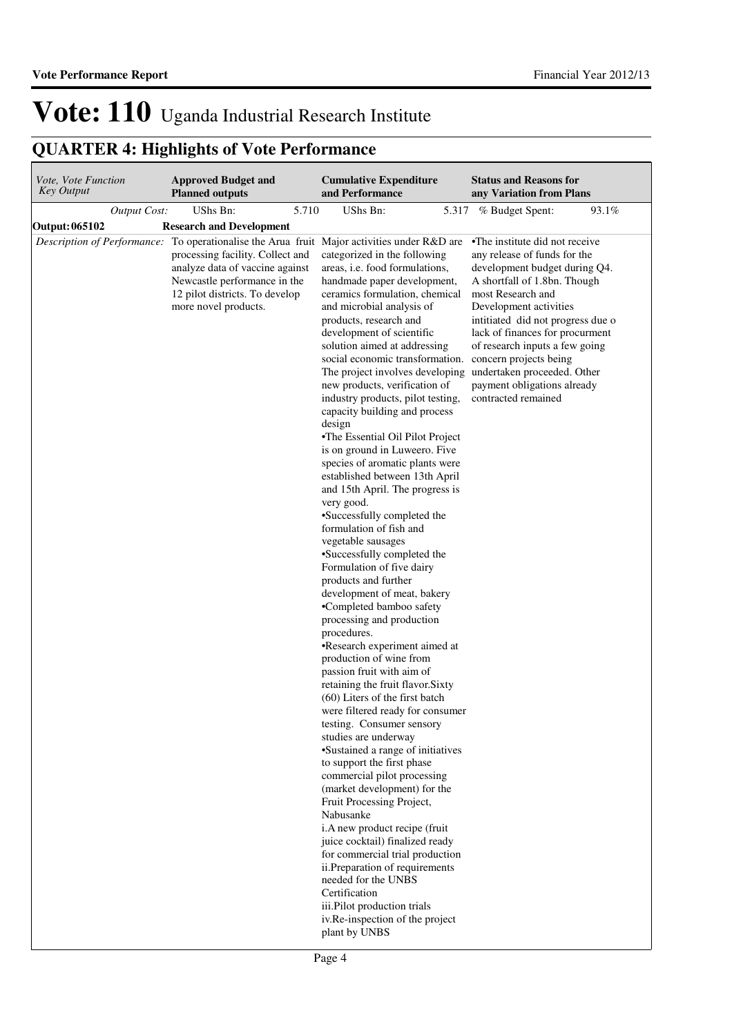# Vote: 110 Uganda Industrial Research Institute

## QUARTER 4: Highlights of Vote Performance

| *Vote, Vote Function Key Output* | **Approved Budget and Planned outputs** | **Cumulative Expenditure and Performance** | **Status and Reasons for any Variation from Plans** |
|---|---|---|---|
| *Output Cost:* | UShs Bn: 5.710 | UShs Bn: 5.317 | % Budget Spent: 93.1% |
| **Output: 065102** | **Research and Development** | | |
| *Description of Performance:* | To operationalise the Arua fruit processing facility. Collect and analyze data of vaccine against Newcastle performance in the 12 pilot districts. To develop more novel products. | Major activities under R&D are categorized in the following areas, i.e. food formulations, handmade paper development, ceramics formulation, chemical and microbial analysis of products, research and development of scientific solution aimed at addressing social economic transformation. The project involves developing new products, verification of industry products, pilot testing, capacity building and process design<br>•The Essential Oil Pilot Project is on ground in Luweero. Five species of aromatic plants were established between 13th April and 15th April. The progress is very good.<br>•Successfully completed the formulation of fish and vegetable sausages<br>•Successfully completed the Formulation of five dairy products and further development of meat, bakery<br>•Completed bamboo safety processing and production procedures.<br>•Research experiment aimed at production of wine from passion fruit with aim of retaining the fruit flavor.Sixty (60) Liters of the first batch were filtered ready for consumer testing. Consumer sensory studies are underway<br>•Sustained a range of initiatives to support the first phase commercial pilot processing (market development) for the Fruit Processing Project, Nabusanke<br>i.A new product recipe (fruit juice cocktail) finalized ready for commercial trial production<br>ii.Preparation of requirements needed for the UNBS Certification<br>iii.Pilot production trials<br>iv.Re-inspection of the project plant by UNBS | •The institute did not receive any release of funds for the development budget during Q4. A shortfall of 1.8bn. Though most Research and Development activities intitiated did not progress due o lack of finances for procurment of research inputs a few going concern projects being undertaken proceeded. Other payment obligations already contracted remained |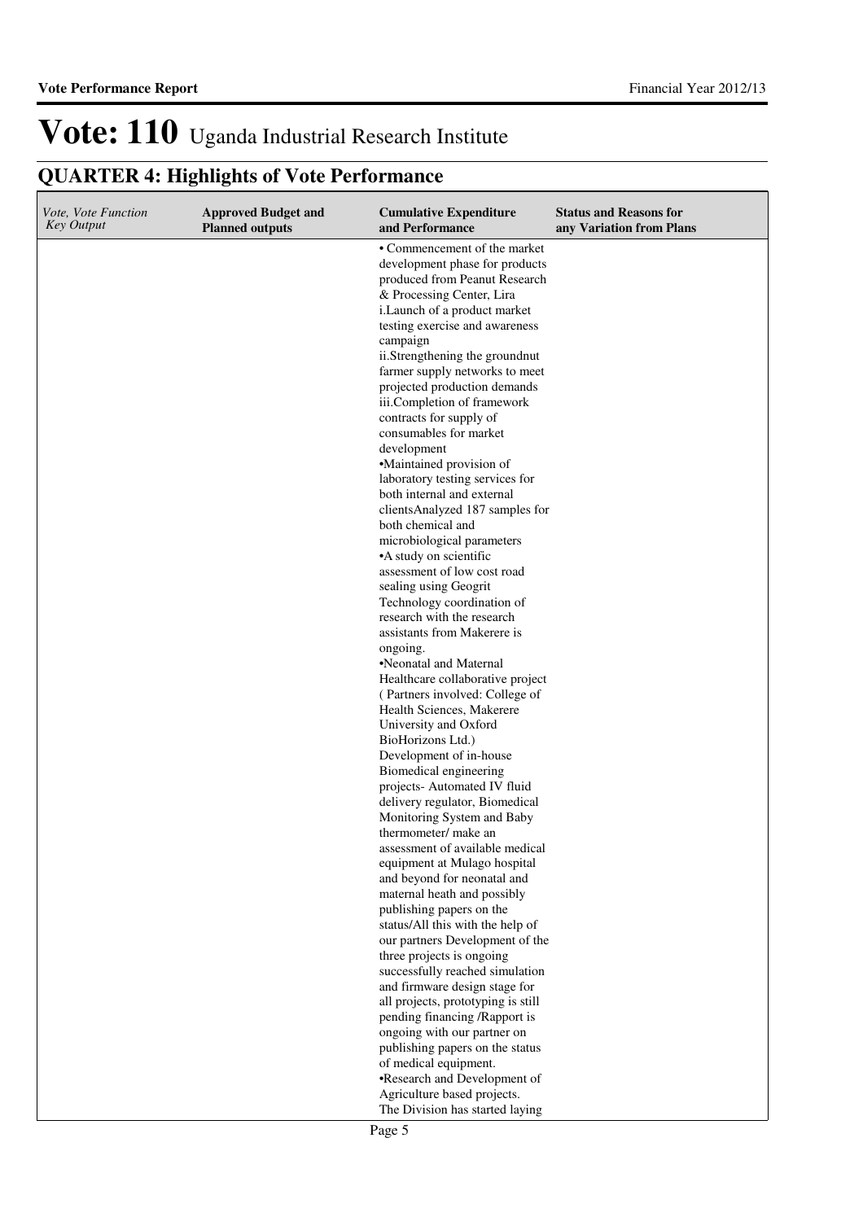# Vote: 110 Uganda Industrial Research Institute

## QUARTER 4: Highlights of Vote Performance

| *Vote, Vote Function Key Output* | **Approved Budget and Planned outputs** | **Cumulative Expenditure and Performance** | **Status and Reasons for any Variation from Plans** |
|---|---|---|---|
| | | • Commencement of the market development phase for products produced from Peanut Research & Processing Center, Lira<br>i.Launch of a product market testing exercise and awareness campaign<br>ii.Strengthening the groundnut farmer supply networks to meet projected production demands<br>iii.Completion of framework contracts for supply of consumables for market development<br>•Maintained provision of laboratory testing services for both internal and external clientsAnalyzed 187 samples for both chemical and microbiological parameters<br>•A study on scientific assessment of low cost road sealing using Geogrit Technology coordination of research with the research assistants from Makerere is ongoing.<br>•Neonatal and Maternal Healthcare collaborative project ( Partners involved: College of Health Sciences, Makerere University and Oxford BioHorizons Ltd.)<br>Development of in-house Biomedical engineering projects- Automated IV fluid delivery regulator, Biomedical Monitoring System and Baby thermometer/ make an assessment of available medical equipment at Mulago hospital and beyond for neonatal and maternal heath and possibly publishing papers on the status/All this with the help of our partners Development of the three projects is ongoing successfully reached simulation and firmware design stage for all projects, prototyping is still pending financing /Rapport is ongoing with our partner on publishing papers on the status of medical equipment.<br>•Research and Development of Agriculture based projects.<br>The Division has started laying | |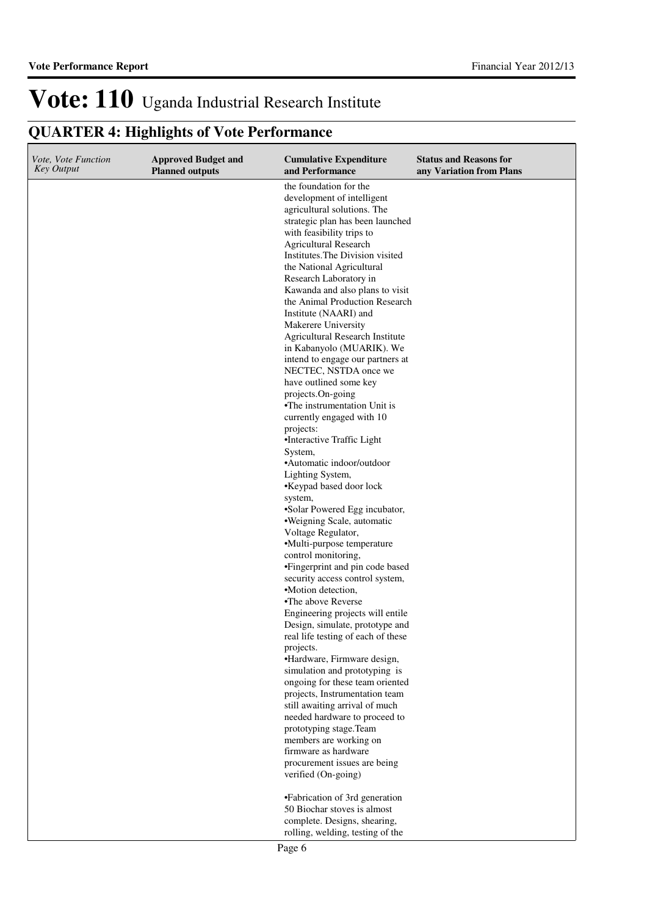# Vote: 110 Uganda Industrial Research Institute

## QUARTER 4: Highlights of Vote Performance

| *Vote, Vote Function Key Output* | **Approved Budget and Planned outputs** | **Cumulative Expenditure and Performance** | **Status and Reasons for any Variation from Plans** |
|---|---|---|---|
| | | the foundation for the development of intelligent agricultural solutions. The strategic plan has been launched with feasibility trips to Agricultural Research Institutes.The Division visited the National Agricultural Research Laboratory in Kawanda and also plans to visit the Animal Production Research Institute (NAARI) and Makerere University Agricultural Research Institute in Kabanyolo (MUARIK). We intend to engage our partners at NECTEC, NSTDA once we have outlined some key projects.On-going<br>•The instrumentation Unit is currently engaged with 10 projects:<br>•Interactive Traffic Light System,<br>•Automatic indoor/outdoor Lighting System,<br>•Keypad based door lock system,<br>•Solar Powered Egg incubator,<br>•Weigning Scale, automatic Voltage Regulator,<br>•Multi-purpose temperature control monitoring,<br>•Fingerprint and pin code based security access control system,<br>•Motion detection,<br>•The above Reverse Engineering projects will entile Design, simulate, prototype and real life testing of each of these projects.<br>•Hardware, Firmware design, simulation and prototyping is ongoing for these team oriented projects, Instrumentation team still awaiting arrival of much needed hardware to proceed to prototyping stage.Team members are working on firmware as hardware procurement issues are being verified (On-going)<br><br>•Fabrication of 3rd generation 50 Biochar stoves is almost complete. Designs, shearing, rolling, welding, testing of the | |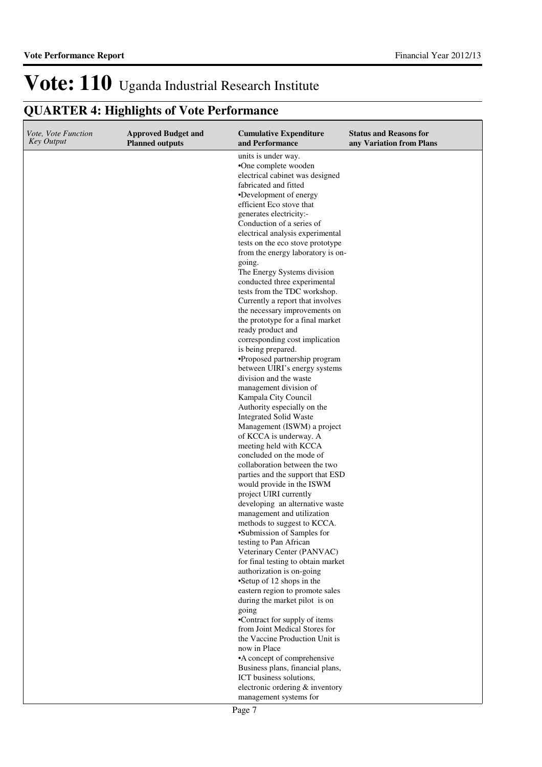# Vote: 110 Uganda Industrial Research Institute

## QUARTER 4: Highlights of Vote Performance

| *Vote, Vote Function Key Output* | **Approved Budget and Planned outputs** | **Cumulative Expenditure and Performance** | **Status and Reasons for any Variation from Plans** |
|---|---|---|---|
| | | units is under way.<br>•One complete wooden electrical cabinet was designed fabricated and fitted<br>•Development of energy efficient Eco stove that generates electricity:- Conduction of a series of electrical analysis experimental tests on the eco stove prototype from the energy laboratory is on-going.<br>The Energy Systems division conducted three experimental tests from the TDC workshop. Currently a report that involves the necessary improvements on the prototype for a final market ready product and corresponding cost implication is being prepared.<br>•Proposed partnership program between UIRI's energy systems division and the waste management division of Kampala City Council Authority especially on the Integrated Solid Waste Management (ISWM) a project of KCCA is underway. A meeting held with KCCA concluded on the mode of collaboration between the two parties and the support that ESD would provide in the ISWM project UIRI currently developing an alternative waste management and utilization methods to suggest to KCCA.<br>•Submission of Samples for testing to Pan African Veterinary Center (PANVAC) for final testing to obtain market authorization is on-going<br>•Setup of 12 shops in the eastern region to promote sales during the market pilot is on going<br>•Contract for supply of items from Joint Medical Stores for the Vaccine Production Unit is now in Place<br>•A concept of comprehensive Business plans, financial plans, ICT business solutions, electronic ordering & inventory management systems for | |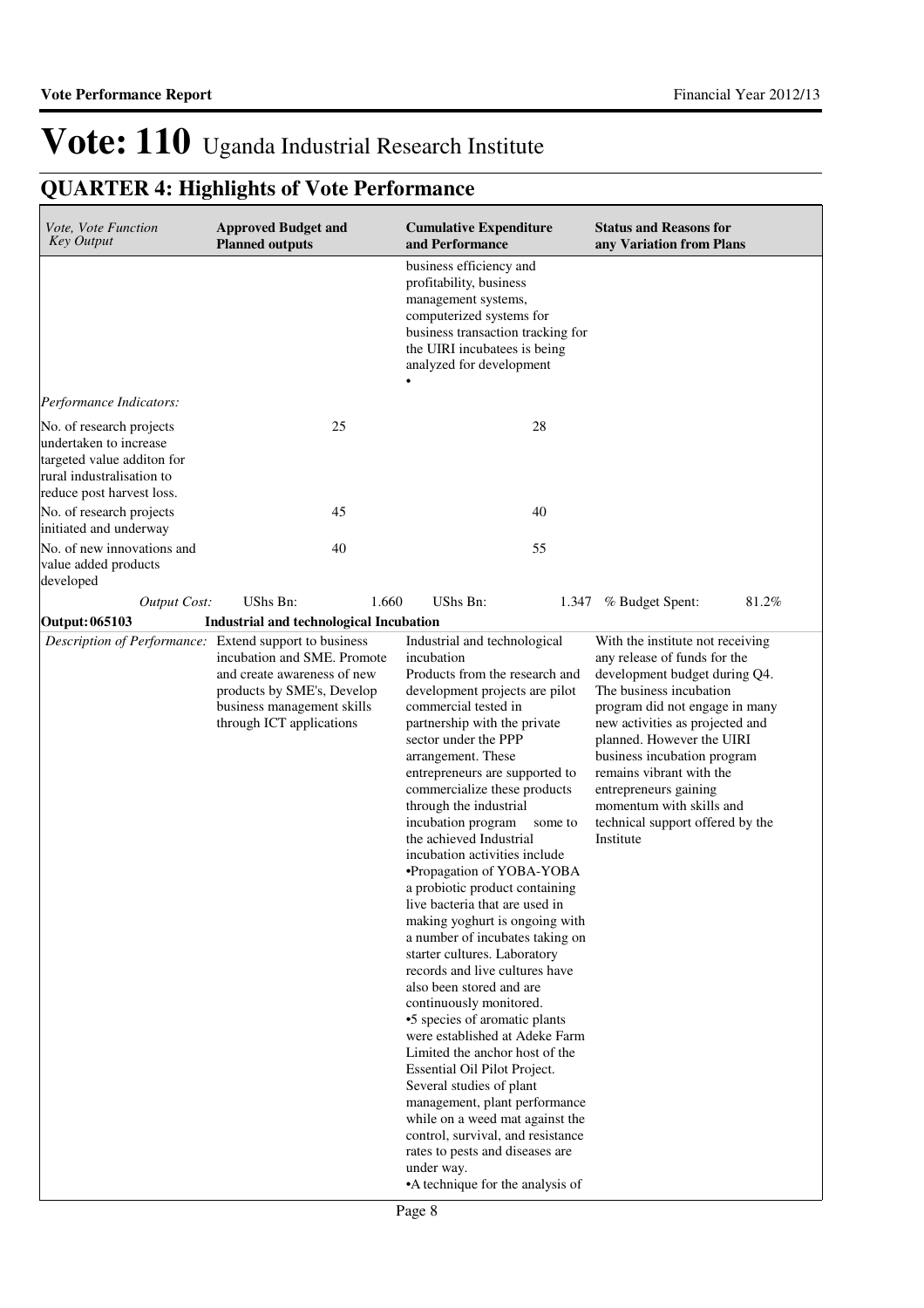# Vote: 110 Uganda Industrial Research Institute

## QUARTER 4: Highlights of Vote Performance

| *Vote, Vote Function Key Output* | **Approved Budget and Planned outputs** | **Cumulative Expenditure and Performance** | **Status and Reasons for any Variation from Plans** |
|---|---|---|---|
| | | business efficiency and profitability, business management systems, computerized systems for business transaction tracking for the UIRI incubatees is being analyzed for development<br>• | |
| *Performance Indicators:* | | | |
| No. of research projects undertaken to increase targeted value additon for rural industralisation to reduce post harvest loss. | 25 | 28 | |
| No. of research projects initiated and underway | 45 | 40 | |
| No. of new innovations and value added products developed | 40 | 55 | |
| *Output Cost:* | UShs Bn: 1.660 | UShs Bn: 1.347 | % Budget Spent: 81.2% |
| **Output: 065103** | **Industrial and technological Incubation** | | |
| *Description of Performance:* | Extend support to business incubation and SME. Promote and create awareness of new products by SME's, Develop business management skills through ICT applications | Industrial and technological incubation<br>Products from the research and development projects are pilot commercial tested in partnership with the private sector under the PPP arrangement. These entrepreneurs are supported to commercialize these products through the industrial incubation program some to the achieved Industrial incubation activities include<br>•Propagation of YOBA-YOBA a probiotic product containing live bacteria that are used in making yoghurt is ongoing with a number of incubates taking on starter cultures. Laboratory records and live cultures have also been stored and are continuously monitored.<br>•5 species of aromatic plants were established at Adeke Farm Limited the anchor host of the Essential Oil Pilot Project. Several studies of plant management, plant performance while on a weed mat against the control, survival, and resistance rates to pests and diseases are under way.<br>•A technique for the analysis of | With the institute not receiving any release of funds for the development budget during Q4. The business incubation program did not engage in many new activities as projected and planned. However the UIRI business incubation program remains vibrant with the entrepreneurs gaining momentum with skills and technical support offered by the Institute |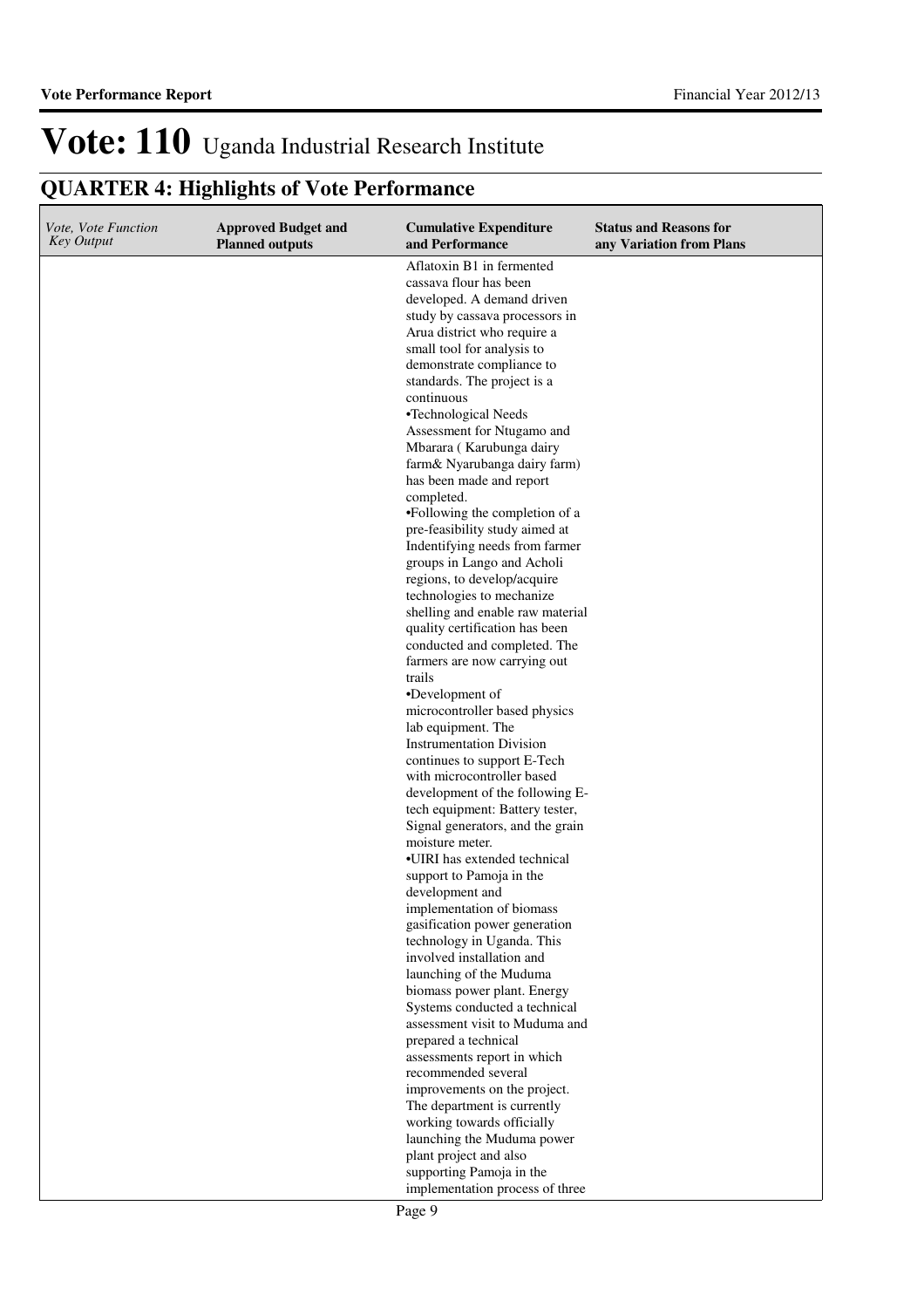# Vote: 110 Uganda Industrial Research Institute

## QUARTER 4: Highlights of Vote Performance

| *Vote, Vote Function Key Output* | **Approved Budget and Planned outputs** | **Cumulative Expenditure and Performance** | **Status and Reasons for any Variation from Plans** |
|---|---|---|---|
| | | Aflatoxin B1 in fermented cassava flour has been developed. A demand driven study by cassava processors in Arua district who require a small tool for analysis to demonstrate compliance to standards. The project is a continuous<br>•Technological Needs Assessment for Ntugamo and Mbarara ( Karubunga dairy farm& Nyarubanga dairy farm) has been made and report completed.<br>•Following the completion of a pre-feasibility study aimed at Indentifying needs from farmer groups in Lango and Acholi regions, to develop/acquire technologies to mechanize shelling and enable raw material quality certification has been conducted and completed. The farmers are now carrying out trails<br>•Development of microcontroller based physics lab equipment. The Instrumentation Division continues to support E-Tech with microcontroller based development of the following E-tech equipment: Battery tester, Signal generators, and the grain moisture meter.<br>•UIRI has extended technical support to Pamoja in the development and implementation of biomass gasification power generation technology in Uganda. This involved installation and launching of the Muduma biomass power plant. Energy Systems conducted a technical assessment visit to Muduma and prepared a technical assessments report in which recommended several improvements on the project. The department is currently working towards officially launching the Muduma power plant project and also supporting Pamoja in the implementation process of three | |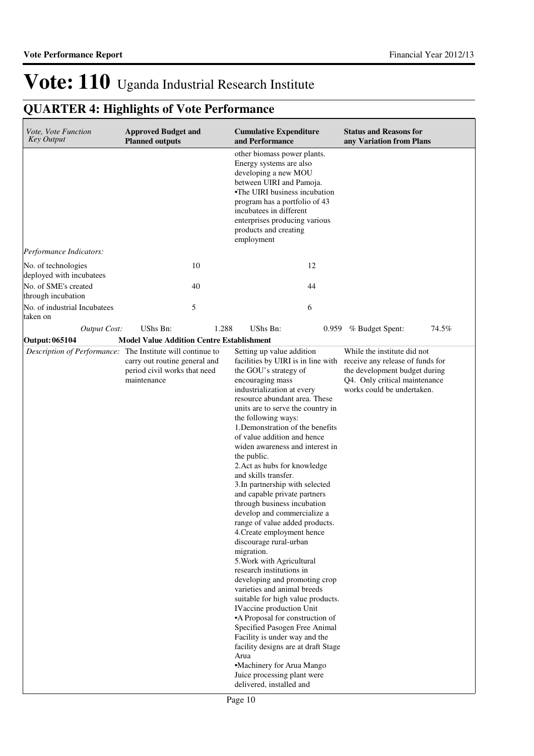# Vote: 110 Uganda Industrial Research Institute

## QUARTER 4: Highlights of Vote Performance

| *Vote, Vote Function Key Output* | **Approved Budget and Planned outputs** | **Cumulative Expenditure and Performance** | **Status and Reasons for any Variation from Plans** |
|---|---|---|---|
| | | other biomass power plants. Energy systems are also developing a new MOU between UIRI and Pamoja.<br>•The UIRI business incubation program has a portfolio of 43 incubatees in different enterprises producing various products and creating employment | |
| *Performance Indicators:* | | | |
| No. of technologies deployed with incubatees | 10 | 12 | |
| No. of SME's created through incubation | 40 | 44 | |
| No. of industrial Incubatees taken on | 5 | 6 | |
| *Output Cost:* | UShs Bn: 1.288 | UShs Bn: 0.959 | % Budget Spent: 74.5% |
| **Output: 065104** | **Model Value Addition Centre Establishment** | | |
| *Description of Performance:* | The Institute will continue to carry out routine general and period civil works that need maintenance | Setting up value addition facilities by UIRI is in line with the GOU's strategy of encouraging mass industrialization at every resource abundant area. These units are to serve the country in the following ways:<br>1.Demonstration of the benefits of value addition and hence widen awareness and interest in the public.<br>2.Act as hubs for knowledge and skills transfer.<br>3.In partnership with selected and capable private partners through business incubation develop and commercialize a range of value added products.<br>4.Create employment hence discourage rural-urban migration.<br>5.Work with Agricultural research institutions in developing and promoting crop varieties and animal breeds suitable for high value products.<br>IVaccine production Unit<br>•A Proposal for construction of Specified Pasogen Free Animal Facility is under way and the facility designs are at draft Stage<br>Arua<br>•Machinery for Arua Mango Juice processing plant were delivered, installed and | While the institute did not receive any release of funds for the development budget during Q4. Only critical maintenance works could be undertaken. |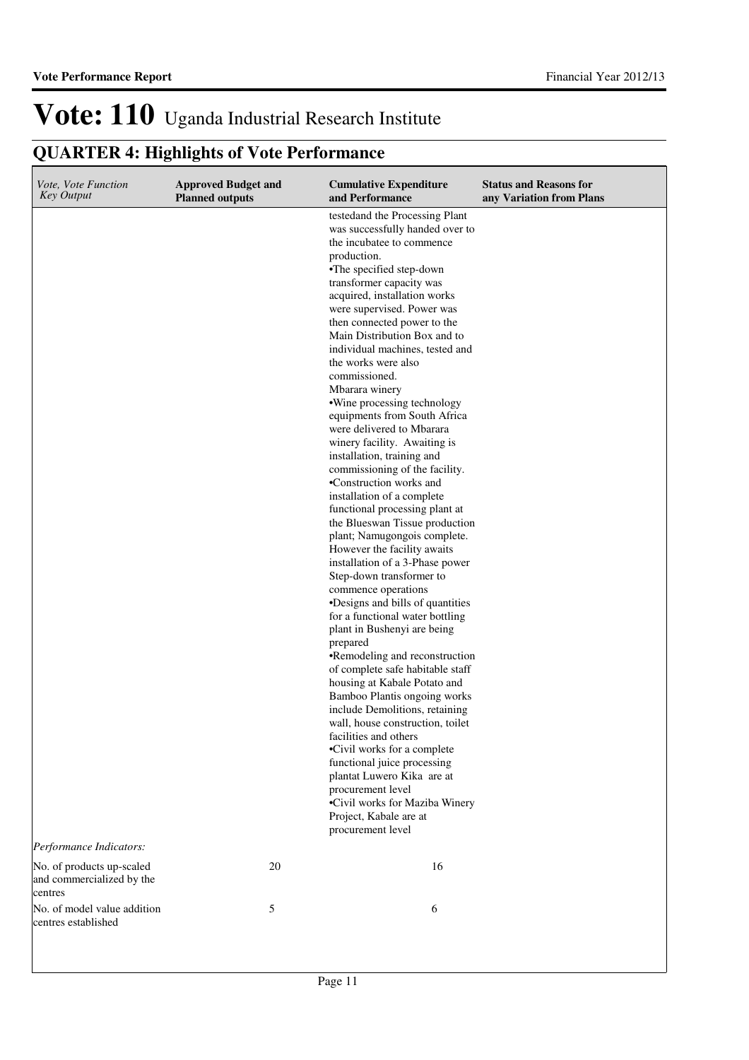# Vote: 110 Uganda Industrial Research Institute

## QUARTER 4: Highlights of Vote Performance

| *Vote, Vote Function Key Output* | **Approved Budget and Planned outputs** | **Cumulative Expenditure and Performance** | **Status and Reasons for any Variation from Plans** |
|---|---|---|---|
| | | testedand the Processing Plant was successfully handed over to the incubatee to commence production.<br>•The specified step-down transformer capacity was acquired, installation works were supervised. Power was then connected power to the Main Distribution Box and to individual machines, tested and the works were also commissioned.<br>Mbarara winery<br>•Wine processing technology equipments from South Africa were delivered to Mbarara winery facility. Awaiting is installation, training and commissioning of the facility.<br>•Construction works and installation of a complete functional processing plant at the Blueswan Tissue production plant; Namugongois complete. However the facility awaits installation of a 3-Phase power Step-down transformer to commence operations<br>•Designs and bills of quantities for a functional water bottling plant in Bushenyi are being prepared<br>•Remodeling and reconstruction of complete safe habitable staff housing at Kabale Potato and Bamboo Plantis ongoing works include Demolitions, retaining wall, house construction, toilet facilities and others<br>•Civil works for a complete functional juice processing plantat Luwero Kika are at procurement level<br>•Civil works for Maziba Winery Project, Kabale are at procurement level | |
| *Performance Indicators:* | | | |
| No. of products up-scaled and commercialized by the centres | 20 | 16 | |
| No. of model value addition centres established | 5 | 6 | |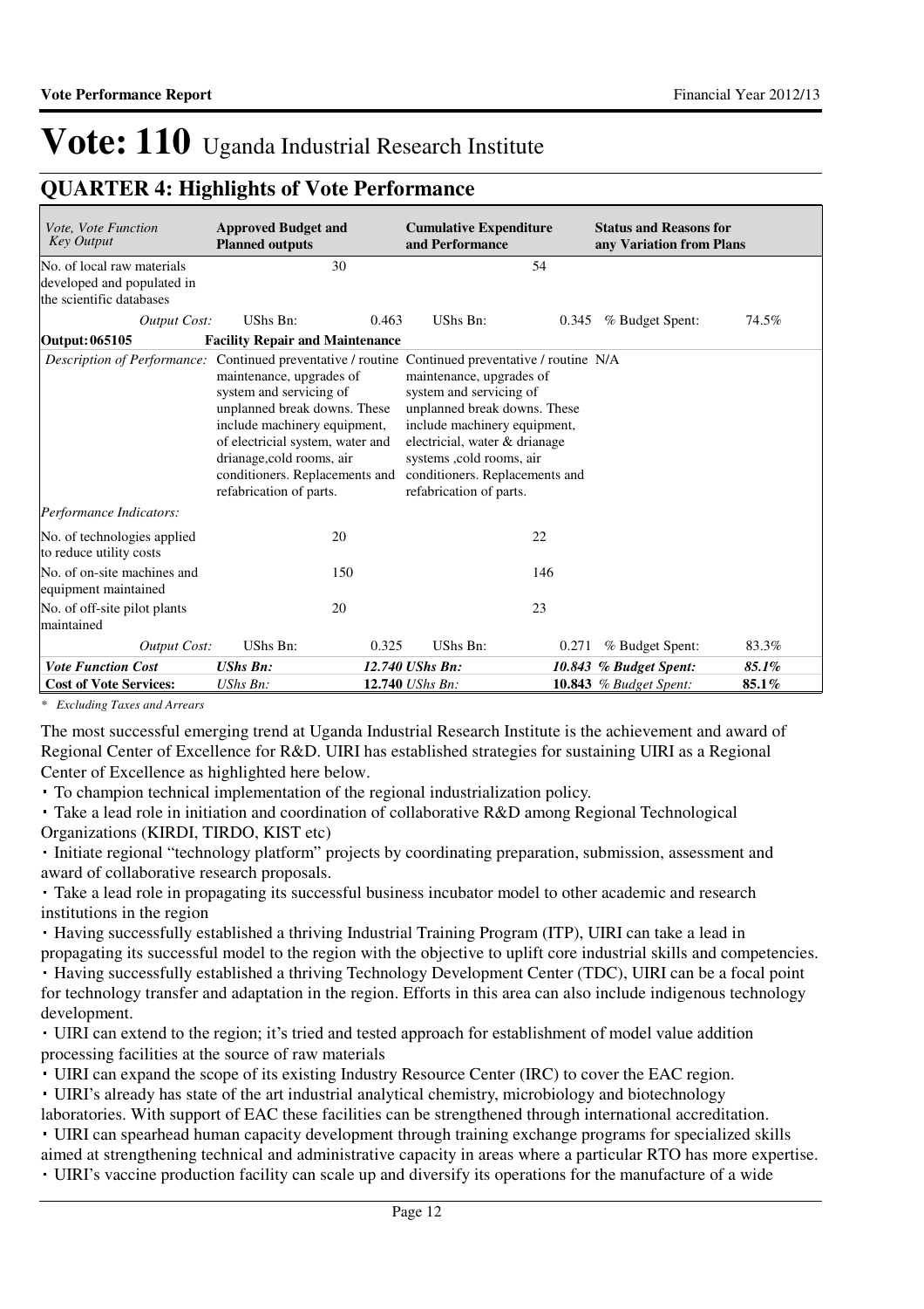# Vote: 110 Uganda Industrial Research Institute

## QUARTER 4: Highlights of Vote Performance

| *Vote, Vote Function Key Output* | **Approved Budget and Planned outputs** | | **Cumulative Expenditure and Performance** | | **Status and Reasons for any Variation from Plans** | |
|---|---|---|---|---|---|---|
| No. of local raw materials developed and populated in the scientific databases | 30 | | 54 | | | |
| *Output Cost:* | UShs Bn: | 0.463 | UShs Bn: | 0.345 | % Budget Spent: | 74.5% |
| **Output: 065105** | **Facility Repair and Maintenance** | | | | | |
| *Description of Performance:* | Continued preventative / routine maintenance, upgrades of system and servicing of unplanned break downs. These include machinery equipment, of electricial system, water and drianage,cold rooms, air conditioners. Replacements and refabrication of parts. | | Continued preventative / routine maintenance, upgrades of system and servicing of unplanned break downs. These include machinery equipment, electricial, water & drianage systems ,cold rooms, air conditioners. Replacements and refabrication of parts. | | N/A | |
| *Performance Indicators:* | | | | | | |
| No. of technologies applied to reduce utility costs | 20 | | 22 | | | |
| No. of on-site machines and equipment maintained | 150 | | 146 | | | |
| No. of off-site pilot plants maintained | 20 | | 23 | | | |
| *Output Cost:* | UShs Bn: | 0.325 | UShs Bn: | 0.271 | % Budget Spent: | 83.3% |
| ***Vote Function Cost*** | ***UShs Bn:*** | ***12.740*** | ***UShs Bn:*** | ***10.843*** | ***% Budget Spent:*** | ***85.1%*** |
| **Cost of Vote Services:** | *UShs Bn:* | **12.740** | *UShs Bn:* | **10.843** | *% Budget Spent:* | **85.1%** |

*\* Excluding Taxes and Arrears*

The most successful emerging trend at Uganda Industrial Research Institute is the achievement and award of Regional Center of Excellence for R&D. UIRI has established strategies for sustaining UIRI as a Regional Center of Excellence as highlighted here below.

- To champion technical implementation of the regional industrialization policy.
- Take a lead role in initiation and coordination of collaborative R&D among Regional Technological Organizations (KIRDI, TIRDO, KIST etc)
- Initiate regional "technology platform" projects by coordinating preparation, submission, assessment and award of collaborative research proposals.
- Take a lead role in propagating its successful business incubator model to other academic and research institutions in the region
- Having successfully established a thriving Industrial Training Program (ITP), UIRI can take a lead in propagating its successful model to the region with the objective to uplift core industrial skills and competencies.
- Having successfully established a thriving Technology Development Center (TDC), UIRI can be a focal point for technology transfer and adaptation in the region. Efforts in this area can also include indigenous technology development.
- UIRI can extend to the region; it's tried and tested approach for establishment of model value addition processing facilities at the source of raw materials
- UIRI can expand the scope of its existing Industry Resource Center (IRC) to cover the EAC region.
- UIRI's already has state of the art industrial analytical chemistry, microbiology and biotechnology laboratories. With support of EAC these facilities can be strengthened through international accreditation.
- UIRI can spearhead human capacity development through training exchange programs for specialized skills aimed at strengthening technical and administrative capacity in areas where a particular RTO has more expertise.
- UIRI's vaccine production facility can scale up and diversify its operations for the manufacture of a wide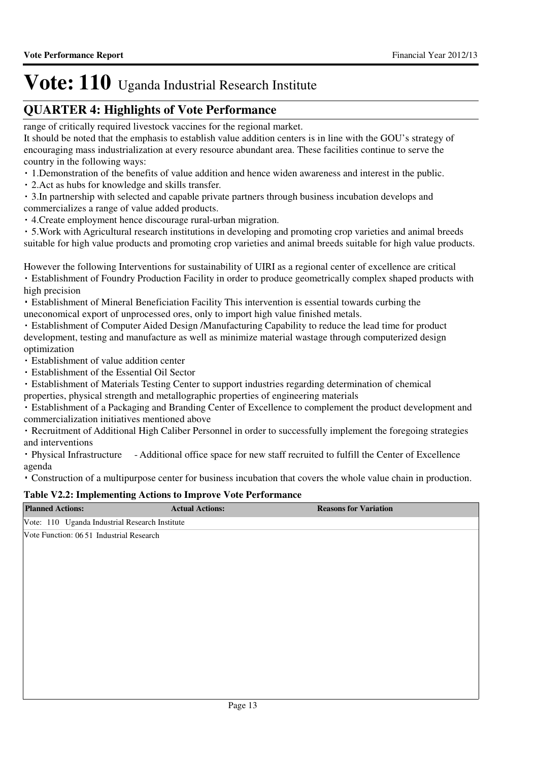# Vote: 110 Uganda Industrial Research Institute

## QUARTER 4: Highlights of Vote Performance

range of critically required livestock vaccines for the regional market.

It should be noted that the emphasis to establish value addition centers is in line with the GOU's strategy of encouraging mass industrialization at every resource abundant area. These facilities continue to serve the country in the following ways:

- 1.Demonstration of the benefits of value addition and hence widen awareness and interest in the public.
- 2.Act as hubs for knowledge and skills transfer.
- 3.In partnership with selected and capable private partners through business incubation develops and commercializes a range of value added products.
- 4.Create employment hence discourage rural-urban migration.
- 5.Work with Agricultural research institutions in developing and promoting crop varieties and animal breeds suitable for high value products and promoting crop varieties and animal breeds suitable for high value products.

However the following Interventions for sustainability of UIRI as a regional center of excellence are critical

- Establishment of Foundry Production Facility in order to produce geometrically complex shaped products with high precision
- Establishment of Mineral Beneficiation Facility This intervention is essential towards curbing the uneconomical export of unprocessed ores, only to import high value finished metals.
- Establishment of Computer Aided Design /Manufacturing Capability to reduce the lead time for product development, testing and manufacture as well as minimize material wastage through computerized design optimization
- Establishment of value addition center
- Establishment of the Essential Oil Sector
- Establishment of Materials Testing Center to support industries regarding determination of chemical properties, physical strength and metallographic properties of engineering materials
- Establishment of a Packaging and Branding Center of Excellence to complement the product development and commercialization initiatives mentioned above
- Recruitment of Additional High Caliber Personnel in order to successfully implement the foregoing strategies and interventions
- Physical Infrastructure - Additional office space for new staff recruited to fulfill the Center of Excellence agenda
- Construction of a multipurpose center for business incubation that covers the whole value chain in production.

**Table V2.2: Implementing Actions to Improve Vote Performance**

| Planned Actions: | Actual Actions: | Reasons for Variation |
|---|---|---|
| Vote: 110 Uganda Industrial Research Institute | | |
| Vote Function: 06 51 Industrial Research | | |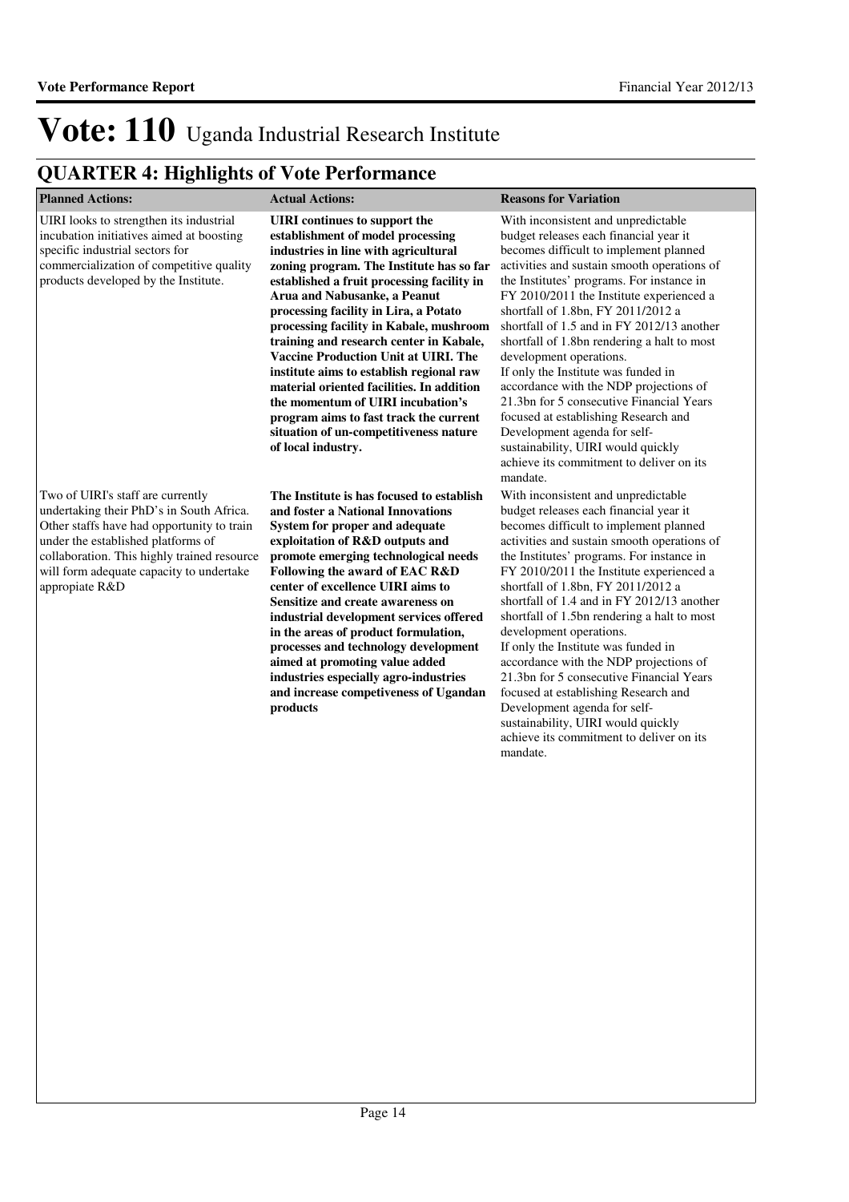# Vote: 110 Uganda Industrial Research Institute

## QUARTER 4: Highlights of Vote Performance

| Planned Actions: | Actual Actions: | Reasons for Variation |
|---|---|---|
| UIRI looks to strengthen its industrial incubation initiatives aimed at boosting specific industrial sectors for commercialization of competitive quality products developed by the Institute. | **UIRI continues to support the establishment of model processing industries in line with agricultural zoning program. The Institute has so far established a fruit processing facility in Arua and Nabusanke, a Peanut processing facility in Lira, a Potato processing facility in Kabale, mushroom training and research center in Kabale, Vaccine Production Unit at UIRI. The institute aims to establish regional raw material oriented facilities. In addition the momentum of UIRI incubation's program aims to fast track the current situation of un-competitiveness nature of local industry.** | With inconsistent and unpredictable budget releases each financial year it becomes difficult to implement planned activities and sustain smooth operations of the Institutes' programs. For instance in FY 2010/2011 the Institute experienced a shortfall of 1.8bn, FY 2011/2012 a shortfall of 1.5 and in FY 2012/13 another shortfall of 1.8bn rendering a halt to most development operations.<br>If only the Institute was funded in accordance with the NDP projections of 21.3bn for 5 consecutive Financial Years focused at establishing Research and Development agenda for self-sustainability, UIRI would quickly achieve its commitment to deliver on its mandate. |
| Two of UIRI's staff are currently undertaking their PhD's in South Africa. Other staffs have had opportunity to train under the established platforms of collaboration. This highly trained resource will form adequate capacity to undertake appropiate R&D | **The Institute is has focused to establish and foster a National Innovations System for proper and adequate exploitation of R&D outputs and promote emerging technological needs Following the award of EAC R&D center of excellence UIRI aims to Sensitize and create awareness on industrial development services offered in the areas of product formulation, processes and technology development aimed at promoting value added industries especially agro-industries and increase competiveness of Ugandan products** | With inconsistent and unpredictable budget releases each financial year it becomes difficult to implement planned activities and sustain smooth operations of the Institutes' programs. For instance in FY 2010/2011 the Institute experienced a shortfall of 1.8bn, FY 2011/2012 a shortfall of 1.4 and in FY 2012/13 another shortfall of 1.5bn rendering a halt to most development operations.<br>If only the Institute was funded in accordance with the NDP projections of 21.3bn for 5 consecutive Financial Years focused at establishing Research and Development agenda for self-sustainability, UIRI would quickly achieve its commitment to deliver on its mandate. |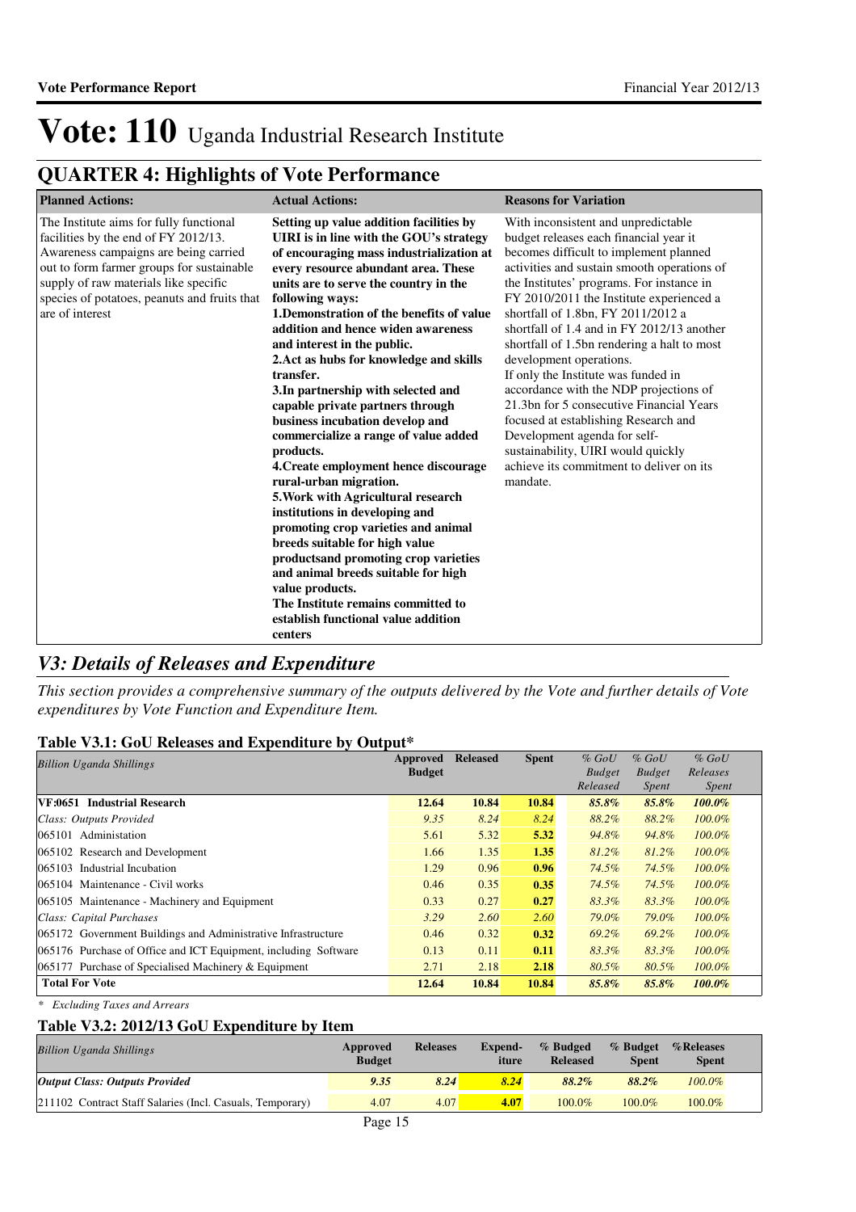# Vote: 110 Uganda Industrial Research Institute

## QUARTER 4: Highlights of Vote Performance

| Planned Actions: | Actual Actions: | Reasons for Variation |
|---|---|---|
| The Institute aims for fully functional facilities by the end of FY 2012/13. Awareness campaigns are being carried out to form farmer groups for sustainable supply of raw materials like specific species of potatoes, peanuts and fruits that are of interest | **Setting up value addition facilities by UIRI is in line with the GOU's strategy of encouraging mass industrialization at every resource abundant area. These units are to serve the country in the following ways:**<br>**1.Demonstration of the benefits of value addition and hence widen awareness and interest in the public.**<br>**2.Act as hubs for knowledge and skills transfer.**<br>**3.In partnership with selected and capable private partners through business incubation develop and commercialize a range of value added products.**<br>**4.Create employment hence discourage rural-urban migration.**<br>**5.Work with Agricultural research institutions in developing and promoting crop varieties and animal breeds suitable for high value productsand promoting crop varieties and animal breeds suitable for high value products.**<br>**The Institute remains committed to establish functional value addition centers** | With inconsistent and unpredictable budget releases each financial year it becomes difficult to implement planned activities and sustain smooth operations of the Institutes' programs. For instance in FY 2010/2011 the Institute experienced a shortfall of 1.8bn, FY 2011/2012 a shortfall of 1.4 and in FY 2012/13 another shortfall of 1.5bn rendering a halt to most development operations.<br>If only the Institute was funded in accordance with the NDP projections of 21.3bn for 5 consecutive Financial Years focused at establishing Research and Development agenda for self-sustainability, UIRI would quickly achieve its commitment to deliver on its mandate. |

## *V3: Details of Releases and Expenditure*

*This section provides a comprehensive summary of the outputs delivered by the Vote and further details of Vote expenditures by Vote Function and Expenditure Item.*

### Table V3.1: GoU Releases and Expenditure by Output*

| *Billion Uganda Shillings* | Approved Budget | Released | Spent | *% GoU Budget Released* | *% GoU Budget Spent* | *% GoU Releases Spent* |
|---|---|---|---|---|---|---|
| **VF:0651 Industrial Research** | **12.64** | **10.84** | **10.84** | ***85.8%*** | ***85.8%*** | ***100.0%*** |
| *Class: Outputs Provided* | *9.35* | *8.24* | *8.24* | *88.2%* | *88.2%* | *100.0%* |
| 065101 Administation | 5.61 | 5.32 | **5.32** | *94.8%* | *94.8%* | *100.0%* |
| 065102 Research and Development | 1.66 | 1.35 | **1.35** | *81.2%* | *81.2%* | *100.0%* |
| 065103 Industrial Incubation | 1.29 | 0.96 | **0.96** | *74.5%* | *74.5%* | *100.0%* |
| 065104 Maintenance - Civil works | 0.46 | 0.35 | **0.35** | *74.5%* | *74.5%* | *100.0%* |
| 065105 Maintenance - Machinery and Equipment | 0.33 | 0.27 | **0.27** | *83.3%* | *83.3%* | *100.0%* |
| *Class: Capital Purchases* | *3.29* | *2.60* | *2.60* | *79.0%* | *79.0%* | *100.0%* |
| 065172 Government Buildings and Administrative Infrastructure | 0.46 | 0.32 | **0.32** | *69.2%* | *69.2%* | *100.0%* |
| 065176 Purchase of Office and ICT Equipment, including Software | 0.13 | 0.11 | **0.11** | *83.3%* | *83.3%* | *100.0%* |
| 065177 Purchase of Specialised Machinery & Equipment | 2.71 | 2.18 | **2.18** | *80.5%* | *80.5%* | *100.0%* |
| **Total For Vote** | **12.64** | **10.84** | **10.84** | ***85.8%*** | ***85.8%*** | ***100.0%*** |

*\* Excluding Taxes and Arrears*

### Table V3.2: 2012/13 GoU Expenditure by Item

| *Billion Uganda Shillings* | Approved Budget | Releases | Expend-iture | % Budged Released | % Budget Spent | %Releases Spent |
|---|---|---|---|---|---|---|
| ***Output Class: Outputs Provided*** | ***9.35*** | ***8.24*** | ***8.24*** | ***88.2%*** | ***88.2%*** | *100.0%* |
| 211102 Contract Staff Salaries (Incl. Casuals, Temporary) | 4.07 | 4.07 | **4.07** | 100.0% | 100.0% | 100.0% |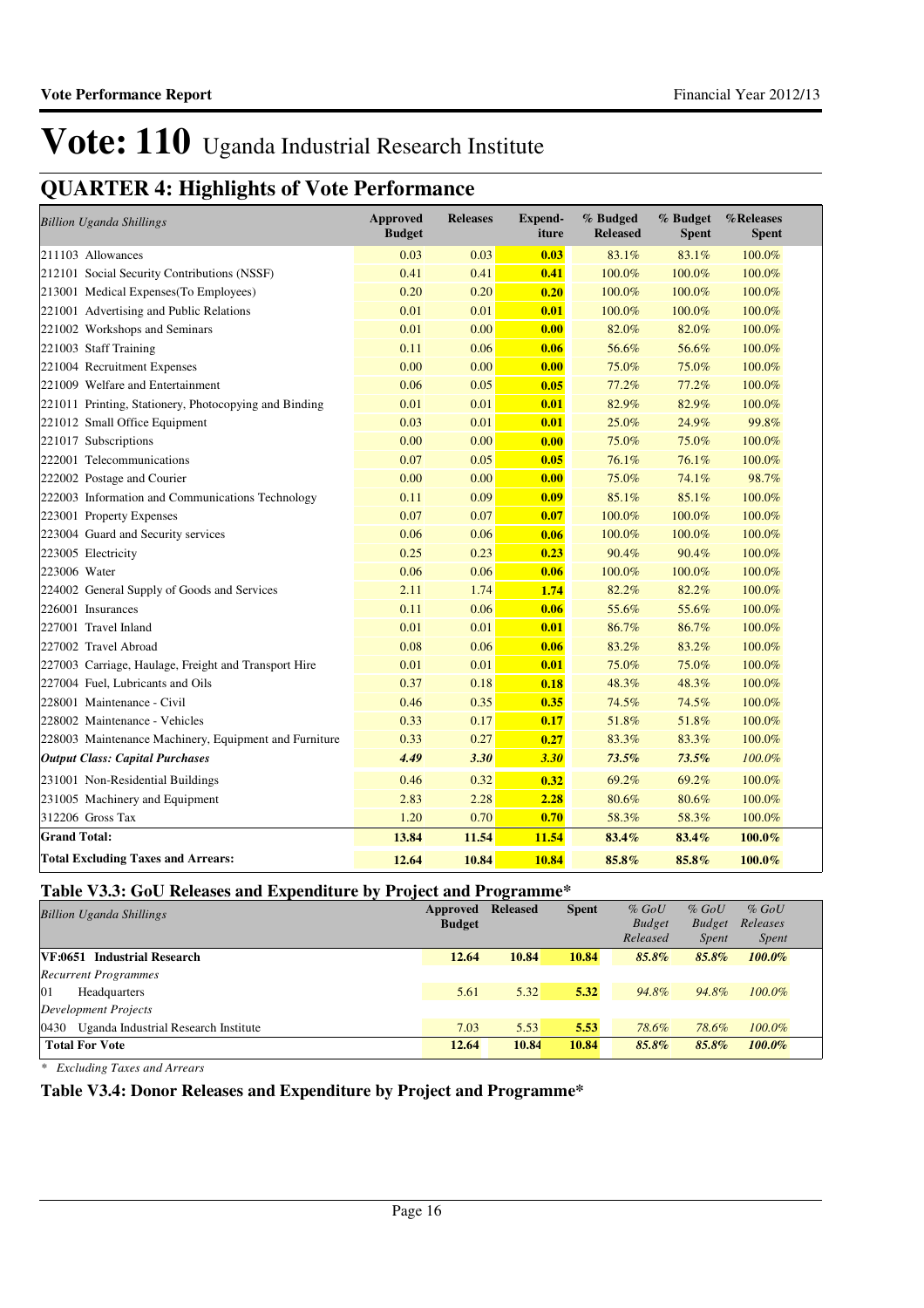# Vote: 110 Uganda Industrial Research Institute

## QUARTER 4: Highlights of Vote Performance

| *Billion Uganda Shillings* | Approved Budget | Releases | Expend-iture | % Budged Released | % Budget Spent | %Releases Spent |
|---|---|---|---|---|---|---|
| 211103 Allowances | 0.03 | 0.03 | **0.03** | 83.1% | 83.1% | 100.0% |
| 212101 Social Security Contributions (NSSF) | 0.41 | 0.41 | **0.41** | 100.0% | 100.0% | 100.0% |
| 213001 Medical Expenses(To Employees) | 0.20 | 0.20 | **0.20** | 100.0% | 100.0% | 100.0% |
| 221001 Advertising and Public Relations | 0.01 | 0.01 | **0.01** | 100.0% | 100.0% | 100.0% |
| 221002 Workshops and Seminars | 0.01 | 0.00 | **0.00** | 82.0% | 82.0% | 100.0% |
| 221003 Staff Training | 0.11 | 0.06 | **0.06** | 56.6% | 56.6% | 100.0% |
| 221004 Recruitment Expenses | 0.00 | 0.00 | **0.00** | 75.0% | 75.0% | 100.0% |
| 221009 Welfare and Entertainment | 0.06 | 0.05 | **0.05** | 77.2% | 77.2% | 100.0% |
| 221011 Printing, Stationery, Photocopying and Binding | 0.01 | 0.01 | **0.01** | 82.9% | 82.9% | 100.0% |
| 221012 Small Office Equipment | 0.03 | 0.01 | **0.01** | 25.0% | 24.9% | 99.8% |
| 221017 Subscriptions | 0.00 | 0.00 | **0.00** | 75.0% | 75.0% | 100.0% |
| 222001 Telecommunications | 0.07 | 0.05 | **0.05** | 76.1% | 76.1% | 100.0% |
| 222002 Postage and Courier | 0.00 | 0.00 | **0.00** | 75.0% | 74.1% | 98.7% |
| 222003 Information and Communications Technology | 0.11 | 0.09 | **0.09** | 85.1% | 85.1% | 100.0% |
| 223001 Property Expenses | 0.07 | 0.07 | **0.07** | 100.0% | 100.0% | 100.0% |
| 223004 Guard and Security services | 0.06 | 0.06 | **0.06** | 100.0% | 100.0% | 100.0% |
| 223005 Electricity | 0.25 | 0.23 | **0.23** | 90.4% | 90.4% | 100.0% |
| 223006 Water | 0.06 | 0.06 | **0.06** | 100.0% | 100.0% | 100.0% |
| 224002 General Supply of Goods and Services | 2.11 | 1.74 | **1.74** | 82.2% | 82.2% | 100.0% |
| 226001 Insurances | 0.11 | 0.06 | **0.06** | 55.6% | 55.6% | 100.0% |
| 227001 Travel Inland | 0.01 | 0.01 | **0.01** | 86.7% | 86.7% | 100.0% |
| 227002 Travel Abroad | 0.08 | 0.06 | **0.06** | 83.2% | 83.2% | 100.0% |
| 227003 Carriage, Haulage, Freight and Transport Hire | 0.01 | 0.01 | **0.01** | 75.0% | 75.0% | 100.0% |
| 227004 Fuel, Lubricants and Oils | 0.37 | 0.18 | **0.18** | 48.3% | 48.3% | 100.0% |
| 228001 Maintenance - Civil | 0.46 | 0.35 | **0.35** | 74.5% | 74.5% | 100.0% |
| 228002 Maintenance - Vehicles | 0.33 | 0.17 | **0.17** | 51.8% | 51.8% | 100.0% |
| 228003 Maintenance Machinery, Equipment and Furniture | 0.33 | 0.27 | **0.27** | 83.3% | 83.3% | 100.0% |
| ***Output Class: Capital Purchases*** | ***4.49*** | ***3.30*** | ***3.30*** | ***73.5%*** | ***73.5%*** | *100.0%* |
| 231001 Non-Residential Buildings | 0.46 | 0.32 | **0.32** | 69.2% | 69.2% | 100.0% |
| 231005 Machinery and Equipment | 2.83 | 2.28 | **2.28** | 80.6% | 80.6% | 100.0% |
| 312206 Gross Tax | 1.20 | 0.70 | **0.70** | 58.3% | 58.3% | 100.0% |
| **Grand Total:** | **13.84** | **11.54** | **11.54** | **83.4%** | **83.4%** | **100.0%** |
| **Total Excluding Taxes and Arrears:** | **12.64** | **10.84** | **10.84** | **85.8%** | **85.8%** | **100.0%** |

### Table V3.3: GoU Releases and Expenditure by Project and Programme*

| *Billion Uganda Shillings* | Approved Budget | Released | Spent | *% GoU Budget Released* | *% GoU Budget Spent* | *% GoU Releases Spent* |
|---|---|---|---|---|---|---|
| **VF:0651 Industrial Research** | **12.64** | **10.84** | **10.84** | ***85.8%*** | ***85.8%*** | ***100.0%*** |
| *Recurrent Programmes* | | | | | | |
| 01 Headquarters | 5.61 | 5.32 | **5.32** | *94.8%* | *94.8%* | *100.0%* |
| *Development Projects* | | | | | | |
| 0430 Uganda Industrial Research Institute | 7.03 | 5.53 | **5.53** | *78.6%* | *78.6%* | *100.0%* |
| **Total For Vote** | **12.64** | **10.84** | **10.84** | ***85.8%*** | ***85.8%*** | ***100.0%*** |

*\* Excluding Taxes and Arrears*

### Table V3.4: Donor Releases and Expenditure by Project and Programme*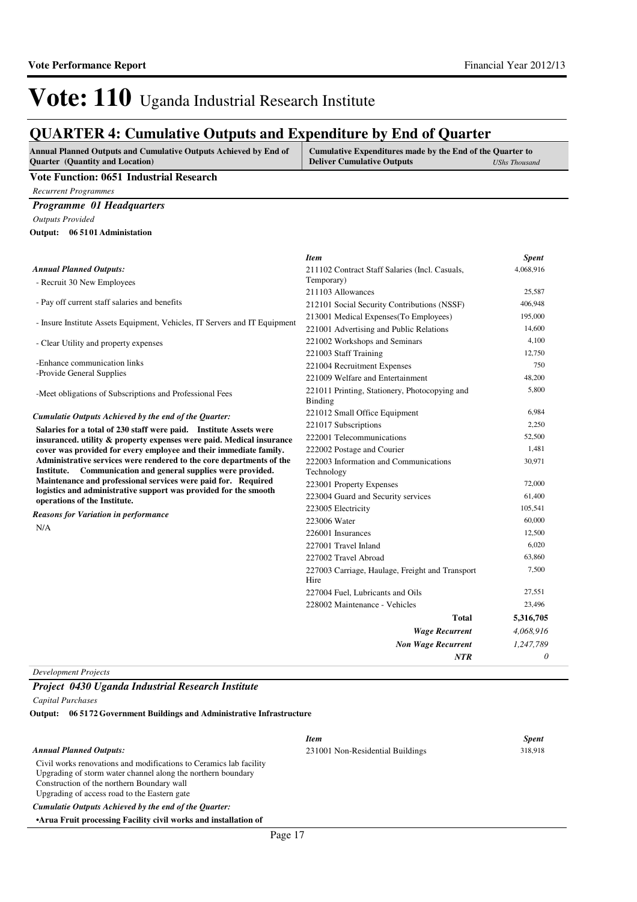# Vote: 110 Uganda Industrial Research Institute

## QUARTER 4: Cumulative Outputs and Expenditure by End of Quarter

| Annual Planned Outputs and Cumulative Outputs Achieved by End of Quarter (Quantity and Location) | Cumulative Expenditures made by the End of the Quarter to Deliver Cumulative Outputs *UShs Thousand* |
|---|---|

### Vote Function: 0651 Industrial Research

*Recurrent Programmes*

#### *Programme 01 Headquarters*

*Outputs Provided*

**Output: 06 5101 Administation**

*Annual Planned Outputs:*

- Recruit 30 New Employees

- Pay off current staff salaries and benefits

- Insure Institute Assets Equipment, Vehicles, IT Servers and IT Equipment

- Clear Utility and property expenses

-Enhance communication links
-Provide General Supplies

-Meet obligations of Subscriptions and Professional Fees

*Cumulatie Outputs Achieved by the end of the Quarter:*

**Salaries for a total of 230 staff were paid. Institute Assets were insuranced. utility & property expenses were paid. Medical insurance cover was provided for every employee and their immediate family. Administrative services were rendered to the core departments of the Institute. Communication and general supplies were provided. Maintenance and professional services were paid for. Required logistics and administrative support was provided for the smooth operations of the Institute.**

*Reasons for Variation in performance*

N/A

| *Item* | *Spent* |
|---|---|
| 211102 Contract Staff Salaries (Incl. Casuals, Temporary) | 4,068,916 |
| 211103 Allowances | 25,587 |
| 212101 Social Security Contributions (NSSF) | 406,948 |
| 213001 Medical Expenses(To Employees) | 195,000 |
| 221001 Advertising and Public Relations | 14,600 |
| 221002 Workshops and Seminars | 4,100 |
| 221003 Staff Training | 12,750 |
| 221004 Recruitment Expenses | 750 |
| 221009 Welfare and Entertainment | 48,200 |
| 221011 Printing, Stationery, Photocopying and Binding | 5,800 |
| 221012 Small Office Equipment | 6,984 |
| 221017 Subscriptions | 2,250 |
| 222001 Telecommunications | 52,500 |
| 222002 Postage and Courier | 1,481 |
| 222003 Information and Communications Technology | 30,971 |
| 223001 Property Expenses | 72,000 |
| 223004 Guard and Security services | 61,400 |
| 223005 Electricity | 105,541 |
| 223006 Water | 60,000 |
| 226001 Insurances | 12,500 |
| 227001 Travel Inland | 6,020 |
| 227002 Travel Abroad | 63,860 |
| 227003 Carriage, Haulage, Freight and Transport Hire | 7,500 |
| 227004 Fuel, Lubricants and Oils | 27,551 |
| 228002 Maintenance - Vehicles | 23,496 |
| **Total** | **5,316,705** |
| ***Wage Recurrent*** | *4,068,916* |
| ***Non Wage Recurrent*** | *1,247,789* |
| ***NTR*** | *0* |

*Development Projects*

#### *Project 0430 Uganda Industrial Research Institute*

*Capital Purchases*

**Output: 06 5172 Government Buildings and Administrative Infrastructure**

*Annual Planned Outputs:*

Civil works renovations and modifications to Ceramics lab facility
Upgrading of storm water channel along the northern boundary
Construction of the northern Boundary wall
Upgrading of access road to the Eastern gate

*Cumulatie Outputs Achieved by the end of the Quarter:*

**•Arua Fruit processing Facility civil works and installation of**

| *Item* | *Spent* |
|---|---|
| 231001 Non-Residential Buildings | 318,918 |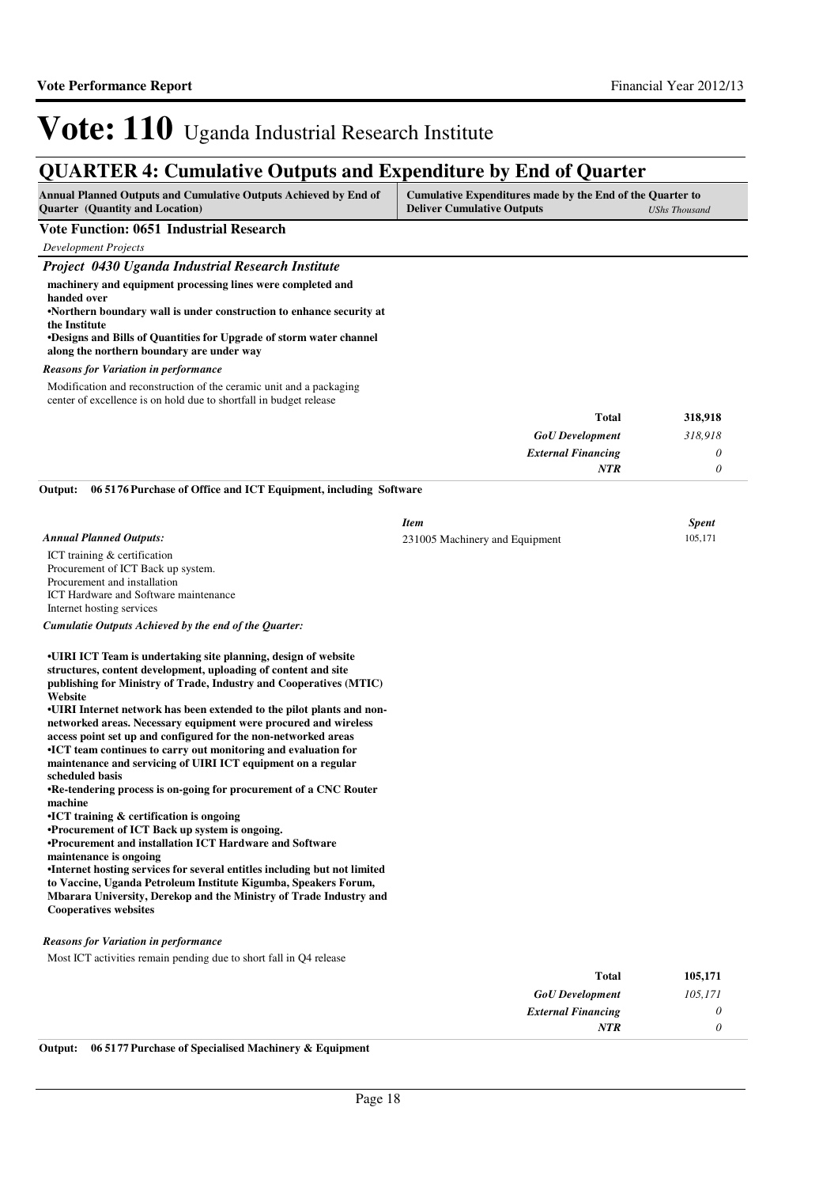# Vote: 110 Uganda Industrial Research Institute

## QUARTER 4: Cumulative Outputs and Expenditure by End of Quarter

| Annual Planned Outputs and Cumulative Outputs Achieved by End of Quarter (Quantity and Location) | Cumulative Expenditures made by the End of the Quarter to Deliver Cumulative Outputs | *UShs Thousand* |
|---|---|---|

### Vote Function: 0651 Industrial Research

*Development Projects*

#### *Project 0430 Uganda Industrial Research Institute*

**machinery and equipment processing lines were completed and handed over**
**•Northern boundary wall is under construction to enhance security at the Institute**
**•Designs and Bills of Quantities for Upgrade of storm water channel along the northern boundary are under way**

*Reasons for Variation in performance*

Modification and reconstruction of the ceramic unit and a packaging center of excellence is on hold due to shortfall in budget release

| | |
|---|---|
| **Total** | **318,918** |
| *GoU Development* | *318,918* |
| *External Financing* | *0* |
| *NTR* | *0* |

**Output: 06 5176 Purchase of Office and ICT Equipment, including Software**

| *Item* | *Spent* |
|---|---|
| 231005 Machinery and Equipment | 105,171 |

*Annual Planned Outputs:*

ICT training & certification
Procurement of ICT Back up system.
Procurement and installation
ICT Hardware and Software maintenance
Internet hosting services

*Cumulatie Outputs Achieved by the end of the Quarter:*

**•UIRI ICT Team is undertaking site planning, design of website structures, content development, uploading of content and site publishing for Ministry of Trade, Industry and Cooperatives (MTIC) Website**
**•UIRI Internet network has been extended to the pilot plants and non-networked areas. Necessary equipment were procured and wireless access point set up and configured for the non-networked areas**
**•ICT team continues to carry out monitoring and evaluation for maintenance and servicing of UIRI ICT equipment on a regular scheduled basis**
**•Re-tendering process is on-going for procurement of a CNC Router machine**
**•ICT training & certification is ongoing**
**•Procurement of ICT Back up system is ongoing.**
**•Procurement and installation ICT Hardware and Software maintenance is ongoing**
**•Internet hosting services for several entitles including but not limited to Vaccine, Uganda Petroleum Institute Kigumba, Speakers Forum, Mbarara University, Derekop and the Ministry of Trade Industry and Cooperatives websites**

*Reasons for Variation in performance*

Most ICT activities remain pending due to short fall in Q4 release

| | |
|---|---|
| **Total** | **105,171** |
| *GoU Development* | *105,171* |
| *External Financing* | *0* |
| *NTR* | *0* |

**Output: 06 5177 Purchase of Specialised Machinery & Equipment**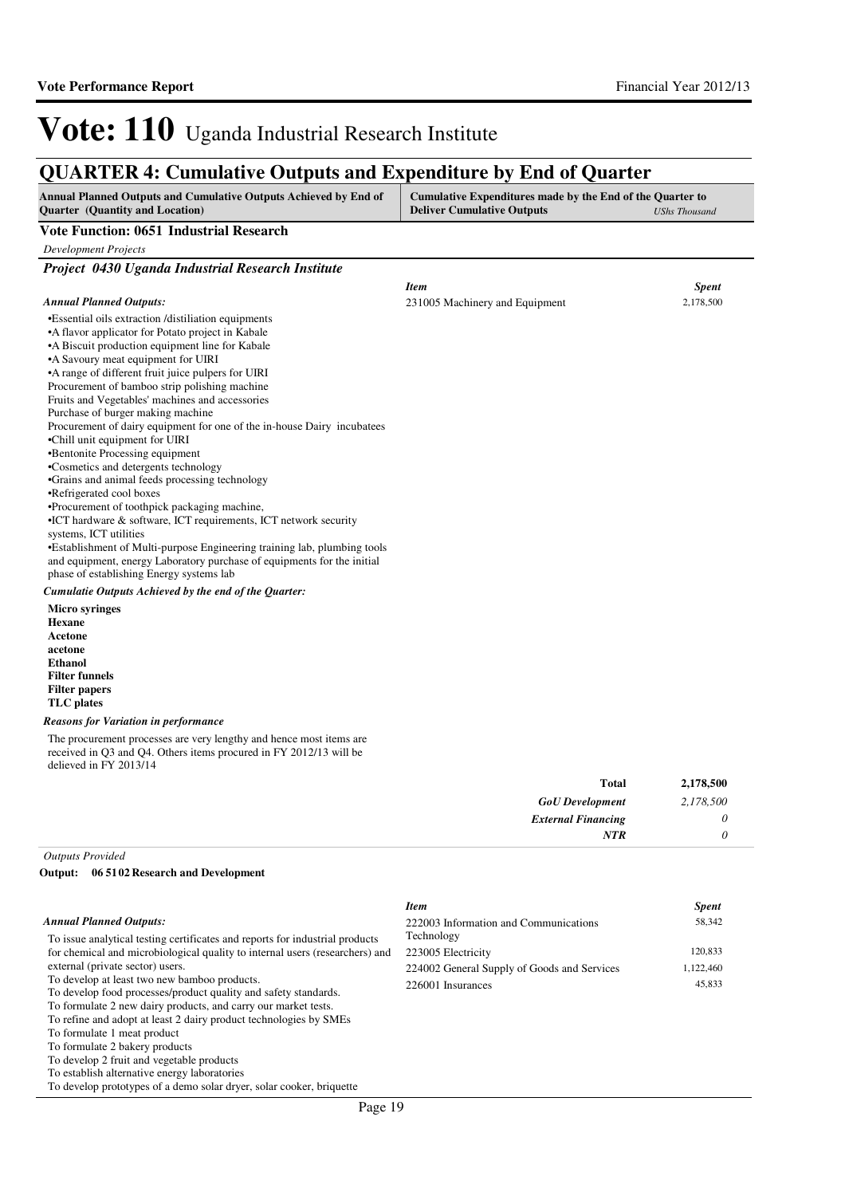# Vote: 110 Uganda Industrial Research Institute

## QUARTER 4: Cumulative Outputs and Expenditure by End of Quarter

| Annual Planned Outputs and Cumulative Outputs Achieved by End of Quarter (Quantity and Location) | Cumulative Expenditures made by the End of the Quarter to Deliver Cumulative Outputs *UShs Thousand* |
|---|---|

### Vote Function: 0651 Industrial Research

*Development Projects*

#### *Project 0430 Uganda Industrial Research Institute*

*Annual Planned Outputs:*

•Essential oils extraction /distiliation equipments
•A flavor applicator for Potato project in Kabale
•A Biscuit production equipment line for Kabale
•A Savoury meat equipment for UIRI
•A range of different fruit juice pulpers for UIRI
Procurement of bamboo strip polishing machine
Fruits and Vegetables' machines and accessories
Purchase of burger making machine
Procurement of dairy equipment for one of the in-house Dairy incubatees
•Chill unit equipment for UIRI
•Bentonite Processing equipment
•Cosmetics and detergents technology
•Grains and animal feeds processing technology
•Refrigerated cool boxes
•Procurement of toothpick packaging machine,
•ICT hardware & software, ICT requirements, ICT network security systems, ICT utilities
•Establishment of Multi-purpose Engineering training lab, plumbing tools and equipment, energy Laboratory purchase of equipments for the initial phase of establishing Energy systems lab

*Cumulatie Outputs Achieved by the end of the Quarter:*

**Micro syringes**
**Hexane**
**Acetone**
**acetone**
**Ethanol**
**Filter funnels**
**Filter papers**
**TLC plates**

*Reasons for Variation in performance*

The procurement processes are very lengthy and hence most items are received in Q3 and Q4. Others items procured in FY 2012/13 will be delieved in FY 2013/14

| *Item* | *Spent* |
|---|---|
| 231005 Machinery and Equipment | 2,178,500 |
| **Total** | **2,178,500** |
| ***GoU Development*** | *2,178,500* |
| ***External Financing*** | *0* |
| ***NTR*** | *0* |

*Outputs Provided*

**Output: 06 51 02 Research and Development**

*Annual Planned Outputs:*

To issue analytical testing certificates and reports for industrial products for chemical and microbiological quality to internal users (researchers) and external (private sector) users.
To develop at least two new bamboo products.
To develop food processes/product quality and safety standards.
To formulate 2 new dairy products, and carry our market tests.
To refine and adopt at least 2 dairy product technologies by SMEs
To formulate 1 meat product
To formulate 2 bakery products
To develop 2 fruit and vegetable products
To establish alternative energy laboratories
To develop prototypes of a demo solar dryer, solar cooker, briquette

| *Item* | *Spent* |
|---|---|
| 222003 Information and Communications Technology | 58,342 |
| 223005 Electricity | 120,833 |
| 224002 General Supply of Goods and Services | 1,122,460 |
| 226001 Insurances | 45,833 |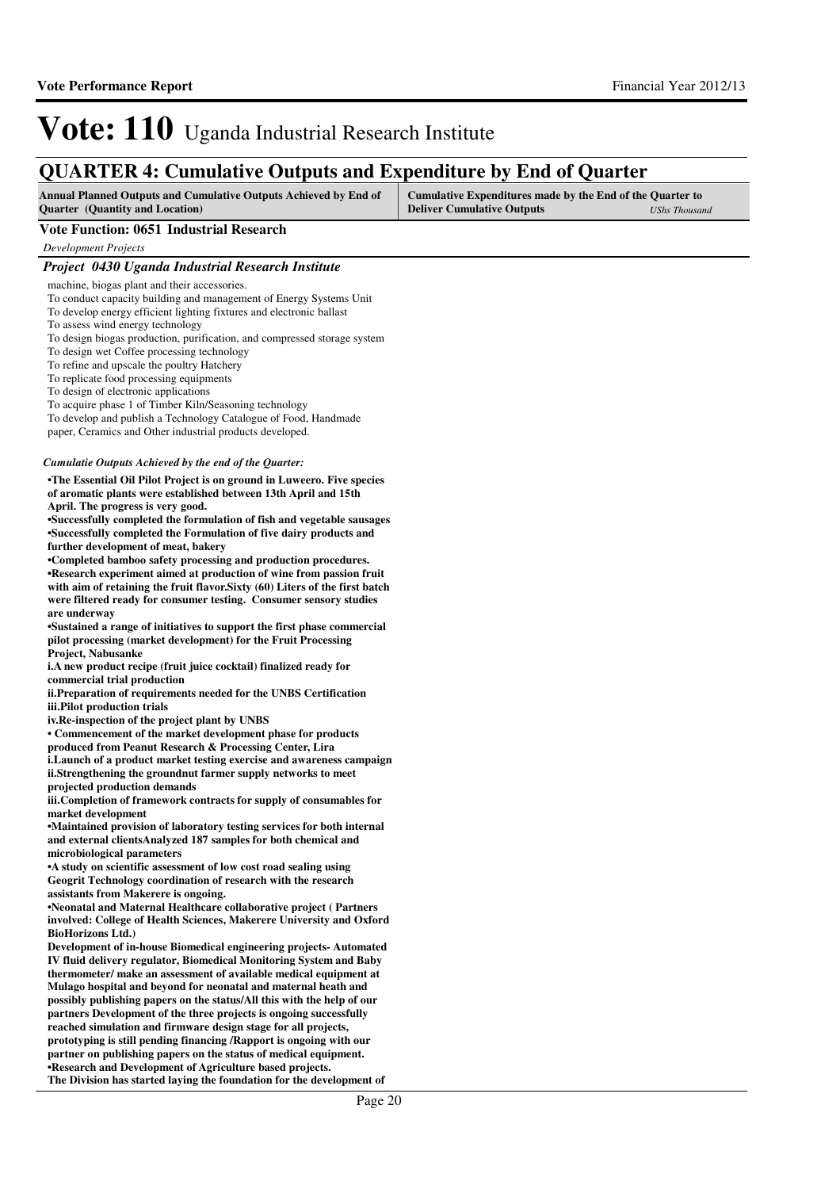# Vote: 110 Uganda Industrial Research Institute

## QUARTER 4: Cumulative Outputs and Expenditure by End of Quarter

| Annual Planned Outputs and Cumulative Outputs Achieved by End of Quarter (Quantity and Location) | Cumulative Expenditures made by the End of the Quarter to Deliver Cumulative Outputs *UShs Thousand* |
|---|---|

### Vote Function: 0651 Industrial Research

*Development Projects*

#### *Project 0430 Uganda Industrial Research Institute*

machine, biogas plant and their accessories.
To conduct capacity building and management of Energy Systems Unit
To develop energy efficient lighting fixtures and electronic ballast
To assess wind energy technology
To design biogas production, purification, and compressed storage system
To design wet Coffee processing technology
To refine and upscale the poultry Hatchery
To replicate food processing equipments
To design of electronic applications
To acquire phase 1 of Timber Kiln/Seasoning technology
To develop and publish a Technology Catalogue of Food, Handmade paper, Ceramics and Other industrial products developed.

*Cumulatie Outputs Achieved by the end of the Quarter:*

**•The Essential Oil Pilot Project is on ground in Luweero. Five species of aromatic plants were established between 13th April and 15th April. The progress is very good.**
**•Successfully completed the formulation of fish and vegetable sausages**
**•Successfully completed the Formulation of five dairy products and further development of meat, bakery**
**•Completed bamboo safety processing and production procedures.**
**•Research experiment aimed at production of wine from passion fruit with aim of retaining the fruit flavor.Sixty (60) Liters of the first batch were filtered ready for consumer testing. Consumer sensory studies are underway**
**•Sustained a range of initiatives to support the first phase commercial pilot processing (market development) for the Fruit Processing Project, Nabusanke**
**i.A new product recipe (fruit juice cocktail) finalized ready for commercial trial production**
**ii.Preparation of requirements needed for the UNBS Certification**
**iii.Pilot production trials**
**iv.Re-inspection of the project plant by UNBS**
**• Commencement of the market development phase for products produced from Peanut Research & Processing Center, Lira**
**i.Launch of a product market testing exercise and awareness campaign**
**ii.Strengthening the groundnut farmer supply networks to meet projected production demands**
**iii.Completion of framework contracts for supply of consumables for market development**
**•Maintained provision of laboratory testing services for both internal and external clientsAnalyzed 187 samples for both chemical and microbiological parameters**
**•A study on scientific assessment of low cost road sealing using Geogrit Technology coordination of research with the research assistants from Makerere is ongoing.**
**•Neonatal and Maternal Healthcare collaborative project ( Partners involved: College of Health Sciences, Makerere University and Oxford BioHorizons Ltd.)**
**Development of in-house Biomedical engineering projects- Automated IV fluid delivery regulator, Biomedical Monitoring System and Baby thermometer/ make an assessment of available medical equipment at Mulago hospital and beyond for neonatal and maternal heath and possibly publishing papers on the status/All this with the help of our partners Development of the three projects is ongoing successfully reached simulation and firmware design stage for all projects, prototyping is still pending financing /Rapport is ongoing with our partner on publishing papers on the status of medical equipment.**
**•Research and Development of Agriculture based projects.**
**The Division has started laying the foundation for the development of**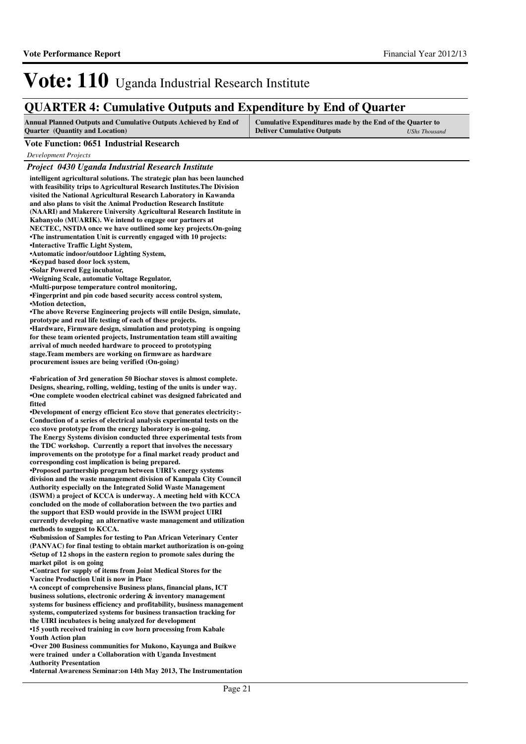# Vote: 110 Uganda Industrial Research Institute

## QUARTER 4: Cumulative Outputs and Expenditure by End of Quarter

| Annual Planned Outputs and Cumulative Outputs Achieved by End of Quarter (Quantity and Location) | Cumulative Expenditures made by the End of the Quarter to Deliver Cumulative Outputs *UShs Thousand* |
|---|---|

### Vote Function: 0651 Industrial Research

*Development Projects*

#### *Project 0430 Uganda Industrial Research Institute*

**intelligent agricultural solutions. The strategic plan has been launched with feasibility trips to Agricultural Research Institutes.The Division visited the National Agricultural Research Laboratory in Kawanda and also plans to visit the Animal Production Research Institute (NAARI) and Makerere University Agricultural Research Institute in Kabanyolo (MUARIK). We intend to engage our partners at NECTEC, NSTDA once we have outlined some key projects.On-going**
**•The instrumentation Unit is currently engaged with 10 projects:**
**•Interactive Traffic Light System,**
**•Automatic indoor/outdoor Lighting System,**
**•Keypad based door lock system,**
**•Solar Powered Egg incubator,**
**•Weigning Scale, automatic Voltage Regulator,**
**•Multi-purpose temperature control monitoring,**
**•Fingerprint and pin code based security access control system,**
**•Motion detection,**
**•The above Reverse Engineering projects will entile Design, simulate, prototype and real life testing of each of these projects.**
**•Hardware, Firmware design, simulation and prototyping is ongoing for these team oriented projects, Instrumentation team still awaiting arrival of much needed hardware to proceed to prototyping stage.Team members are working on firmware as hardware procurement issues are being verified (On-going)**

**•Fabrication of 3rd generation 50 Biochar stoves is almost complete. Designs, shearing, rolling, welding, testing of the units is under way.**
**•One complete wooden electrical cabinet was designed fabricated and fitted**
**•Development of energy efficient Eco stove that generates electricity:- Conduction of a series of electrical analysis experimental tests on the eco stove prototype from the energy laboratory is on-going.**
**The Energy Systems division conducted three experimental tests from the TDC workshop. Currently a report that involves the necessary improvements on the prototype for a final market ready product and corresponding cost implication is being prepared.**
**•Proposed partnership program between UIRI's energy systems division and the waste management division of Kampala City Council Authority especially on the Integrated Solid Waste Management (ISWM) a project of KCCA is underway. A meeting held with KCCA concluded on the mode of collaboration between the two parties and the support that ESD would provide in the ISWM project UIRI currently developing an alternative waste management and utilization methods to suggest to KCCA.**
**•Submission of Samples for testing to Pan African Veterinary Center (PANVAC) for final testing to obtain market authorization is on-going**
**•Setup of 12 shops in the eastern region to promote sales during the market pilot is on going**
**•Contract for supply of items from Joint Medical Stores for the Vaccine Production Unit is now in Place**
**•A concept of comprehensive Business plans, financial plans, ICT business solutions, electronic ordering & inventory management systems for business efficiency and profitability, business management systems, computerized systems for business transaction tracking for the UIRI incubatees is being analyzed for development**
**•15 youth received training in cow horn processing from Kabale Youth Action plan**
**•Over 200 Business communities for Mukono, Kayunga and Buikwe were trained under a Collaboration with Uganda Investment Authority Presentation**
**•Internal Awareness Seminar:on 14th May 2013, The Instrumentation**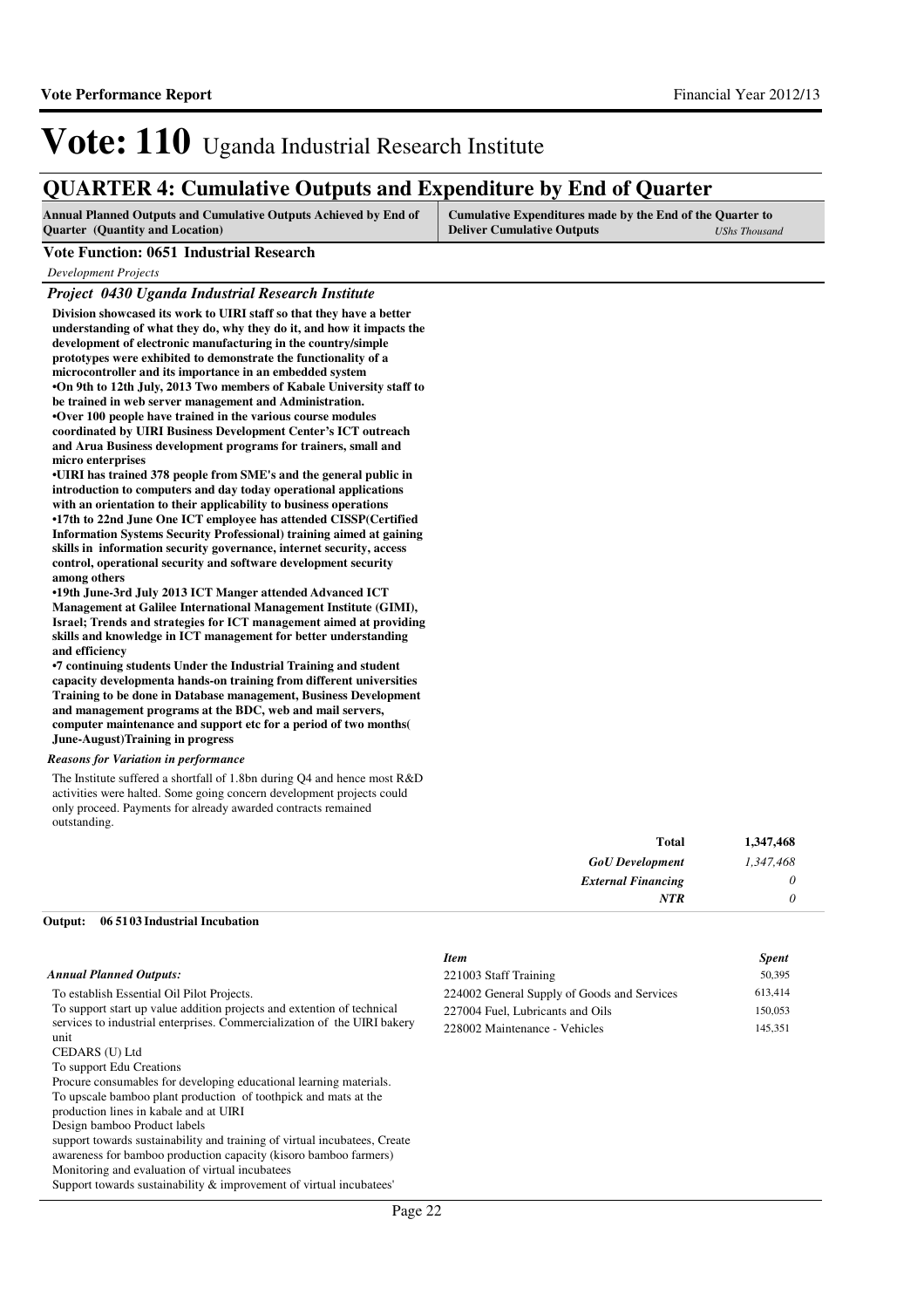# Vote: 110 Uganda Industrial Research Institute

## QUARTER 4: Cumulative Outputs and Expenditure by End of Quarter

| Annual Planned Outputs and Cumulative Outputs Achieved by End of Quarter (Quantity and Location) | Cumulative Expenditures made by the End of the Quarter to Deliver Cumulative Outputs *UShs Thousand* |
|---|---|

### Vote Function: 0651 Industrial Research

*Development Projects*

### *Project 0430 Uganda Industrial Research Institute*

**Division showcased its work to UIRI staff so that they have a better understanding of what they do, why they do it, and how it impacts the development of electronic manufacturing in the country/simple prototypes were exhibited to demonstrate the functionality of a microcontroller and its importance in an embedded system**
**•On 9th to 12th July, 2013 Two members of Kabale University staff to be trained in web server management and Administration.**
**•Over 100 people have trained in the various course modules coordinated by UIRI Business Development Center's ICT outreach and Arua Business development programs for trainers, small and micro enterprises**
**•UIRI has trained 378 people from SME's and the general public in introduction to computers and day today operational applications with an orientation to their applicability to business operations**
**•17th to 22nd June One ICT employee has attended CISSP(Certified Information Systems Security Professional) training aimed at gaining skills in information security governance, internet security, access control, operational security and software development security among others**
**•19th June-3rd July 2013 ICT Manger attended Advanced ICT Management at Galilee International Management Institute (GIMI), Israel; Trends and strategies for ICT management aimed at providing skills and knowledge in ICT management for better understanding and efficiency**
**•7 continuing students Under the Industrial Training and student capacity developmenta hands-on training from different universities Training to be done in Database management, Business Development and management programs at the BDC, web and mail servers, computer maintenance and support etc for a period of two months( June-August)Training in progress**

*Reasons for Variation in performance*

The Institute suffered a shortfall of 1.8bn during Q4 and hence most R&D activities were halted. Some going concern development projects could only proceed. Payments for already awarded contracts remained outstanding.

| | |
|---|---|
| **Total** | **1,347,468** |
| *GoU Development* | *1,347,468* |
| *External Financing* | *0* |
| *NTR* | *0* |

**Output: 06 51 03 Industrial Incubation**

*Annual Planned Outputs:*

To establish Essential Oil Pilot Projects.
To support start up value addition projects and extention of technical services to industrial enterprises. Commercialization of the UIRI bakery unit
CEDARS (U) Ltd
To support Edu Creations
Procure consumables for developing educational learning materials.
To upscale bamboo plant production of toothpick and mats at the production lines in kabale and at UIRI
Design bamboo Product labels
support towards sustainability and training of virtual incubatees, Create awareness for bamboo production capacity (kisoro bamboo farmers)
Monitoring and evaluation of virtual incubatees
Support towards sustainability & improvement of virtual incubatees'

| *Item* | *Spent* |
|---|---|
| 221003 Staff Training | 50,395 |
| 224002 General Supply of Goods and Services | 613,414 |
| 227004 Fuel, Lubricants and Oils | 150,053 |
| 228002 Maintenance - Vehicles | 145,351 |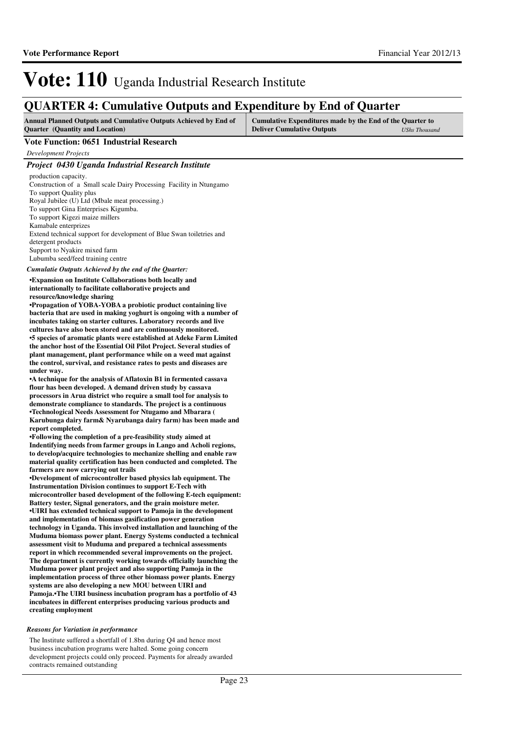# Vote: 110 Uganda Industrial Research Institute

## QUARTER 4: Cumulative Outputs and Expenditure by End of Quarter

| Annual Planned Outputs and Cumulative Outputs Achieved by End of Quarter (Quantity and Location) | Cumulative Expenditures made by the End of the Quarter to Deliver Cumulative Outputs *UShs Thousand* |
|---|---|

**Vote Function: 0651 Industrial Research**

*Development Projects*

### *Project 0430 Uganda Industrial Research Institute*

production capacity.
Construction of a Small scale Dairy Processing Facility in Ntungamo
To support Quality plus
Royal Jubilee (U) Ltd (Mbale meat processing.)
To support Gina Enterprises Kigumba.
To support Kigezi maize millers
Kamabale enterprizes
Extend technical support for development of Blue Swan toiletries and detergent products
Support to Nyakire mixed farm
Lubumba seed/feed training centre

*Cumulatie Outputs Achieved by the end of the Quarter:*

**•Expansion on Institute Collaborations both locally and internationally to facilitate collaborative projects and resource/knowledge sharing**
**•Propagation of YOBA-YOBA a probiotic product containing live bacteria that are used in making yoghurt is ongoing with a number of incubates taking on starter cultures. Laboratory records and live cultures have also been stored and are continuously monitored.**
**•5 species of aromatic plants were established at Adeke Farm Limited the anchor host of the Essential Oil Pilot Project. Several studies of plant management, plant performance while on a weed mat against the control, survival, and resistance rates to pests and diseases are under way.**
**•A technique for the analysis of Aflatoxin B1 in fermented cassava flour has been developed. A demand driven study by cassava processors in Arua district who require a small tool for analysis to demonstrate compliance to standards. The project is a continuous**
**•Technological Needs Assessment for Ntugamo and Mbarara ( Karubunga dairy farm& Nyarubanga dairy farm) has been made and report completed.**
**•Following the completion of a pre-feasibility study aimed at Indentifying needs from farmer groups in Lango and Acholi regions, to develop/acquire technologies to mechanize shelling and enable raw material quality certification has been conducted and completed. The farmers are now carrying out trails**
**•Development of microcontroller based physics lab equipment. The Instrumentation Division continues to support E-Tech with microcontroller based development of the following E-tech equipment: Battery tester, Signal generators, and the grain moisture meter.**
**•UIRI has extended technical support to Pamoja in the development and implementation of biomass gasification power generation technology in Uganda. This involved installation and launching of the Muduma biomass power plant. Energy Systems conducted a technical assessment visit to Muduma and prepared a technical assessments report in which recommended several improvements on the project. The department is currently working towards officially launching the Muduma power plant project and also supporting Pamoja in the implementation process of three other biomass power plants. Energy systems are also developing a new MOU between UIRI and Pamoja.•The UIRI business incubation program has a portfolio of 43 incubatees in different enterprises producing various products and creating employment**

*Reasons for Variation in performance*

The Institute suffered a shortfall of 1.8bn during Q4 and hence most business incubation programs were halted. Some going concern development projects could only proceed. Payments for already awarded contracts remained outstanding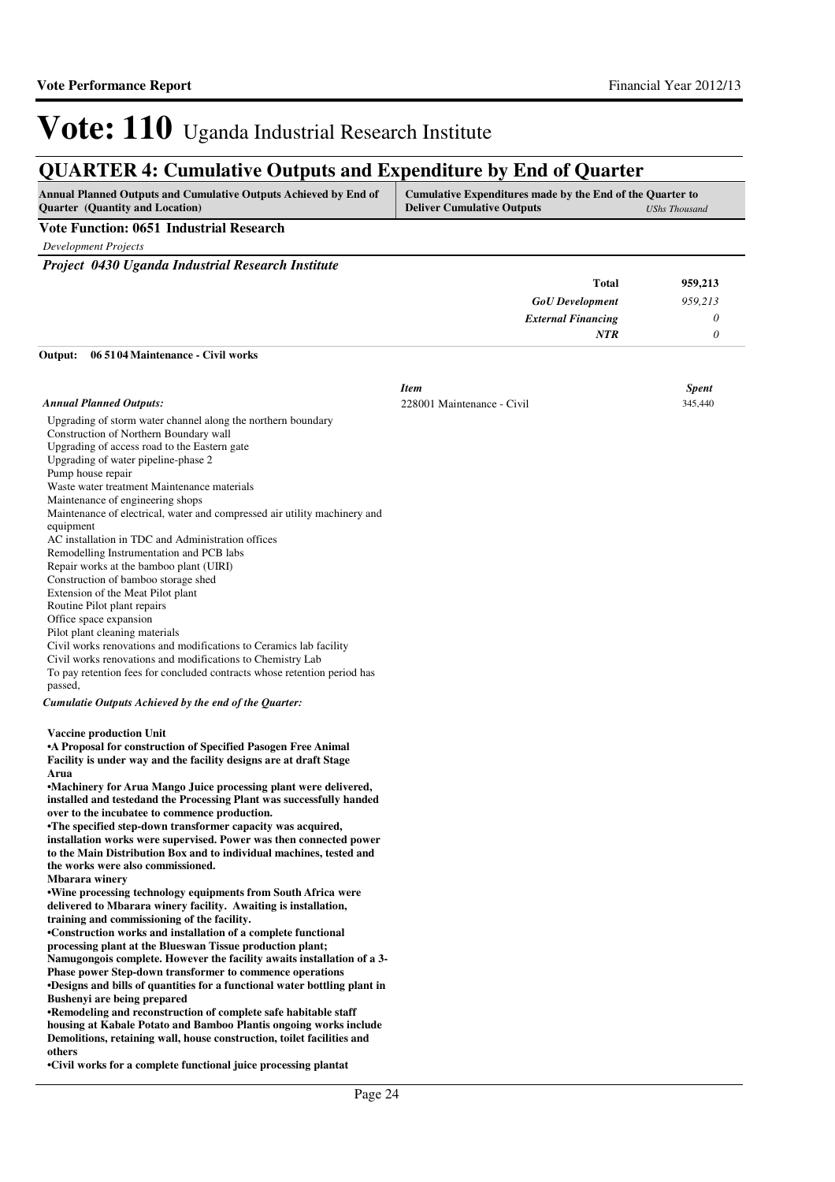# Vote: 110 Uganda Industrial Research Institute

## QUARTER 4: Cumulative Outputs and Expenditure by End of Quarter

| Annual Planned Outputs and Cumulative Outputs Achieved by End of Quarter (Quantity and Location) | Cumulative Expenditures made by the End of the Quarter to Deliver Cumulative Outputs | *UShs Thousand* |
|---|---|---|

### Vote Function: 0651 Industrial Research

*Development Projects*

#### *Project 0430 Uganda Industrial Research Institute*

| | |
|---|---|
| **Total** | **959,213** |
| ***GoU Development*** | *959,213* |
| ***External Financing*** | *0* |
| ***NTR*** | *0* |

**Output: 06 51 04 Maintenance - Civil works**

| *Item* | *Spent* |
|---|---|
| 228001 Maintenance - Civil | 345,440 |

*Annual Planned Outputs:*

Upgrading of storm water channel along the northern boundary
Construction of Northern Boundary wall
Upgrading of access road to the Eastern gate
Upgrading of water pipeline-phase 2
Pump house repair
Waste water treatment Maintenance materials
Maintenance of engineering shops
Maintenance of electrical, water and compressed air utility machinery and equipment
AC installation in TDC and Administration offices
Remodelling Instrumentation and PCB labs
Repair works at the bamboo plant (UIRI)
Construction of bamboo storage shed
Extension of the Meat Pilot plant
Routine Pilot plant repairs
Office space expansion
Pilot plant cleaning materials
Civil works renovations and modifications to Ceramics lab facility
Civil works renovations and modifications to Chemistry Lab
To pay retention fees for concluded contracts whose retention period has passed,

*Cumulatie Outputs Achieved by the end of the Quarter:*

**Vaccine production Unit**
**•A Proposal for construction of Specified Pasogen Free Animal Facility is under way and the facility designs are at draft Stage**
**Arua**
**•Machinery for Arua Mango Juice processing plant were delivered, installed and testedand the Processing Plant was successfully handed over to the incubatee to commence production.**
**•The specified step-down transformer capacity was acquired, installation works were supervised. Power was then connected power to the Main Distribution Box and to individual machines, tested and the works were also commissioned.**
**Mbarara winery**
**•Wine processing technology equipments from South Africa were delivered to Mbarara winery facility. Awaiting is installation, training and commissioning of the facility.**
**•Construction works and installation of a complete functional processing plant at the Blueswan Tissue production plant; Namugongois complete. However the facility awaits installation of a 3-Phase power Step-down transformer to commence operations**
**•Designs and bills of quantities for a functional water bottling plant in Bushenyi are being prepared**
**•Remodeling and reconstruction of complete safe habitable staff housing at Kabale Potato and Bamboo Plantis ongoing works include Demolitions, retaining wall, house construction, toilet facilities and others**
**•Civil works for a complete functional juice processing plantat**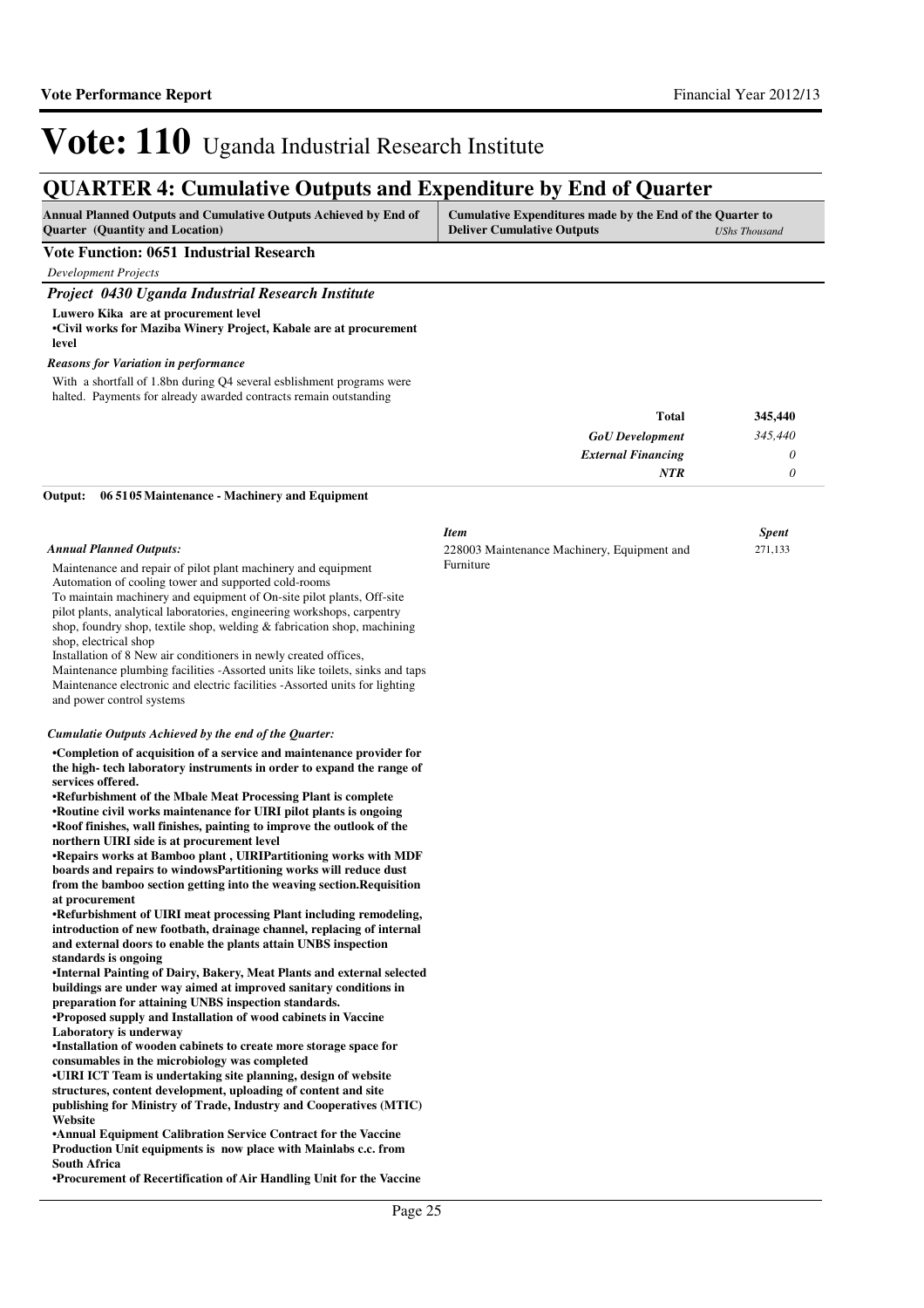# Vote: 110 Uganda Industrial Research Institute

## QUARTER 4: Cumulative Outputs and Expenditure by End of Quarter

| Annual Planned Outputs and Cumulative Outputs Achieved by End of Quarter (Quantity and Location) | Cumulative Expenditures made by the End of the Quarter to Deliver Cumulative Outputs | UShs Thousand |
|---|---|---|

### Vote Function: 0651 Industrial Research

*Development Projects*

### *Project 0430 Uganda Industrial Research Institute*

**Luwero Kika are at procurement level**
**•Civil works for Maziba Winery Project, Kabale are at procurement level**

*Reasons for Variation in performance*

With a shortfall of 1.8bn during Q4 several esblishment programs were halted. Payments for already awarded contracts remain outstanding

| | |
|---|---|
| **Total** | **345,440** |
| *GoU Development* | *345,440* |
| *External Financing* | *0* |
| *NTR* | *0* |

**Output: 06 51 05 Maintenance - Machinery and Equipment**

*Annual Planned Outputs:*

Maintenance and repair of pilot plant machinery and equipment
Automation of cooling tower and supported cold-rooms
To maintain machinery and equipment of On-site pilot plants, Off-site pilot plants, analytical laboratories, engineering workshops, carpentry shop, foundry shop, textile shop, welding & fabrication shop, machining shop, electrical shop
Installation of 8 New air conditioners in newly created offices,
Maintenance plumbing facilities -Assorted units like toilets, sinks and taps
Maintenance electronic and electric facilities -Assorted units for lighting and power control systems

| *Item* | *Spent* |
|---|---|
| 228003 Maintenance Machinery, Equipment and Furniture | 271,133 |

*Cumulatie Outputs Achieved by the end of the Quarter:*

**•Completion of acquisition of a service and maintenance provider for the high- tech laboratory instruments in order to expand the range of services offered.**
**•Refurbishment of the Mbale Meat Processing Plant is complete**
**•Routine civil works maintenance for UIRI pilot plants is ongoing**
**•Roof finishes, wall finishes, painting to improve the outlook of the northern UIRI side is at procurement level**
**•Repairs works at Bamboo plant , UIRIPartitioning works with MDF boards and repairs to windowsPartitioning works will reduce dust from the bamboo section getting into the weaving section.Requisition at procurement**
**•Refurbishment of UIRI meat processing Plant including remodeling, introduction of new footbath, drainage channel, replacing of internal and external doors to enable the plants attain UNBS inspection standards is ongoing**
**•Internal Painting of Dairy, Bakery, Meat Plants and external selected buildings are under way aimed at improved sanitary conditions in preparation for attaining UNBS inspection standards.**
**•Proposed supply and Installation of wood cabinets in Vaccine Laboratory is underway**
**•Installation of wooden cabinets to create more storage space for consumables in the microbiology was completed**
**•UIRI ICT Team is undertaking site planning, design of website structures, content development, uploading of content and site publishing for Ministry of Trade, Industry and Cooperatives (MTIC) Website**
**•Annual Equipment Calibration Service Contract for the Vaccine Production Unit equipments is now place with Mainlabs c.c. from South Africa**
**•Procurement of Recertification of Air Handling Unit for the Vaccine**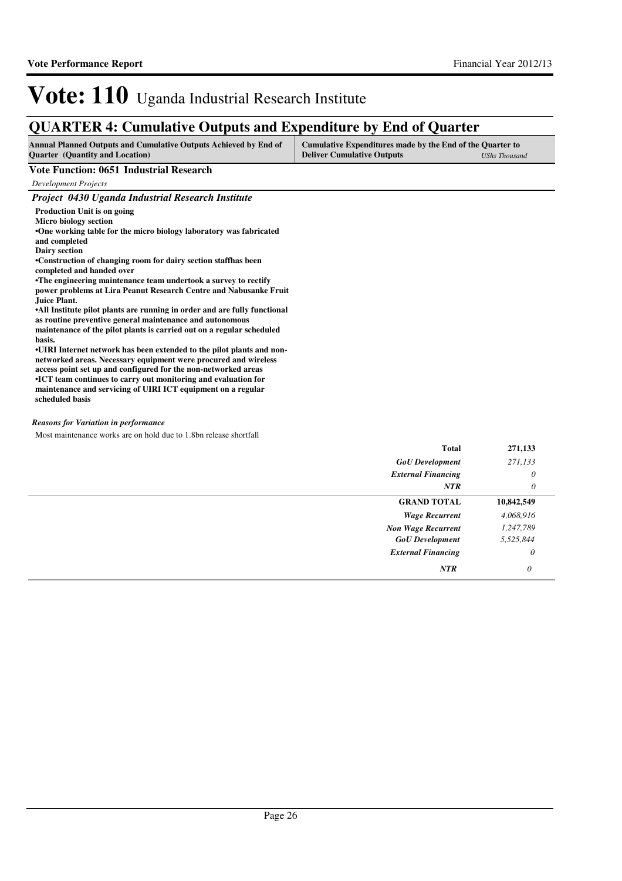# Vote: 110 Uganda Industrial Research Institute

## QUARTER 4: Cumulative Outputs and Expenditure by End of Quarter

| Annual Planned Outputs and Cumulative Outputs Achieved by End of Quarter (Quantity and Location) | Cumulative Expenditures made by the End of the Quarter to Deliver Cumulative Outputs *UShs Thousand* |
|---|---|

**Vote Function: 0651 Industrial Research**

*Development Projects*

### *Project 0430 Uganda Industrial Research Institute*

**Production Unit is on going**
**Micro biology section**
**•One working table for the micro biology laboratory was fabricated and completed**
**Dairy section**
**•Construction of changing room for dairy section staffhas been completed and handed over**
**•The engineering maintenance team undertook a survey to rectify power problems at Lira Peanut Research Centre and Nabusanke Fruit Juice Plant.**
**•All Institute pilot plants are running in order and are fully functional as routine preventive general maintenance and autonomous maintenance of the pilot plants is carried out on a regular scheduled basis.**
**•UIRI Internet network has been extended to the pilot plants and non-networked areas. Necessary equipment were procured and wireless access point set up and configured for the non-networked areas**
**•ICT team continues to carry out monitoring and evaluation for maintenance and servicing of UIRI ICT equipment on a regular scheduled basis**

***Reasons for Variation in performance***

Most maintenance works are on hold due to 1.8bn release shortfall

| | |
|---|---|
| **Total** | **271,133** |
| *GoU Development* | *271,133* |
| *External Financing* | *0* |
| *NTR* | *0* |
| **GRAND TOTAL** | **10,842,549** |
| *Wage Recurrent* | *4,068,916* |
| *Non Wage Recurrent* | *1,247,789* |
| *GoU Development* | *5,525,844* |
| *External Financing* | *0* |
| *NTR* | *0* |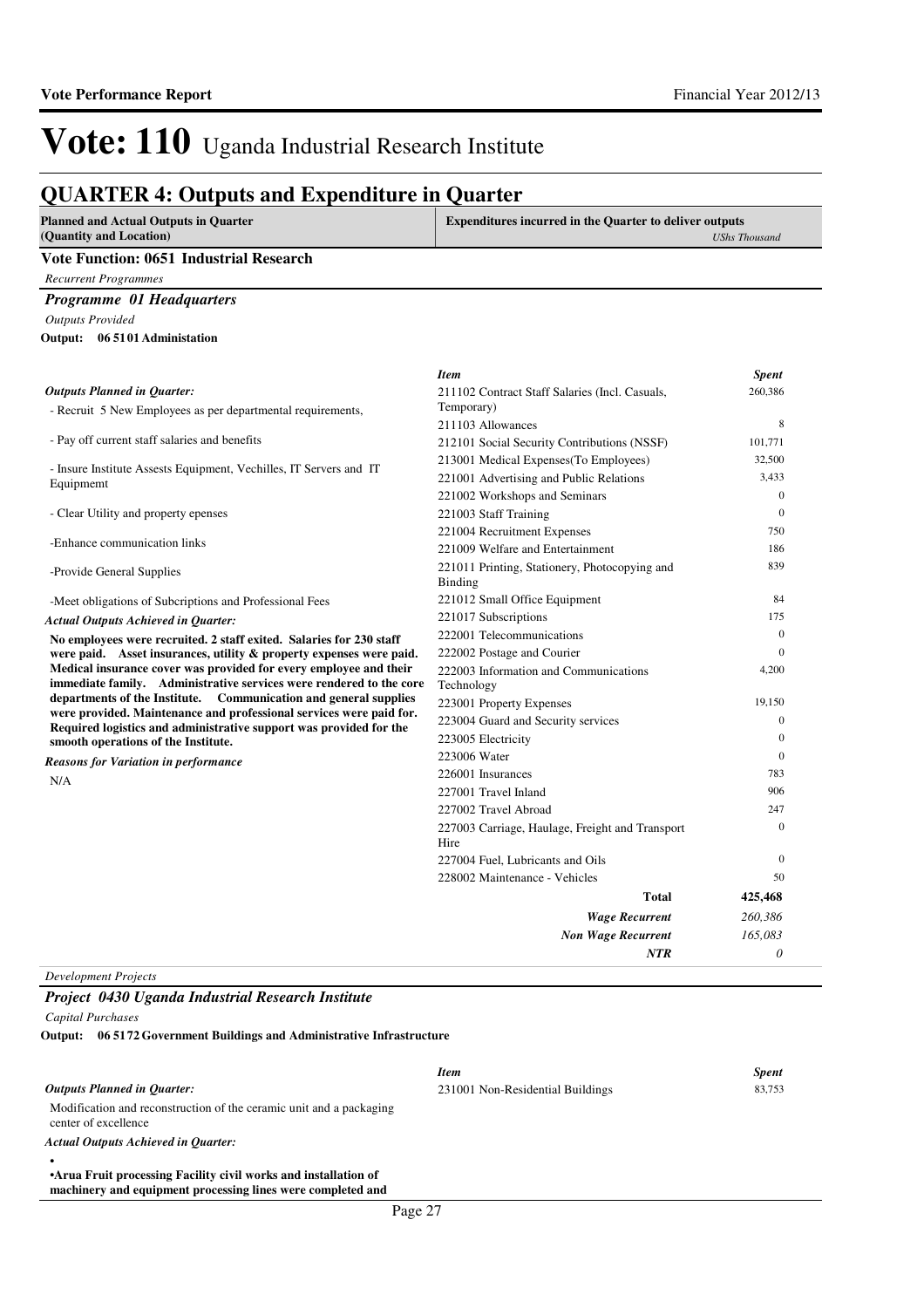# Vote: 110 Uganda Industrial Research Institute

## QUARTER 4: Outputs and Expenditure in Quarter

**Planned and Actual Outputs in Quarter (Quantity and Location)** | **Expenditures incurred in the Quarter to deliver outputs** *UShs Thousand*

### Vote Function: 0651 Industrial Research

*Recurrent Programmes*

#### *Programme 01 Headquarters*

*Outputs Provided*

**Output: 06 5101 Administation**

*Outputs Planned in Quarter:*

- Recruit 5 New Employees as per departmental requirements,

- Pay off current staff salaries and benefits

- Insure Institute Assests Equipment, Vechilles, IT Servers and IT Equipmemt

- Clear Utility and property epenses

-Enhance communication links

-Provide General Supplies

-Meet obligations of Subcriptions and Professional Fees

*Actual Outputs Achieved in Quarter:*

**No employees were recruited. 2 staff exited. Salaries for 230 staff were paid. Asset insurances, utility & property expenses were paid. Medical insurance cover was provided for every employee and their immediate family. Administrative services were rendered to the core departments of the Institute. Communication and general supplies were provided. Maintenance and professional services were paid for. Required logistics and administrative support was provided for the smooth operations of the Institute.**

*Reasons for Variation in performance*

N/A

| *Item* | *Spent* |
|---|---|
| 211102 Contract Staff Salaries (Incl. Casuals, Temporary) | 260,386 |
| 211103 Allowances | 8 |
| 212101 Social Security Contributions (NSSF) | 101,771 |
| 213001 Medical Expenses(To Employees) | 32,500 |
| 221001 Advertising and Public Relations | 3,433 |
| 221002 Workshops and Seminars | 0 |
| 221003 Staff Training | 0 |
| 221004 Recruitment Expenses | 750 |
| 221009 Welfare and Entertainment | 186 |
| 221011 Printing, Stationery, Photocopying and Binding | 839 |
| 221012 Small Office Equipment | 84 |
| 221017 Subscriptions | 175 |
| 222001 Telecommunications | 0 |
| 222002 Postage and Courier | 0 |
| 222003 Information and Communications Technology | 4,200 |
| 223001 Property Expenses | 19,150 |
| 223004 Guard and Security services | 0 |
| 223005 Electricity | 0 |
| 223006 Water | 0 |
| 226001 Insurances | 783 |
| 227001 Travel Inland | 906 |
| 227002 Travel Abroad | 247 |
| 227003 Carriage, Haulage, Freight and Transport Hire | 0 |
| 227004 Fuel, Lubricants and Oils | 0 |
| 228002 Maintenance - Vehicles | 50 |
| **Total** | **425,468** |
| *Wage Recurrent* | *260,386* |
| *Non Wage Recurrent* | *165,083* |
| *NTR* | *0* |

*Development Projects*

#### *Project 0430 Uganda Industrial Research Institute*

*Capital Purchases*

**Output: 06 5172 Government Buildings and Administrative Infrastructure**

*Outputs Planned in Quarter:*

Modification and reconstruction of the ceramic unit and a packaging center of excellence

*Actual Outputs Achieved in Quarter:*

•

**•Arua Fruit processing Facility civil works and installation of machinery and equipment processing lines were completed and**

| *Item* | *Spent* |
|---|---|
| 231001 Non-Residential Buildings | 83,753 |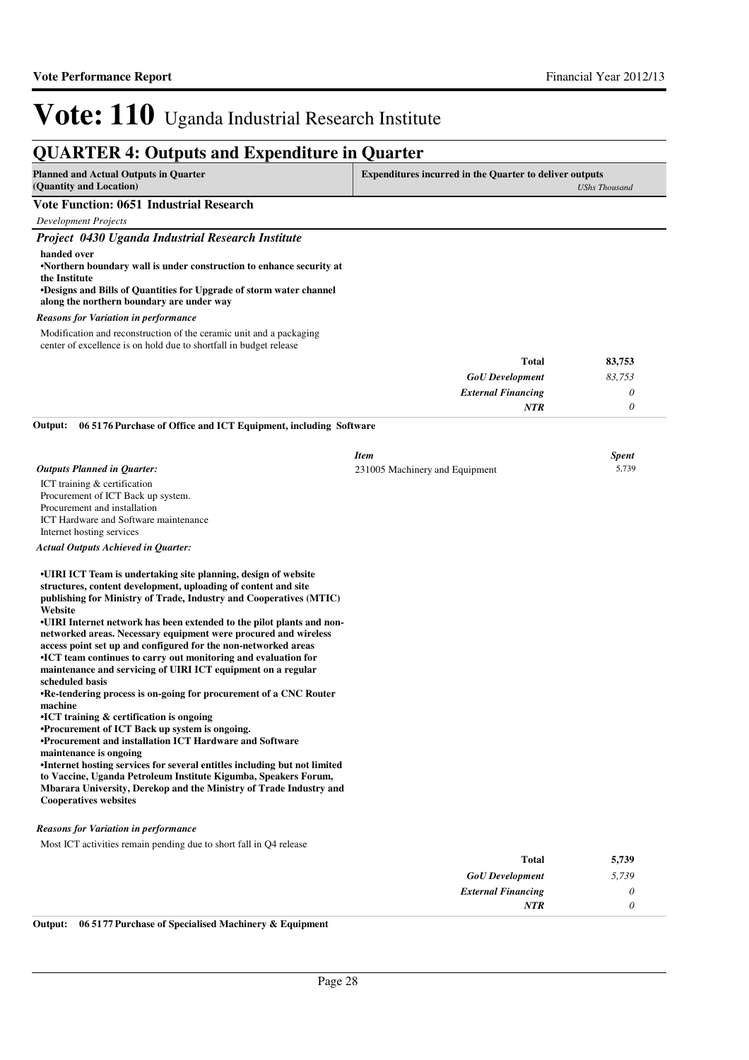# Vote: 110 Uganda Industrial Research Institute

## QUARTER 4: Outputs and Expenditure in Quarter

| Planned and Actual Outputs in Quarter (Quantity and Location) | Expenditures incurred in the Quarter to deliver outputs *UShs Thousand* |
|---|---|

### Vote Function: 0651 Industrial Research

*Development Projects*

#### *Project 0430 Uganda Industrial Research Institute*

**handed over**
**•Northern boundary wall is under construction to enhance security at the Institute**
**•Designs and Bills of Quantities for Upgrade of storm water channel along the northern boundary are under way**

*Reasons for Variation in performance*

Modification and reconstruction of the ceramic unit and a packaging center of excellence is on hold due to shortfall in budget release

| | |
|---|---|
| **Total** | **83,753** |
| *GoU Development* | *83,753* |
| *External Financing* | *0* |
| *NTR* | *0* |

**Output: 06 5176 Purchase of Office and ICT Equipment, including Software**

| *Item* | *Spent* |
|---|---|
| 231005 Machinery and Equipment | 5,739 |

*Outputs Planned in Quarter:*

ICT training & certification
Procurement of ICT Back up system.
Procurement and installation
ICT Hardware and Software maintenance
Internet hosting services

*Actual Outputs Achieved in Quarter:*

**•UIRI ICT Team is undertaking site planning, design of website structures, content development, uploading of content and site publishing for Ministry of Trade, Industry and Cooperatives (MTIC) Website**
**•UIRI Internet network has been extended to the pilot plants and non-networked areas. Necessary equipment were procured and wireless access point set up and configured for the non-networked areas**
**•ICT team continues to carry out monitoring and evaluation for maintenance and servicing of UIRI ICT equipment on a regular scheduled basis**
**•Re-tendering process is on-going for procurement of a CNC Router machine**
**•ICT training & certification is ongoing**
**•Procurement of ICT Back up system is ongoing.**
**•Procurement and installation ICT Hardware and Software maintenance is ongoing**
**•Internet hosting services for several entitles including but not limited to Vaccine, Uganda Petroleum Institute Kigumba, Speakers Forum, Mbarara University, Derekop and the Ministry of Trade Industry and Cooperatives websites**

*Reasons for Variation in performance*

Most ICT activities remain pending due to short fall in Q4 release

| | |
|---|---|
| **Total** | **5,739** |
| *GoU Development* | *5,739* |
| *External Financing* | *0* |
| *NTR* | *0* |

**Output: 06 5177 Purchase of Specialised Machinery & Equipment**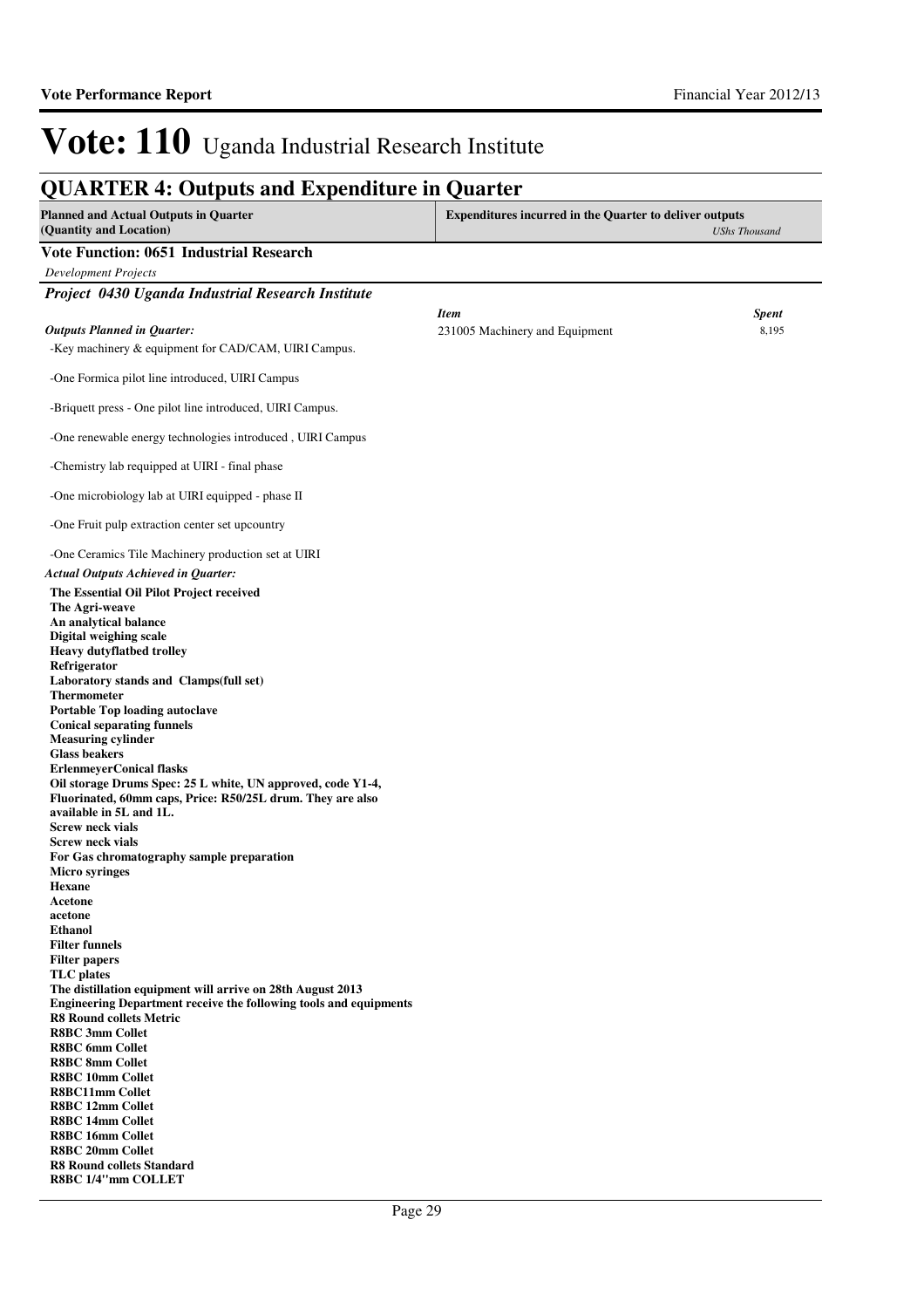# Vote: 110 Uganda Industrial Research Institute

## QUARTER 4: Outputs and Expenditure in Quarter

| Planned and Actual Outputs in Quarter (Quantity and Location) | Expenditures incurred in the Quarter to deliver outputs *UShs Thousand* |
|---|---|

### Vote Function: 0651 Industrial Research

*Development Projects*

#### *Project 0430 Uganda Industrial Research Institute*

| *Item* | *Spent* |
|---|---|
| 231005 Machinery and Equipment | 8,195 |

***Outputs Planned in Quarter:***

-Key machinery & equipment for CAD/CAM, UIRI Campus.

-One Formica pilot line introduced, UIRI Campus

-Briquett press - One pilot line introduced, UIRI Campus.

-One renewable energy technologies introduced , UIRI Campus

-Chemistry lab requipped at UIRI - final phase

-One microbiology lab at UIRI equipped - phase II

-One Fruit pulp extraction center set upcountry

-One Ceramics Tile Machinery production set at UIRI

***Actual Outputs Achieved in Quarter:***

**The Essential Oil Pilot Project received**
**The Agri-weave**
**An analytical balance**
**Digital weighing scale**
**Heavy dutyflatbed trolley**
**Refrigerator**
**Laboratory stands and Clamps(full set)**
**Thermometer**
**Portable Top loading autoclave**
**Conical separating funnels**
**Measuring cylinder**
**Glass beakers**
**ErlenmeyerConical flasks**
**Oil storage Drums Spec: 25 L white, UN approved, code Y1-4, Fluorinated, 60mm caps, Price: R50/25L drum. They are also available in 5L and 1L.**
**Screw neck vials**
**Screw neck vials**
**For Gas chromatography sample preparation**
**Micro syringes**
**Hexane**
**Acetone**
**acetone**
**Ethanol**
**Filter funnels**
**Filter papers**
**TLC plates**
**The distillation equipment will arrive on 28th August 2013**
**Engineering Department receive the following tools and equipments**
**R8 Round collets Metric**
**R8BC 3mm Collet**
**R8BC 6mm Collet**
**R8BC 8mm Collet**
**R8BC 10mm Collet**
**R8BC11mm Collet**
**R8BC 12mm Collet**
**R8BC 14mm Collet**
**R8BC 16mm Collet**
**R8BC 20mm Collet**
**R8 Round collets Standard**
**R8BC 1/4''mm COLLET**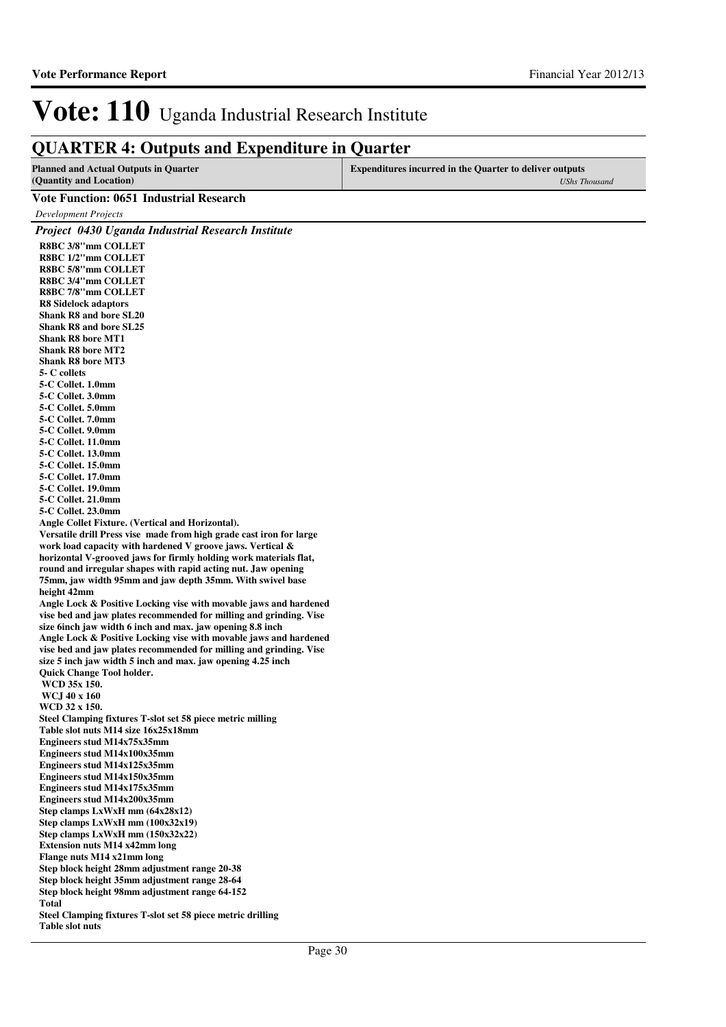# Vote: 110 Uganda Industrial Research Institute

## QUARTER 4: Outputs and Expenditure in Quarter

| Planned and Actual Outputs in Quarter (Quantity and Location) | Expenditures incurred in the Quarter to deliver outputs *UShs Thousand* |
|---|---|

**Vote Function: 0651 Industrial Research**

*Development Projects*

***Project 0430 Uganda Industrial Research Institute***

**R8BC 3/8"mm COLLET**
**R8BC 1/2"mm COLLET**
**R8BC 5/8"mm COLLET**
**R8BC 3/4"mm COLLET**
**R8BC 7/8"mm COLLET**
**R8 Sidelock adaptors**
**Shank R8 and bore SL20**
**Shank R8 and bore SL25**
**Shank R8 bore MT1**
**Shank R8 bore MT2**
**Shank R8 bore MT3**
**5- C collets**
**5-C Collet. 1.0mm**
**5-C Collet. 3.0mm**
**5-C Collet. 5.0mm**
**5-C Collet. 7.0mm**
**5-C Collet. 9.0mm**
**5-C Collet. 11.0mm**
**5-C Collet. 13.0mm**
**5-C Collet. 15.0mm**
**5-C Collet. 17.0mm**
**5-C Collet. 19.0mm**
**5-C Collet. 21.0mm**
**5-C Collet. 23.0mm**
**Angle Collet Fixture. (Vertical and Horizontal).**
**Versatile drill Press vise made from high grade cast iron for large work load capacity with hardened V groove jaws. Vertical & horizontal V-grooved jaws for firmly holding work materials flat, round and irregular shapes with rapid acting nut. Jaw opening 75mm, jaw width 95mm and jaw depth 35mm. With swivel base height 42mm**
**Angle Lock & Positive Locking vise with movable jaws and hardened vise bed and jaw plates recommended for milling and grinding. Vise size 6inch jaw width 6 inch and max. jaw opening 8.8 inch**
**Angle Lock & Positive Locking vise with movable jaws and hardened vise bed and jaw plates recommended for milling and grinding. Vise size 5 inch jaw width 5 inch and max. jaw opening 4.25 inch**
**Quick Change Tool holder.**
**WCD 35x 150.**
**WCJ 40 x 160**
**WCD 32 x 150.**
**Steel Clamping fixtures T-slot set 58 piece metric milling**
**Table slot nuts M14 size 16x25x18mm**
**Engineers stud M14x75x35mm**
**Engineers stud M14x100x35mm**
**Engineers stud M14x125x35mm**
**Engineers stud M14x150x35mm**
**Engineers stud M14x175x35mm**
**Engineers stud M14x200x35mm**
**Step clamps LxWxH mm (64x28x12)**
**Step clamps LxWxH mm (100x32x19)**
**Step clamps LxWxH mm (150x32x22)**
**Extension nuts M14 x42mm long**
**Flange nuts M14 x21mm long**
**Step block height 28mm adjustment range 20-38**
**Step block height 35mm adjustment range 28-64**
**Step block height 98mm adjustment range 64-152**
**Total**
**Steel Clamping fixtures T-slot set 58 piece metric drilling**
**Table slot nuts**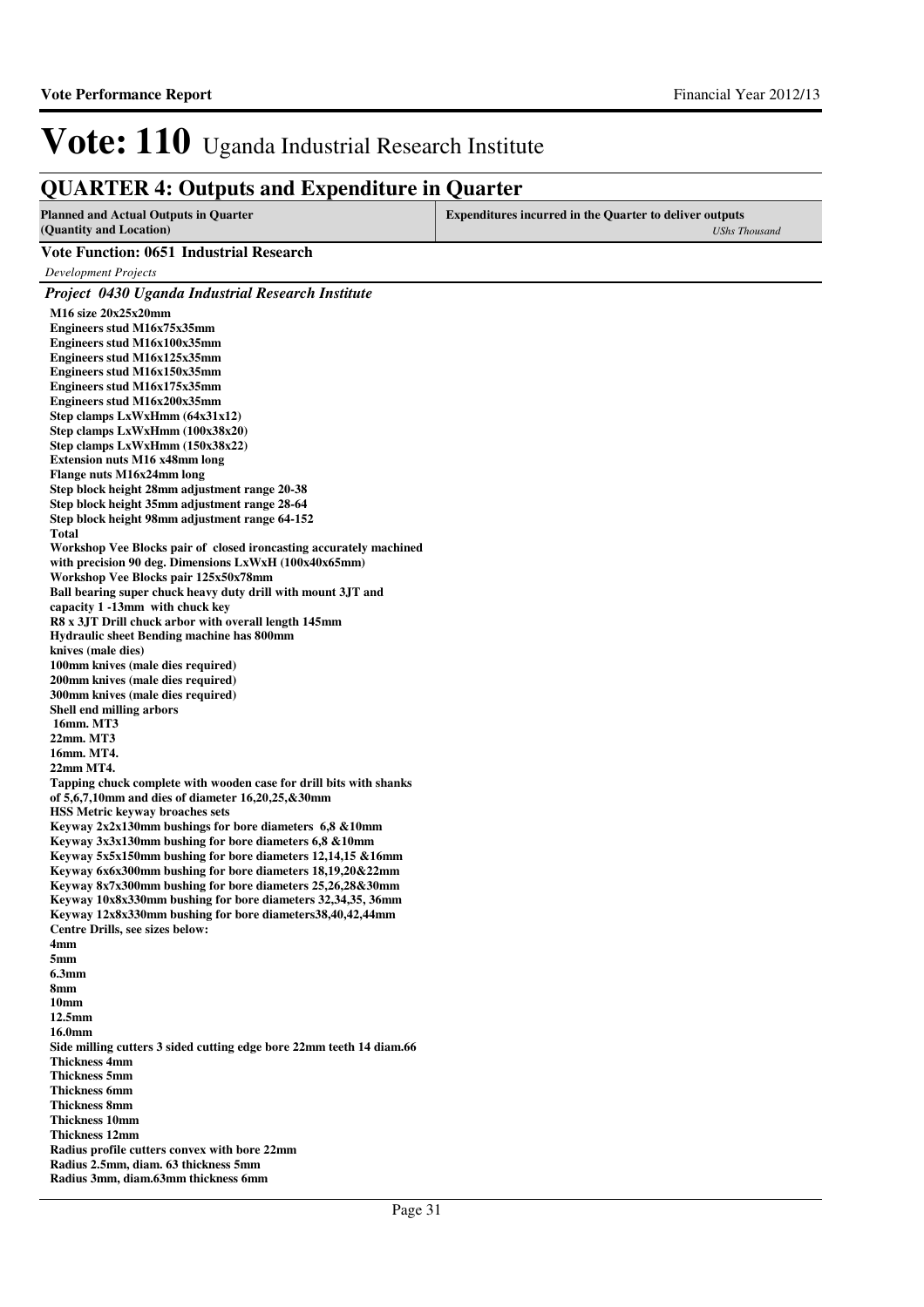# Vote: 110 Uganda Industrial Research Institute

## QUARTER 4: Outputs and Expenditure in Quarter

| Planned and Actual Outputs in Quarter (Quantity and Location) | Expenditures incurred in the Quarter to deliver outputs *UShs Thousand* |
|---|---|

**Vote Function: 0651 Industrial Research**

*Development Projects*

***Project 0430 Uganda Industrial Research Institute***

**M16 size 20x25x20mm**
**Engineers stud M16x75x35mm**
**Engineers stud M16x100x35mm**
**Engineers stud M16x125x35mm**
**Engineers stud M16x150x35mm**
**Engineers stud M16x175x35mm**
**Engineers stud M16x200x35mm**
**Step clamps LxWxHmm (64x31x12)**
**Step clamps LxWxHmm (100x38x20)**
**Step clamps LxWxHmm (150x38x22)**
**Extension nuts M16 x48mm long**
**Flange nuts M16x24mm long**
**Step block height 28mm adjustment range 20-38**
**Step block height 35mm adjustment range 28-64**
**Step block height 98mm adjustment range 64-152**
**Total**
**Workshop Vee Blocks pair of closed ironcasting accurately machined with precision 90 deg. Dimensions LxWxH (100x40x65mm)**
**Workshop Vee Blocks pair 125x50x78mm**
**Ball bearing super chuck heavy duty drill with mount 3JT and capacity 1 -13mm with chuck key**
**R8 x 3JT Drill chuck arbor with overall length 145mm**
**Hydraulic sheet Bending machine has 800mm knives (male dies)**
**100mm knives (male dies required)**
**200mm knives (male dies required)**
**300mm knives (male dies required)**
**Shell end milling arbors**
**16mm. MT3**
**22mm. MT3**
**16mm. MT4.**
**22mm MT4.**
**Tapping chuck complete with wooden case for drill bits with shanks of 5,6,7,10mm and dies of diameter 16,20,25,&30mm**
**HSS Metric keyway broaches sets**
**Keyway 2x2x130mm bushings for bore diameters 6,8 &10mm**
**Keyway 3x3x130mm bushing for bore diameters 6,8 &10mm**
**Keyway 5x5x150mm bushing for bore diameters 12,14,15 &16mm**
**Keyway 6x6x300mm bushing for bore diameters 18,19,20&22mm**
**Keyway 8x7x300mm bushing for bore diameters 25,26,28&30mm**
**Keyway 10x8x330mm bushing for bore diameters 32,34,35, 36mm**
**Keyway 12x8x330mm bushing for bore diameters38,40,42,44mm**
**Centre Drills, see sizes below:**
**4mm**
**5mm**
**6.3mm**
**8mm**
**10mm**
**12.5mm**
**16.0mm**
**Side milling cutters 3 sided cutting edge bore 22mm teeth 14 diam.66**
**Thickness 4mm**
**Thickness 5mm**
**Thickness 6mm**
**Thickness 8mm**
**Thickness 10mm**
**Thickness 12mm**
**Radius profile cutters convex with bore 22mm**
**Radius 2.5mm, diam. 63 thickness 5mm**
**Radius 3mm, diam.63mm thickness 6mm**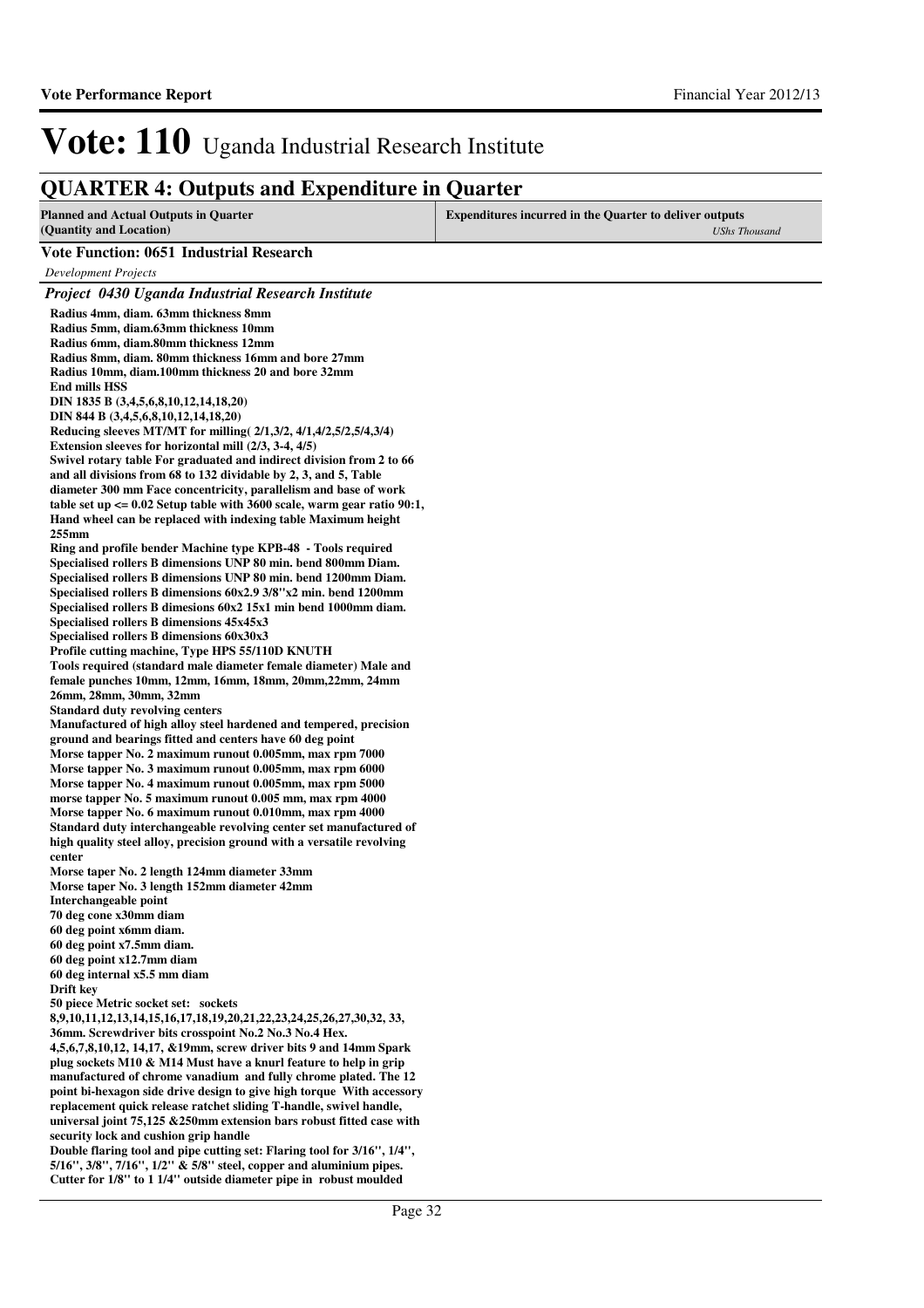# Vote: 110 Uganda Industrial Research Institute

## QUARTER 4: Outputs and Expenditure in Quarter

| Planned and Actual Outputs in Quarter (Quantity and Location) | Expenditures incurred in the Quarter to deliver outputs *UShs Thousand* |
|---|---|

**Vote Function: 0651 Industrial Research**

*Development Projects*

***Project 0430 Uganda Industrial Research Institute***

**Radius 4mm, diam. 63mm thickness 8mm**
**Radius 5mm, diam.63mm thickness 10mm**
**Radius 6mm, diam.80mm thickness 12mm**
**Radius 8mm, diam. 80mm thickness 16mm and bore 27mm**
**Radius 10mm, diam.100mm thickness 20 and bore 32mm**
**End mills HSS**
**DIN 1835 B (3,4,5,6,8,10,12,14,18,20)**
**DIN 844 B (3,4,5,6,8,10,12,14,18,20)**
**Reducing sleeves MT/MT for milling( 2/1,3/2, 4/1,4/2,5/2,5/4,3/4)**
**Extension sleeves for horizontal mill (2/3, 3-4, 4/5)**
**Swivel rotary table For graduated and indirect division from 2 to 66 and all divisions from 68 to 132 dividable by 2, 3, and 5, Table diameter 300 mm Face concentricity, parallelism and base of work table set up <= 0.02 Setup table with 3600 scale, warm gear ratio 90:1, Hand wheel can be replaced with indexing table Maximum height 255mm**
**Ring and profile bender Machine type KPB-48 - Tools required**
**Specialised rollers B dimensions UNP 80 min. bend 800mm Diam.**
**Specialised rollers B dimensions UNP 80 min. bend 1200mm Diam.**
**Specialised rollers B dimensions 60x2.9 3/8''x2 min. bend 1200mm**
**Specialised rollers B dimesions 60x2 15x1 min bend 1000mm diam.**
**Specialised rollers B dimensions 45x45x3**
**Specialised rollers B dimensions 60x30x3**
**Profile cutting machine, Type HPS 55/110D KNUTH**
**Tools required (standard male diameter female diameter) Male and female punches 10mm, 12mm, 16mm, 18mm, 20mm,22mm, 24mm 26mm, 28mm, 30mm, 32mm**
**Standard duty revolving centers**
**Manufactured of high alloy steel hardened and tempered, precision ground and bearings fitted and centers have 60 deg point**
**Morse tapper No. 2 maximum runout 0.005mm, max rpm 7000**
**Morse tapper No. 3 maximum runout 0.005mm, max rpm 6000**
**Morse tapper No. 4 maximum runout 0.005mm, max rpm 5000**
**morse tapper No. 5 maximum runout 0.005 mm, max rpm 4000**
**Morse tapper No. 6 maximum runout 0.010mm, max rpm 4000**
**Standard duty interchangeable revolving center set manufactured of high quality steel alloy, precision ground with a versatile revolving center**
**Morse taper No. 2 length 124mm diameter 33mm**
**Morse taper No. 3 length 152mm diameter 42mm**
**Interchangeable point**
**70 deg cone x30mm diam**
**60 deg point x6mm diam.**
**60 deg point x7.5mm diam.**
**60 deg point x12.7mm diam**
**60 deg internal x5.5 mm diam**
**Drift key**
**50 piece Metric socket set: sockets 8,9,10,11,12,13,14,15,16,17,18,19,20,21,22,23,24,25,26,27,30,32, 33, 36mm. Screwdriver bits crosspoint No.2 No.3 No.4 Hex. 4,5,6,7,8,10,12, 14,17, &19mm, screw driver bits 9 and 14mm Spark plug sockets M10 & M14 Must have a knurl feature to help in grip manufactured of chrome vanadium and fully chrome plated. The 12 point bi-hexagon side drive design to give high torque With accessory replacement quick release ratchet sliding T-handle, swivel handle, universal joint 75,125 &250mm extension bars robust fitted case with security lock and cushion grip handle**
**Double flaring tool and pipe cutting set: Flaring tool for 3/16'', 1/4'', 5/16'', 3/8'', 7/16'', 1/2'' & 5/8'' steel, copper and aluminium pipes. Cutter for 1/8'' to 1 1/4'' outside diameter pipe in robust moulded**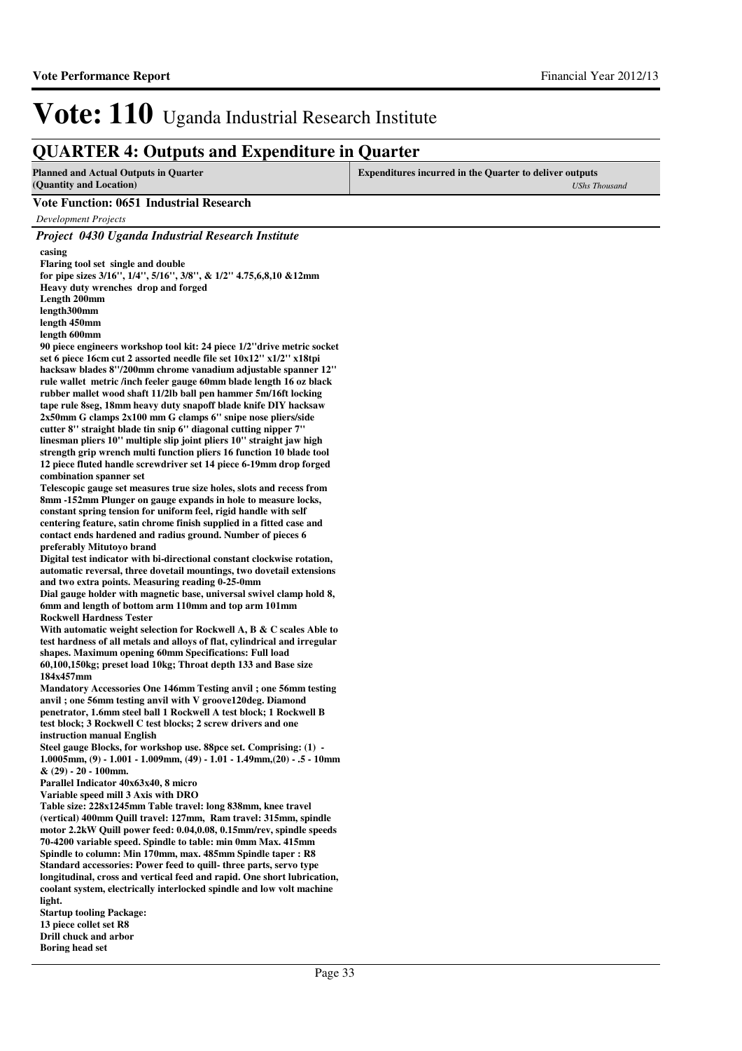# Vote: 110 Uganda Industrial Research Institute

## QUARTER 4: Outputs and Expenditure in Quarter

| Planned and Actual Outputs in Quarter (Quantity and Location) | Expenditures incurred in the Quarter to deliver outputs *UShs Thousand* |
|---|---|

**Vote Function: 0651 Industrial Research**

*Development Projects*

***Project 0430 Uganda Industrial Research Institute***

**casing**
**Flaring tool set single and double**
**for pipe sizes 3/16'', 1/4'', 5/16'', 3/8'', & 1/2'' 4.75,6,8,10 &12mm**
**Heavy duty wrenches drop and forged**
**Length 200mm**
**length300mm**
**length 450mm**
**length 600mm**
**90 piece engineers workshop tool kit: 24 piece 1/2''drive metric socket set 6 piece 16cm cut 2 assorted needle file set 10x12'' x1/2'' x18tpi hacksaw blades 8''/200mm chrome vanadium adjustable spanner 12'' rule wallet metric /inch feeler gauge 60mm blade length 16 oz black rubber mallet wood shaft 11/2lb ball pen hammer 5m/16ft locking tape rule 8seg, 18mm heavy duty snapoff blade knife DIY hacksaw 2x50mm G clamps 2x100 mm G clamps 6'' snipe nose pliers/side cutter 8'' straight blade tin snip 6'' diagonal cutting nipper 7'' linesman pliers 10'' multiple slip joint pliers 10'' straight jaw high strength grip wrench multi function pliers 16 function 10 blade tool 12 piece fluted handle screwdriver set 14 piece 6-19mm drop forged combination spanner set**
**Telescopic gauge set measures true size holes, slots and recess from 8mm -152mm Plunger on gauge expands in hole to measure locks, constant spring tension for uniform feel, rigid handle with self centering feature, satin chrome finish supplied in a fitted case and contact ends hardened and radius ground. Number of pieces 6 preferably Mitutoyo brand**
**Digital test indicator with bi-directional constant clockwise rotation, automatic reversal, three dovetail mountings, two dovetail extensions and two extra points. Measuring reading 0-25-0mm**
**Dial gauge holder with magnetic base, universal swivel clamp hold 8, 6mm and length of bottom arm 110mm and top arm 101mm**
**Rockwell Hardness Tester**
**With automatic weight selection for Rockwell A, B & C scales Able to test hardness of all metals and alloys of flat, cylindrical and irregular shapes. Maximum opening 60mm Specifications: Full load 60,100,150kg; preset load 10kg; Throat depth 133 and Base size 184x457mm**
**Mandatory Accessories One 146mm Testing anvil ; one 56mm testing anvil ; one 56mm testing anvil with V groove120deg. Diamond penetrator, 1.6mm steel ball 1 Rockwell A test block; 1 Rockwell B test block; 3 Rockwell C test blocks; 2 screw drivers and one instruction manual English**
**Steel gauge Blocks, for workshop use. 88pce set. Comprising: (1) - 1.0005mm, (9) - 1.001 - 1.009mm, (49) - 1.01 - 1.49mm,(20) - .5 - 10mm & (29) - 20 - 100mm.**
**Parallel Indicator 40x63x40, 8 micro**
**Variable speed mill 3 Axis with DRO**
**Table size: 228x1245mm Table travel: long 838mm, knee travel (vertical) 400mm Quill travel: 127mm, Ram travel: 315mm, spindle motor 2.2kW Quill power feed: 0.04,0.08, 0.15mm/rev, spindle speeds 70-4200 variable speed. Spindle to table: min 0mm Max. 415mm Spindle to column: Min 170mm, max. 485mm Spindle taper : R8 Standard accessories: Power feed to quill- three parts, servo type longitudinal, cross and vertical feed and rapid. One short lubrication, coolant system, electrically interlocked spindle and low volt machine light.**
**Startup tooling Package:**
**13 piece collet set R8**
**Drill chuck and arbor**
**Boring head set**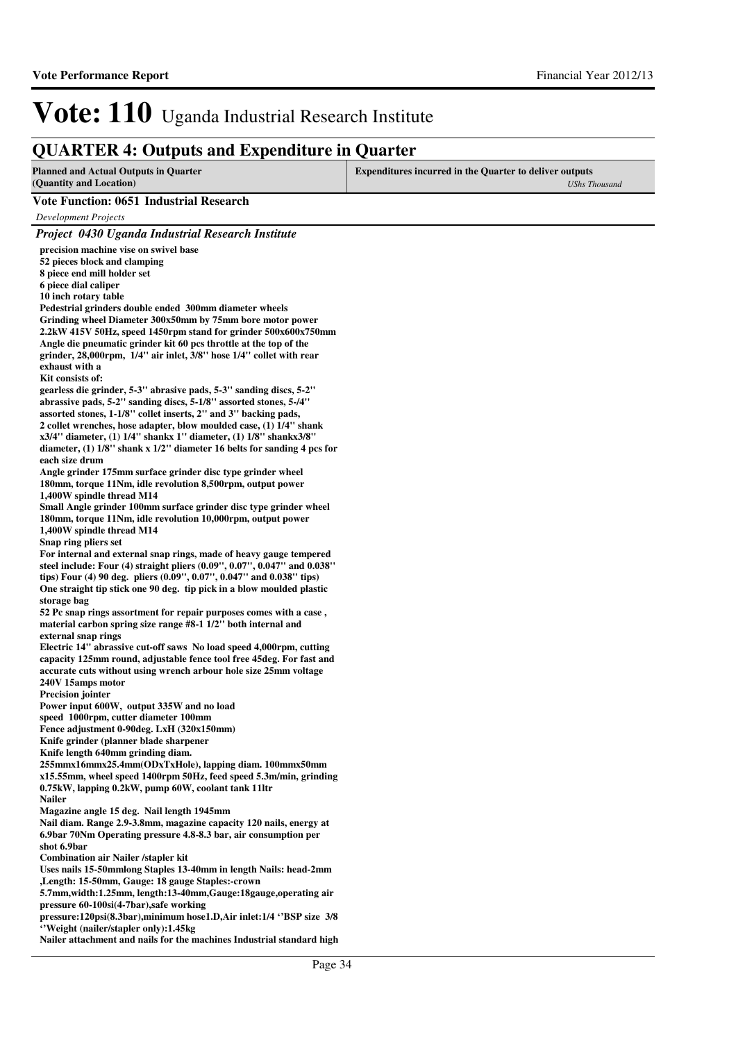# Vote: 110 Uganda Industrial Research Institute

## QUARTER 4: Outputs and Expenditure in Quarter

| Planned and Actual Outputs in Quarter (Quantity and Location) | Expenditures incurred in the Quarter to deliver outputs *UShs Thousand* |
|---|---|

**Vote Function: 0651 Industrial Research**

*Development Projects*

***Project 0430 Uganda Industrial Research Institute***

**precision machine vise on swivel base**
**52 pieces block and clamping**
**8 piece end mill holder set**
**6 piece dial caliper**
**10 inch rotary table**
**Pedestrial grinders double ended 300mm diameter wheels**
**Grinding wheel Diameter 300x50mm by 75mm bore motor power 2.2kW 415V 50Hz, speed 1450rpm stand for grinder 500x600x750mm**
**Angle die pneumatic grinder kit 60 pcs throttle at the top of the grinder, 28,000rpm, 1/4'' air inlet, 3/8'' hose 1/4'' collet with rear exhaust with a**
**Kit consists of:**
**gearless die grinder, 5-3'' abrasive pads, 5-3'' sanding discs, 5-2'' abrassive pads, 5-2'' sanding discs, 5-1/8'' assorted stones, 5-/4'' assorted stones, 1-1/8'' collet inserts, 2'' and 3'' backing pads, 2 collet wrenches, hose adapter, blow moulded case, (1) 1/4'' shank x3/4'' diameter, (1) 1/4'' shankx 1'' diameter, (1) 1/8'' shankx3/8'' diameter, (1) 1/8'' shank x 1/2'' diameter 16 belts for sanding 4 pcs for each size drum**
**Angle grinder 175mm surface grinder disc type grinder wheel 180mm, torque 11Nm, idle revolution 8,500rpm, output power 1,400W spindle thread M14**
**Small Angle grinder 100mm surface grinder disc type grinder wheel 180mm, torque 11Nm, idle revolution 10,000rpm, output power 1,400W spindle thread M14**
**Snap ring pliers set**
**For internal and external snap rings, made of heavy gauge tempered steel include: Four (4) straight pliers (0.09'', 0.07'', 0.047'' and 0.038'' tips) Four (4) 90 deg. pliers (0.09'', 0.07'', 0.047'' and 0.038'' tips) One straight tip stick one 90 deg. tip pick in a blow moulded plastic storage bag**
**52 Pc snap rings assortment for repair purposes comes with a case , material carbon spring size range #8-1 1/2'' both internal and external snap rings**
**Electric 14'' abrassive cut-off saws No load speed 4,000rpm, cutting capacity 125mm round, adjustable fence tool free 45deg. For fast and accurate cuts without using wrench arbour hole size 25mm voltage 240V 15amps motor**
**Precision jointer**
**Power input 600W, output 335W and no load speed 1000rpm, cutter diameter 100mm**
**Fence adjustment 0-90deg. LxH (320x150mm)**
**Knife grinder (planner blade sharpener**
**Knife length 640mm grinding diam. 255mmx16mmx25.4mm(ODxTxHole), lapping diam. 100mmx50mm x15.55mm, wheel speed 1400rpm 50Hz, feed speed 5.3m/min, grinding 0.75kW, lapping 0.2kW, pump 60W, coolant tank 11ltr**
**Nailer**
**Magazine angle 15 deg. Nail length 1945mm**
**Nail diam. Range 2.9-3.8mm, magazine capacity 120 nails, energy at 6.9bar 70Nm Operating pressure 4.8-8.3 bar, air consumption per shot 6.9bar**
**Combination air Nailer /stapler kit**
**Uses nails 15-50mmlong Staples 13-40mm in length Nails: head-2mm ,Length: 15-50mm, Gauge: 18 gauge Staples:-crown 5.7mm,width:1.25mm, length:13-40mm,Gauge:18gauge,operating air pressure 60-100si(4-7bar),safe working pressure:120psi(8.3bar),minimum hose1.D,Air inlet:1/4 ''BSP size 3/8 ''Weight (nailer/stapler only):1.45kg**
**Nailer attachment and nails for the machines Industrial standard high**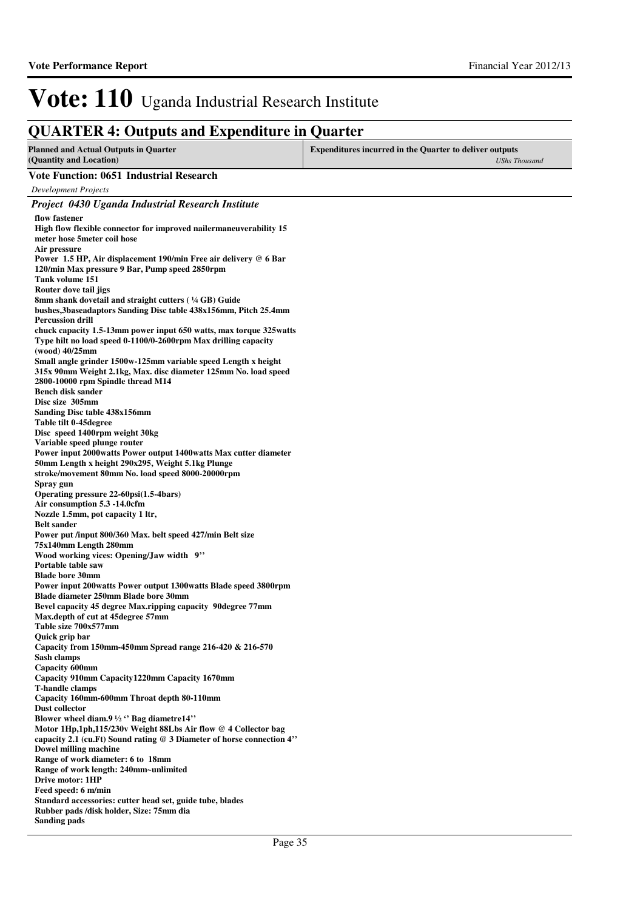# Vote: 110 Uganda Industrial Research Institute

## QUARTER 4: Outputs and Expenditure in Quarter

| Planned and Actual Outputs in Quarter (Quantity and Location) | Expenditures incurred in the Quarter to deliver outputs *UShs Thousand* |
|---|---|

### Vote Function: 0651 Industrial Research

*Development Projects*

#### *Project 0430 Uganda Industrial Research Institute*

**flow fastener**
**High flow flexible connector for improved nailermaneuverability 15 meter hose 5meter coil hose**
**Air pressure**
**Power 1.5 HP, Air displacement 190/min Free air delivery @ 6 Bar 120/min Max pressure 9 Bar, Pump speed 2850rpm**
**Tank volume 151**
**Router dove tail jigs**
**8mm shank dovetail and straight cutters ( ¼ GB) Guide bushes,3baseadaptors Sanding Disc table 438x156mm, Pitch 25.4mm**
**Percussion drill**
**chuck capacity 1.5-13mm power input 650 watts, max torque 325watts Type hilt no load speed 0-1100/0-2600rpm Max drilling capacity (wood) 40/25mm**
**Small angle grinder 1500w-125mm variable speed Length x height 315x 90mm Weight 2.1kg, Max. disc diameter 125mm No. load speed 2800-10000 rpm Spindle thread M14**
**Bench disk sander**
**Disc size 305mm**
**Sanding Disc table 438x156mm**
**Table tilt 0-45degree**
**Disc speed 1400rpm weight 30kg**
**Variable speed plunge router**
**Power input 2000watts Power output 1400watts Max cutter diameter 50mm Length x height 290x295, Weight 5.1kg Plunge stroke/movement 80mm No. load speed 8000-20000rpm**
**Spray gun**
**Operating pressure 22-60psi(1.5-4bars)**
**Air consumption 5.3 -14.0cfm**
**Nozzle 1.5mm, pot capacity 1 ltr,**
**Belt sander**
**Power put /input 800/360 Max. belt speed 427/min Belt size 75x140mm Length 280mm**
**Wood working vices: Opening/Jaw width 9''**
**Portable table saw**
**Blade bore 30mm**
**Power input 200watts Power output 1300watts Blade speed 3800rpm Blade diameter 250mm Blade bore 30mm**
**Bevel capacity 45 degree Max.ripping capacity 90degree 77mm Max.depth of cut at 45degree 57mm**
**Table size 700x577mm**
**Quick grip bar**
**Capacity from 150mm-450mm Spread range 216-420 & 216-570**
**Sash clamps**
**Capacity 600mm**
**Capacity 910mm Capacity1220mm Capacity 1670mm**
**T-handle clamps**
**Capacity 160mm-600mm Throat depth 80-110mm**
**Dust collector**
**Blower wheel diam.9 ½ '' Bag diametre14''**
**Motor 1Hp,1ph,115/230v Weight 88Lbs Air flow @ 4 Collector bag capacity 2.1 (cu.Ft) Sound rating @ 3 Diameter of horse connection 4''**
**Dowel milling machine**
**Range of work diameter: 6 to 18mm**
**Range of work length: 240mm~unlimited**
**Drive motor: 1HP**
**Feed speed: 6 m/min**
**Standard accessories: cutter head set, guide tube, blades**
**Rubber pads /disk holder, Size: 75mm dia**
**Sanding pads**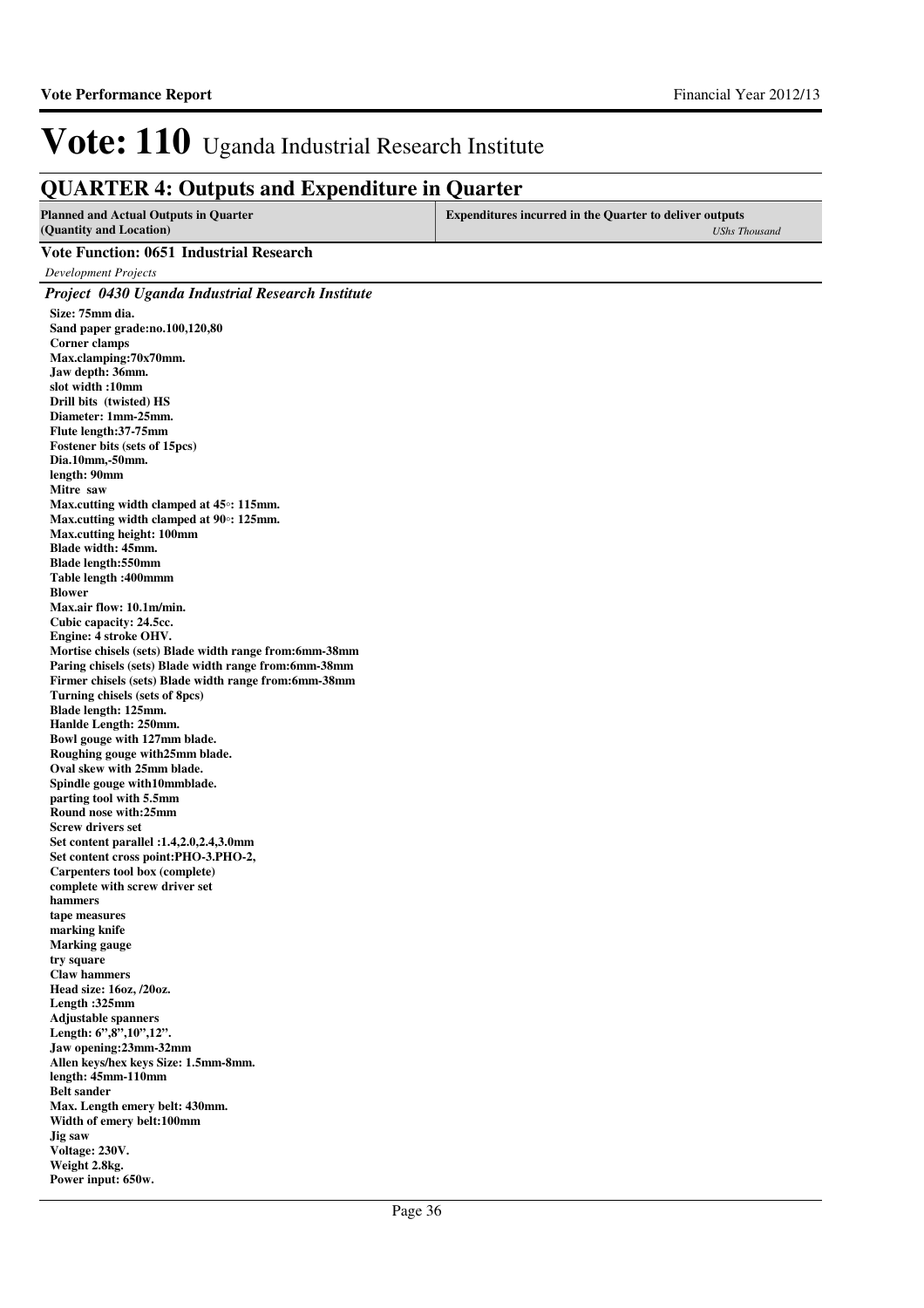# Vote: 110 Uganda Industrial Research Institute

## QUARTER 4: Outputs and Expenditure in Quarter

| Planned and Actual Outputs in Quarter (Quantity and Location) | Expenditures incurred in the Quarter to deliver outputs *UShs Thousand* |
|---|---|

### Vote Function: 0651 Industrial Research

*Development Projects*

#### *Project 0430 Uganda Industrial Research Institute*

**Size: 75mm dia.**
**Sand paper grade:no.100,120,80**
**Corner clamps**
**Max.clamping:70x70mm.**
**Jaw depth: 36mm.**
**slot width :10mm**
**Drill bits (twisted) HS**
**Diameter: 1mm-25mm.**
**Flute length:37-75mm**
**Fostener bits (sets of 15pcs)**
**Dia.10mm,-50mm.**
**length: 90mm**
**Mitre saw**
**Max.cutting width clamped at 45◦: 115mm.**
**Max.cutting width clamped at 90◦: 125mm.**
**Max.cutting height: 100mm**
**Blade width: 45mm.**
**Blade length:550mm**
**Table length :400mmm**
**Blower**
**Max.air flow: 10.1m/min.**
**Cubic capacity: 24.5cc.**
**Engine: 4 stroke OHV.**
**Mortise chisels (sets) Blade width range from:6mm-38mm**
**Paring chisels (sets) Blade width range from:6mm-38mm**
**Firmer chisels (sets) Blade width range from:6mm-38mm**
**Turning chisels (sets of 8pcs)**
**Blade length: 125mm.**
**Hanlde Length: 250mm.**
**Bowl gouge with 127mm blade.**
**Roughing gouge with25mm blade.**
**Oval skew with 25mm blade.**
**Spindle gouge with10mmblade.**
**parting tool with 5.5mm**
**Round nose with:25mm**
**Screw drivers set**
**Set content parallel :1.4,2.0,2.4,3.0mm**
**Set content cross point:PHO-3.PHO-2,**
**Carpenters tool box (complete)**
**complete with screw driver set**
**hammers**
**tape measures**
**marking knife**
**Marking gauge**
**try square**
**Claw hammers**
**Head size: 16oz, /20oz.**
**Length :325mm**
**Adjustable spanners**
**Length: 6",8",10",12".**
**Jaw opening:23mm-32mm**
**Allen keys/hex keys Size: 1.5mm-8mm.**
**length: 45mm-110mm**
**Belt sander**
**Max. Length emery belt: 430mm.**
**Width of emery belt:100mm**
**Jig saw**
**Voltage: 230V.**
**Weight 2.8kg.**
**Power input: 650w.**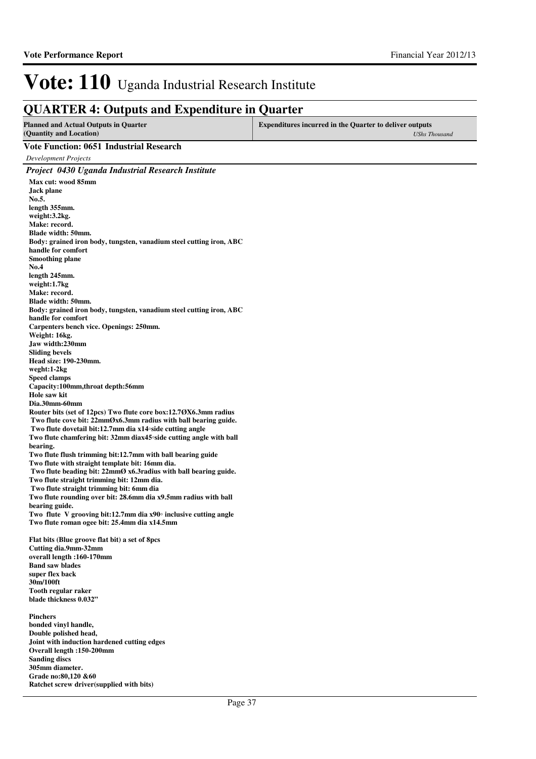# Vote: 110 Uganda Industrial Research Institute

## QUARTER 4: Outputs and Expenditure in Quarter

| Planned and Actual Outputs in Quarter (Quantity and Location) | Expenditures incurred in the Quarter to deliver outputs *UShs Thousand* |
|---|---|

**Vote Function: 0651 Industrial Research**

*Development Projects*

***Project 0430 Uganda Industrial Research Institute***

**Max cut: wood 85mm**
**Jack plane**
**No.5.**
**length 355mm.**
**weight:3.2kg.**
**Make: record.**
**Blade width: 50mm.**
**Body: grained iron body, tungsten, vanadium steel cutting iron, ABC handle for comfort**
**Smoothing plane**
**No.4**
**length 245mm.**
**weight:1.7kg**
**Make: record.**
**Blade width: 50mm.**
**Body: grained iron body, tungsten, vanadium steel cutting iron, ABC handle for comfort**
**Carpenters bench vice. Openings: 250mm.**
**Weight: 16kg.**
**Jaw width:230mm**
**Sliding bevels**
**Head size: 190-230mm.**
**weght:1-2kg**
**Speed clamps**
**Capacity:100mm,throat depth:56mm**
**Hole saw kit**
**Dia.30mm-60mm**
**Router bits (set of 12pcs) Two flute core box:12.7ØX6.3mm radius**
**Two flute cove bit: 22mmØx6.3mm radius with ball bearing guide.**
**Two flute dovetail bit:12.7mm dia x14◦side cutting angle**
**Two flute chamfering bit: 32mm diax45◦side cutting angle with ball bearing.**
**Two flute flush trimming bit:12.7mm with ball bearing guide**
**Two flute with straight template bit: 16mm dia.**
**Two flute beading bit: 22mmØ x6.3radius with ball bearing guide.**
**Two flute straight trimming bit: 12mm dia.**
**Two flute straight trimming bit: 6mm dia**
**Two flute rounding over bit: 28.6mm dia x9.5mm radius with ball bearing guide.**
**Two flute V grooving bit:12.7mm dia x90◦ inclusive cutting angle**
**Two flute roman ogee bit: 25.4mm dia x14.5mm**

**Flat bits (Blue groove flat bit) a set of 8pcs**
**Cutting dia.9mm-32mm**
**overall length :160-170mm**
**Band saw blades**
**super flex back**
**30m/100ft**
**Tooth regular raker**
**blade thickness 0.032"**

**Pinchers**
**bonded vinyl handle,**
**Double polished head,**
**Joint with induction hardened cutting edges**
**Overall length :150-200mm**
**Sanding discs**
**305mm diameter.**
**Grade no:80,120 &60**
**Ratchet screw driver(supplied with bits)**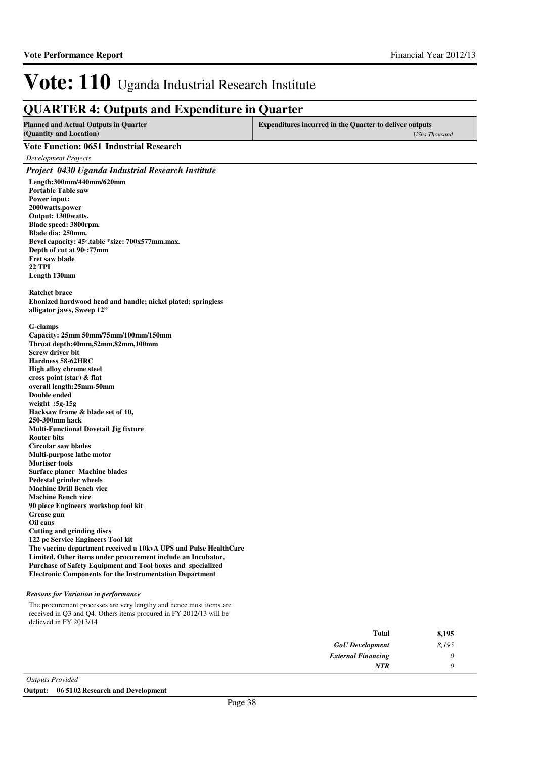# Vote: 110 Uganda Industrial Research Institute

## QUARTER 4: Outputs and Expenditure in Quarter

| Planned and Actual Outputs in Quarter (Quantity and Location) | Expenditures incurred in the Quarter to deliver outputs *UShs Thousand* |
|---|---|

### Vote Function: 0651 Industrial Research

*Development Projects*

### *Project 0430 Uganda Industrial Research Institute*

**Length:300mm/440mm/620mm**
**Portable Table saw**
**Power input:**
**2000watts.power**
**Output: 1300watts.**
**Blade speed: 3800rpm.**
**Blade dia: 250mm.**
**Bevel capacity: 45◦.table *size: 700x577mm.max.**
**Depth of cut at 90◦:77mm**
**Fret saw blade**
**22 TPI**
**Length 130mm**

**Ratchet brace**
**Ebonized hardwood head and handle; nickel plated; springless alligator jaws, Sweep 12"**

**G-clamps**
**Capacity: 25mm 50mm/75mm/100mm/150mm**
**Throat depth:40mm,52mm,82mm,100mm**
**Screw driver bit**
**Hardness 58-62HRC**
**High alloy chrome steel**
**cross point (star) & flat**
**overall length:25mm-50mm**
**Double ended**
**weight :5g-15g**
**Hacksaw frame & blade set of 10,**
**250-300mm hack**
**Multi-Functional Dovetail Jig fixture**
**Router bits**
**Circular saw blades**
**Multi-purpose lathe motor**
**Mortiser tools**
**Surface planer Machine blades**
**Pedestal grinder wheels**
**Machine Drill Bench vice**
**Machine Bench vice**
**90 piece Engineers workshop tool kit**
**Grease gun**
**Oil cans**
**Cutting and grinding discs**
**122 pc Service Engineers Tool kit**
**The vaccine department received a 10kvA UPS and Pulse HealthCare Limited. Other items under procurement include an Incubator, Purchase of Safety Equipment and Tool boxes and specialized Electronic Components for the Instrumentation Department**

*Reasons for Variation in performance*

The procurement processes are very lengthy and hence most items are received in Q3 and Q4. Others items procured in FY 2012/13 will be delieved in FY 2013/14

| | |
|---|---|
| **Total** | **8,195** |
| *GoU Development* | *8,195* |
| *External Financing* | *0* |
| *NTR* | *0* |

*Outputs Provided*

**Output: 06 51 02 Research and Development**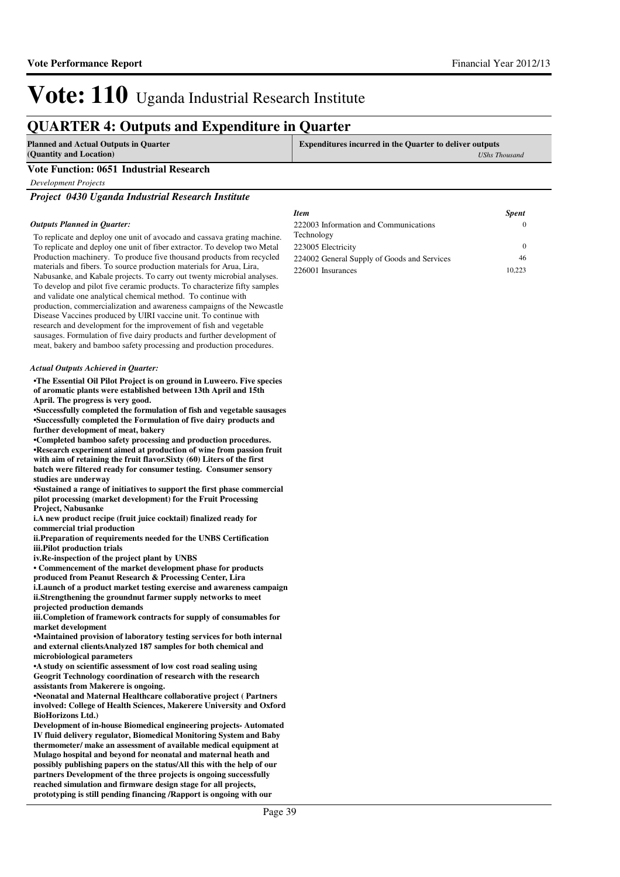# Vote: 110 Uganda Industrial Research Institute

## QUARTER 4: Outputs and Expenditure in Quarter

| Planned and Actual Outputs in Quarter (Quantity and Location) | Expenditures incurred in the Quarter to deliver outputs *UShs Thousand* |
|---|---|

### Vote Function: 0651 Industrial Research

*Development Projects*

#### *Project 0430 Uganda Industrial Research Institute*

***Outputs Planned in Quarter:***

To replicate and deploy one unit of avocado and cassava grating machine. To replicate and deploy one unit of fiber extractor. To develop two Metal Production machinery. To produce five thousand products from recycled materials and fibers. To source production materials for Arua, Lira, Nabusanke, and Kabale projects. To carry out twenty microbial analyses. To develop and pilot five ceramic products. To characterize fifty samples and validate one analytical chemical method. To continue with production, commercialization and awareness campaigns of the Newcastle Disease Vaccines produced by UIRI vaccine unit. To continue with research and development for the improvement of fish and vegetable sausages. Formulation of five dairy products and further development of meat, bakery and bamboo safety processing and production procedures.

| *Item* | *Spent* |
|---|---|
| 222003 Information and Communications Technology | 0 |
| 223005 Electricity | 0 |
| 224002 General Supply of Goods and Services | 46 |
| 226001 Insurances | 10,223 |

***Actual Outputs Achieved in Quarter:***

**•The Essential Oil Pilot Project is on ground in Luweero. Five species of aromatic plants were established between 13th April and 15th April. The progress is very good.**
**•Successfully completed the formulation of fish and vegetable sausages**
**•Successfully completed the Formulation of five dairy products and further development of meat, bakery**
**•Completed bamboo safety processing and production procedures.**
**•Research experiment aimed at production of wine from passion fruit with aim of retaining the fruit flavor.Sixty (60) Liters of the first batch were filtered ready for consumer testing. Consumer sensory studies are underway**
**•Sustained a range of initiatives to support the first phase commercial pilot processing (market development) for the Fruit Processing Project, Nabusanke**
**i.A new product recipe (fruit juice cocktail) finalized ready for commercial trial production**
**ii.Preparation of requirements needed for the UNBS Certification**
**iii.Pilot production trials**
**iv.Re-inspection of the project plant by UNBS**
**• Commencement of the market development phase for products produced from Peanut Research & Processing Center, Lira**
**i.Launch of a product market testing exercise and awareness campaign**
**ii.Strengthening the groundnut farmer supply networks to meet projected production demands**
**iii.Completion of framework contracts for supply of consumables for market development**
**•Maintained provision of laboratory testing services for both internal and external clientsAnalyzed 187 samples for both chemical and microbiological parameters**
**•A study on scientific assessment of low cost road sealing using Geogrit Technology coordination of research with the research assistants from Makerere is ongoing.**
**•Neonatal and Maternal Healthcare collaborative project ( Partners involved: College of Health Sciences, Makerere University and Oxford BioHorizons Ltd.)**
**Development of in-house Biomedical engineering projects- Automated IV fluid delivery regulator, Biomedical Monitoring System and Baby thermometer/ make an assessment of available medical equipment at Mulago hospital and beyond for neonatal and maternal heath and possibly publishing papers on the status/All this with the help of our partners Development of the three projects is ongoing successfully reached simulation and firmware design stage for all projects, prototyping is still pending financing /Rapport is ongoing with our**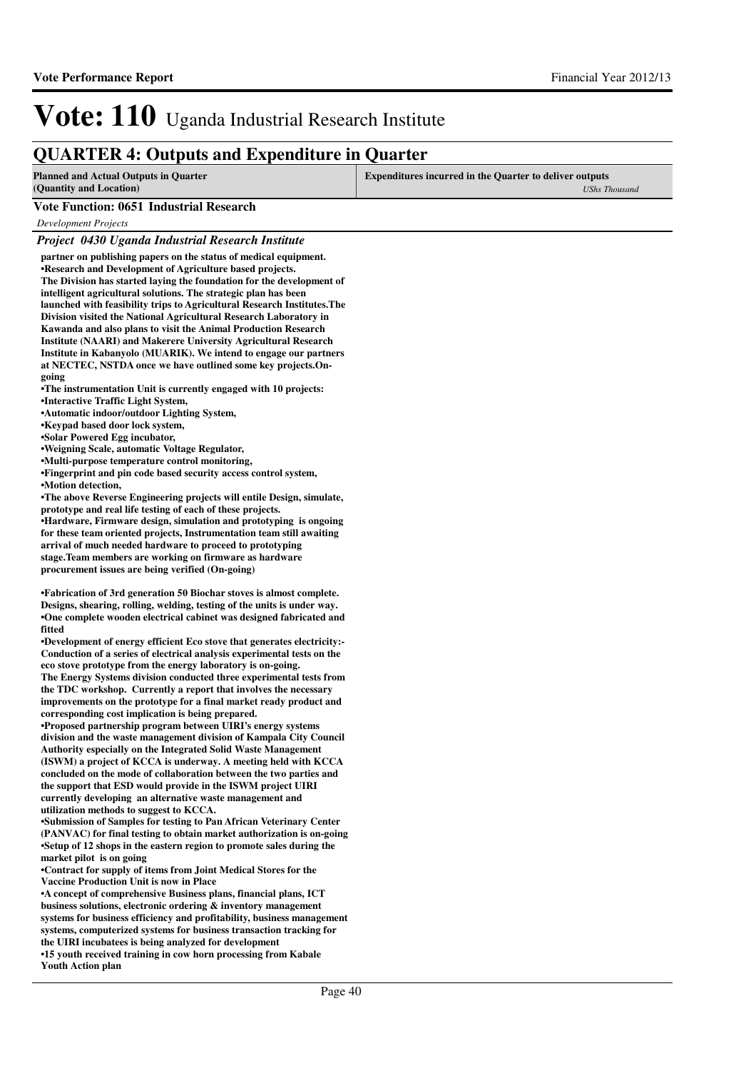# Vote: 110 Uganda Industrial Research Institute

## QUARTER 4: Outputs and Expenditure in Quarter

| Planned and Actual Outputs in Quarter (Quantity and Location) | Expenditures incurred in the Quarter to deliver outputs *UShs Thousand* |
|---|---|

### Vote Function: 0651 Industrial Research

*Development Projects*

### *Project 0430 Uganda Industrial Research Institute*

**partner on publishing papers on the status of medical equipment.**
**•Research and Development of Agriculture based projects.**
**The Division has started laying the foundation for the development of intelligent agricultural solutions. The strategic plan has been launched with feasibility trips to Agricultural Research Institutes.The Division visited the National Agricultural Research Laboratory in Kawanda and also plans to visit the Animal Production Research Institute (NAARI) and Makerere University Agricultural Research Institute in Kabanyolo (MUARIK). We intend to engage our partners at NECTEC, NSTDA once we have outlined some key projects.On-going**
**•The instrumentation Unit is currently engaged with 10 projects:**
**•Interactive Traffic Light System,**
**•Automatic indoor/outdoor Lighting System,**
**•Keypad based door lock system,**
**•Solar Powered Egg incubator,**
**•Weigning Scale, automatic Voltage Regulator,**
**•Multi-purpose temperature control monitoring,**
**•Fingerprint and pin code based security access control system,**
**•Motion detection,**
**•The above Reverse Engineering projects will entile Design, simulate, prototype and real life testing of each of these projects.**
**•Hardware, Firmware design, simulation and prototyping is ongoing for these team oriented projects, Instrumentation team still awaiting arrival of much needed hardware to proceed to prototyping stage.Team members are working on firmware as hardware procurement issues are being verified (On-going)**

**•Fabrication of 3rd generation 50 Biochar stoves is almost complete. Designs, shearing, rolling, welding, testing of the units is under way.**
**•One complete wooden electrical cabinet was designed fabricated and fitted**
**•Development of energy efficient Eco stove that generates electricity:- Conduction of a series of electrical analysis experimental tests on the eco stove prototype from the energy laboratory is on-going.**
**The Energy Systems division conducted three experimental tests from the TDC workshop. Currently a report that involves the necessary improvements on the prototype for a final market ready product and corresponding cost implication is being prepared.**
**•Proposed partnership program between UIRI's energy systems division and the waste management division of Kampala City Council Authority especially on the Integrated Solid Waste Management (ISWM) a project of KCCA is underway. A meeting held with KCCA concluded on the mode of collaboration between the two parties and the support that ESD would provide in the ISWM project UIRI currently developing an alternative waste management and utilization methods to suggest to KCCA.**
**•Submission of Samples for testing to Pan African Veterinary Center (PANVAC) for final testing to obtain market authorization is on-going**
**•Setup of 12 shops in the eastern region to promote sales during the market pilot is on going**
**•Contract for supply of items from Joint Medical Stores for the Vaccine Production Unit is now in Place**
**•A concept of comprehensive Business plans, financial plans, ICT business solutions, electronic ordering & inventory management systems for business efficiency and profitability, business management systems, computerized systems for business transaction tracking for the UIRI incubatees is being analyzed for development**
**•15 youth received training in cow horn processing from Kabale Youth Action plan**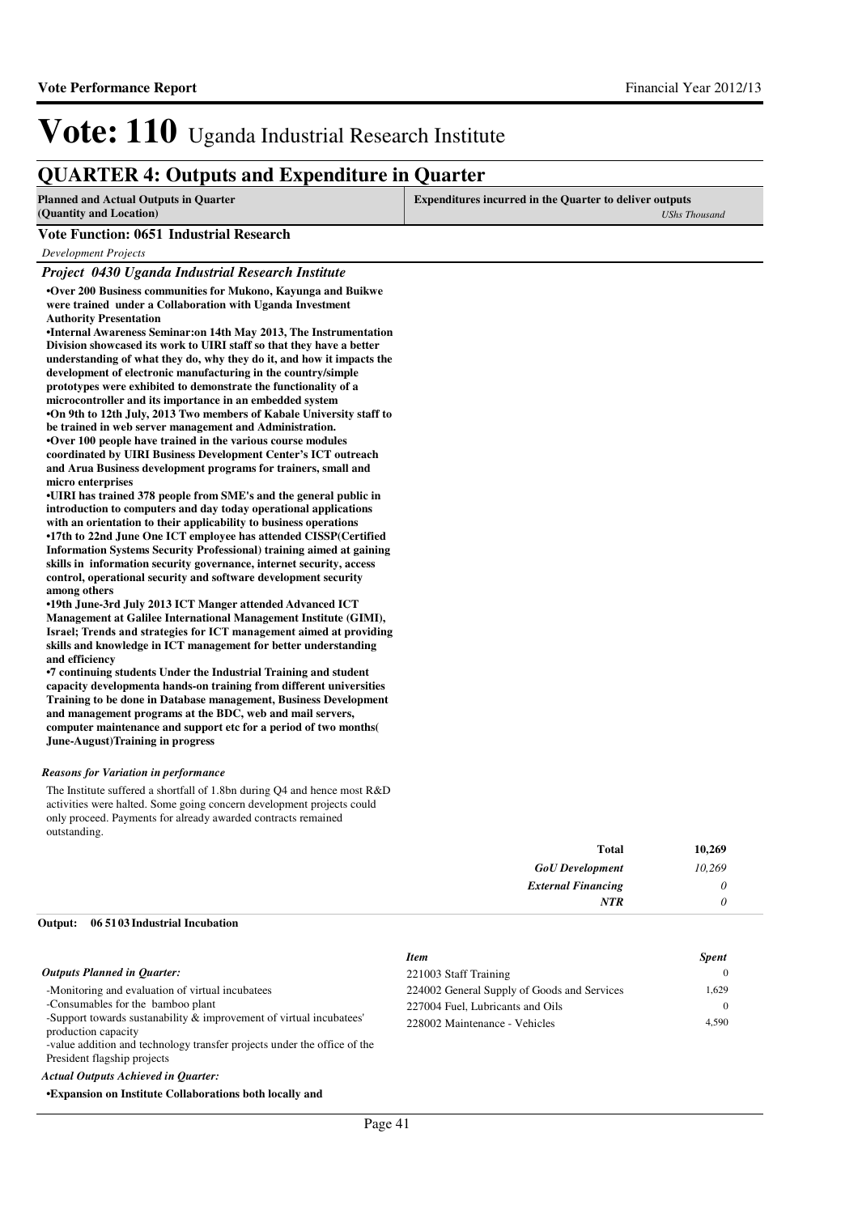# Vote: 110 Uganda Industrial Research Institute

## QUARTER 4: Outputs and Expenditure in Quarter

| Planned and Actual Outputs in Quarter (Quantity and Location) | Expenditures incurred in the Quarter to deliver outputs *UShs Thousand* |
|---|---|

### Vote Function: 0651 Industrial Research

*Development Projects*

#### *Project 0430 Uganda Industrial Research Institute*

**•Over 200 Business communities for Mukono, Kayunga and Buikwe were trained under a Collaboration with Uganda Investment Authority Presentation**
**•Internal Awareness Seminar:on 14th May 2013, The Instrumentation Division showcased its work to UIRI staff so that they have a better understanding of what they do, why they do it, and how it impacts the development of electronic manufacturing in the country/simple prototypes were exhibited to demonstrate the functionality of a microcontroller and its importance in an embedded system**
**•On 9th to 12th July, 2013 Two members of Kabale University staff to be trained in web server management and Administration.**
**•Over 100 people have trained in the various course modules coordinated by UIRI Business Development Center's ICT outreach and Arua Business development programs for trainers, small and micro enterprises**
**•UIRI has trained 378 people from SME's and the general public in introduction to computers and day today operational applications with an orientation to their applicability to business operations**
**•17th to 22nd June One ICT employee has attended CISSP(Certified Information Systems Security Professional) training aimed at gaining skills in information security governance, internet security, access control, operational security and software development security among others**
**•19th June-3rd July 2013 ICT Manger attended Advanced ICT Management at Galilee International Management Institute (GIMI), Israel; Trends and strategies for ICT management aimed at providing skills and knowledge in ICT management for better understanding and efficiency**
**•7 continuing students Under the Industrial Training and student capacity developmenta hands-on training from different universities Training to be done in Database management, Business Development and management programs at the BDC, web and mail servers, computer maintenance and support etc for a period of two months( June-August)Training in progress**

*Reasons for Variation in performance*

The Institute suffered a shortfall of 1.8bn during Q4 and hence most R&D activities were halted. Some going concern development projects could only proceed. Payments for already awarded contracts remained outstanding.

| | |
|---|---|
| **Total** | **10,269** |
| *GoU Development* | *10,269* |
| *External Financing* | *0* |
| *NTR* | *0* |

**Output: 06 51 03 Industrial Incubation**

*Outputs Planned in Quarter:*

-Monitoring and evaluation of virtual incubatees
-Consumables for the bamboo plant
-Support towards sustanability & improvement of virtual incubatees' production capacity
-value addition and technology transfer projects under the office of the President flagship projects

| *Item* | *Spent* |
|---|---|
| 221003 Staff Training | 0 |
| 224002 General Supply of Goods and Services | 1,629 |
| 227004 Fuel, Lubricants and Oils | 0 |
| 228002 Maintenance - Vehicles | 4,590 |

*Actual Outputs Achieved in Quarter:*

**•Expansion on Institute Collaborations both locally and**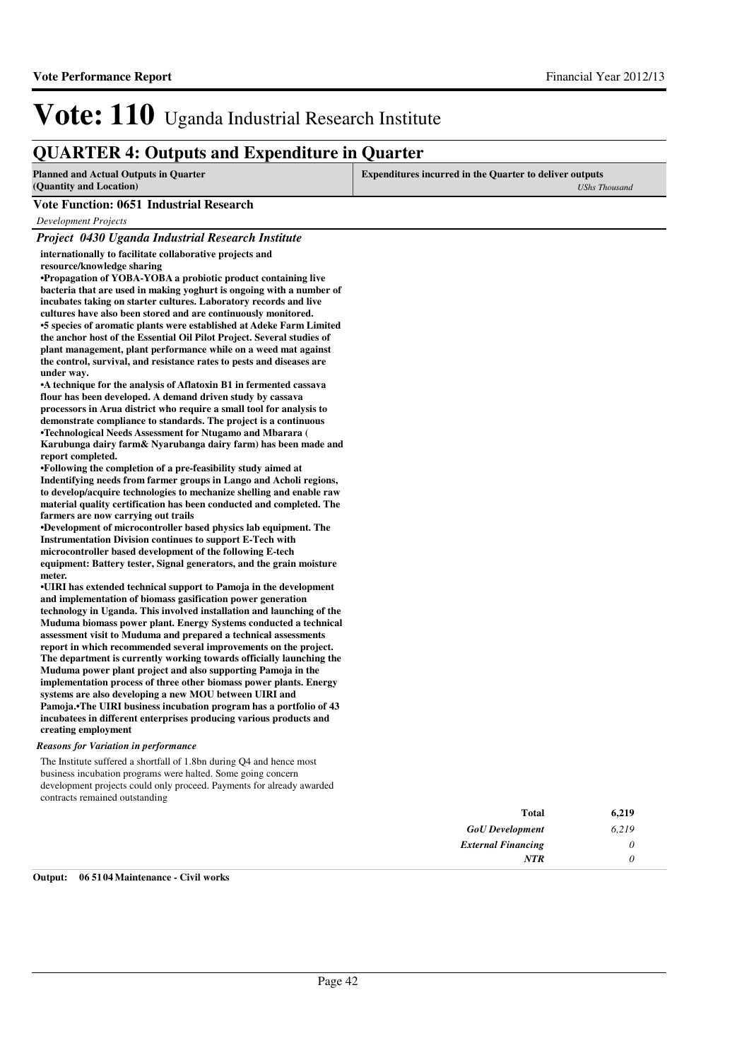# Vote: 110 Uganda Industrial Research Institute

## QUARTER 4: Outputs and Expenditure in Quarter

| Planned and Actual Outputs in Quarter (Quantity and Location) | Expenditures incurred in the Quarter to deliver outputs *UShs Thousand* |
|---|---|

**Vote Function: 0651 Industrial Research**

*Development Projects*

***Project 0430 Uganda Industrial Research Institute***

**internationally to facilitate collaborative projects and resource/knowledge sharing**
**•Propagation of YOBA-YOBA a probiotic product containing live bacteria that are used in making yoghurt is ongoing with a number of incubates taking on starter cultures. Laboratory records and live cultures have also been stored and are continuously monitored.**
**•5 species of aromatic plants were established at Adeke Farm Limited the anchor host of the Essential Oil Pilot Project. Several studies of plant management, plant performance while on a weed mat against the control, survival, and resistance rates to pests and diseases are under way.**
**•A technique for the analysis of Aflatoxin B1 in fermented cassava flour has been developed. A demand driven study by cassava processors in Arua district who require a small tool for analysis to demonstrate compliance to standards. The project is a continuous**
**•Technological Needs Assessment for Ntugamo and Mbarara ( Karubunga dairy farm& Nyarubanga dairy farm) has been made and report completed.**
**•Following the completion of a pre-feasibility study aimed at Indentifying needs from farmer groups in Lango and Acholi regions, to develop/acquire technologies to mechanize shelling and enable raw material quality certification has been conducted and completed. The farmers are now carrying out trails**
**•Development of microcontroller based physics lab equipment. The Instrumentation Division continues to support E-Tech with microcontroller based development of the following E-tech equipment: Battery tester, Signal generators, and the grain moisture meter.**
**•UIRI has extended technical support to Pamoja in the development and implementation of biomass gasification power generation technology in Uganda. This involved installation and launching of the Muduma biomass power plant. Energy Systems conducted a technical assessment visit to Muduma and prepared a technical assessments report in which recommended several improvements on the project. The department is currently working towards officially launching the Muduma power plant project and also supporting Pamoja in the implementation process of three other biomass power plants. Energy systems are also developing a new MOU between UIRI and Pamoja.•The UIRI business incubation program has a portfolio of 43 incubatees in different enterprises producing various products and creating employment**

*Reasons for Variation in performance*

The Institute suffered a shortfall of 1.8bn during Q4 and hence most business incubation programs were halted. Some going concern development projects could only proceed. Payments for already awarded contracts remained outstanding

| | |
|---|---|
| **Total** | **6,219** |
| *GoU Development* | *6,219* |
| *External Financing* | *0* |
| *NTR* | *0* |

**Output: 06 51 04 Maintenance - Civil works**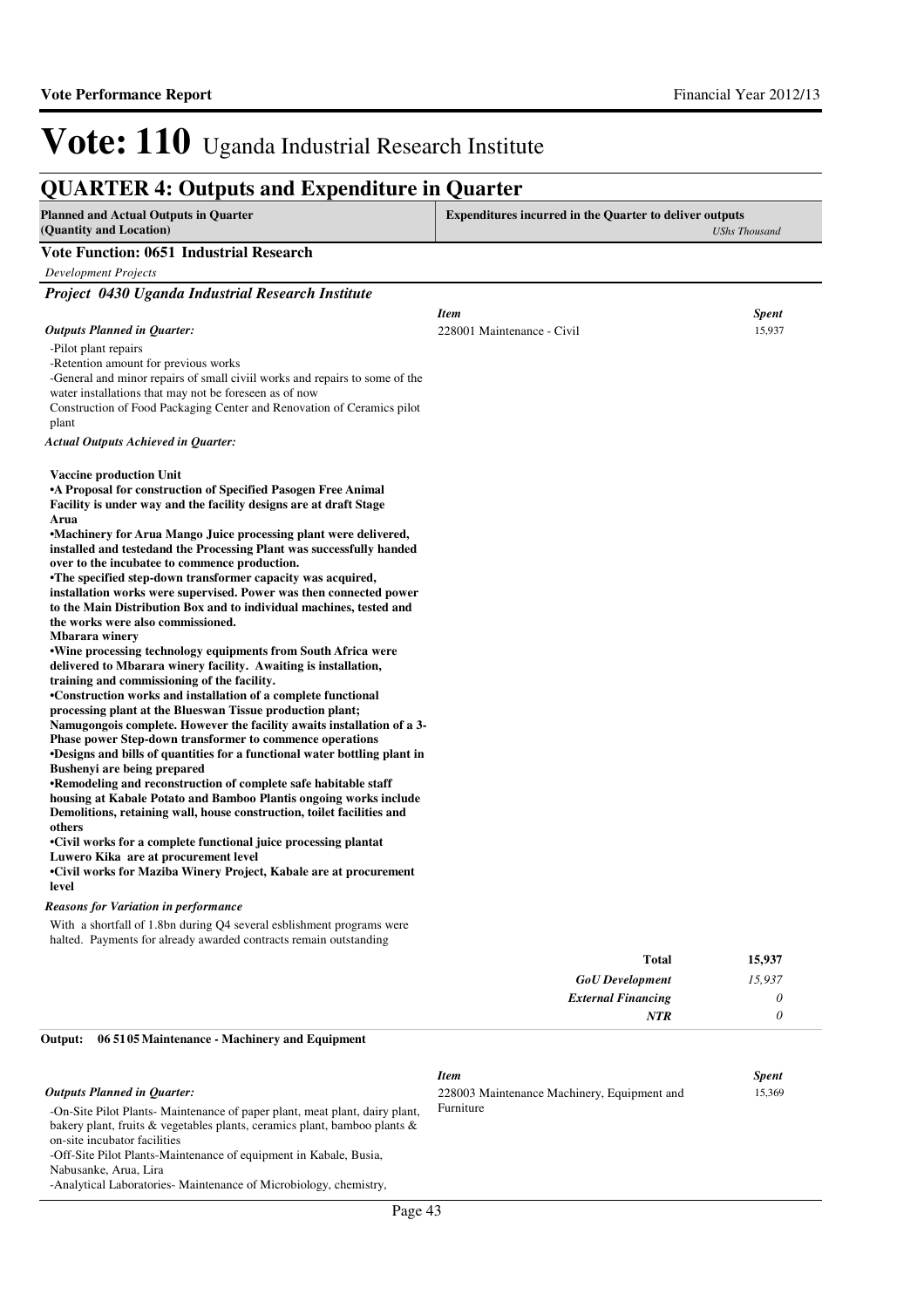# Vote: 110 Uganda Industrial Research Institute

## QUARTER 4: Outputs and Expenditure in Quarter

| Planned and Actual Outputs in Quarter (Quantity and Location) | Expenditures incurred in the Quarter to deliver outputs *UShs Thousand* |
|---|---|

### Vote Function: 0651 Industrial Research

*Development Projects*

#### *Project 0430 Uganda Industrial Research Institute*

| *Item* | *Spent* |
|---|---|
| 228001 Maintenance - Civil | 15,937 |

***Outputs Planned in Quarter:***

-Pilot plant repairs
-Retention amount for previous works
-General and minor repairs of small civiil works and repairs to some of the water installations that may not be foreseen as of now
Construction of Food Packaging Center and Renovation of Ceramics pilot plant

***Actual Outputs Achieved in Quarter:***

**Vaccine production Unit**
**•A Proposal for construction of Specified Pasogen Free Animal Facility is under way and the facility designs are at draft Stage**
**Arua**
**•Machinery for Arua Mango Juice processing plant were delivered, installed and testedand the Processing Plant was successfully handed over to the incubatee to commence production.**
**•The specified step-down transformer capacity was acquired, installation works were supervised. Power was then connected power to the Main Distribution Box and to individual machines, tested and the works were also commissioned.**
**Mbarara winery**
**•Wine processing technology equipments from South Africa were delivered to Mbarara winery facility. Awaiting is installation, training and commissioning of the facility.**
**•Construction works and installation of a complete functional processing plant at the Blueswan Tissue production plant; Namugongois complete. However the facility awaits installation of a 3-Phase power Step-down transformer to commence operations**
**•Designs and bills of quantities for a functional water bottling plant in Bushenyi are being prepared**
**•Remodeling and reconstruction of complete safe habitable staff housing at Kabale Potato and Bamboo Plantis ongoing works include Demolitions, retaining wall, house construction, toilet facilities and others**
**•Civil works for a complete functional juice processing plantat Luwero Kika are at procurement level**
**•Civil works for Maziba Winery Project, Kabale are at procurement level**

***Reasons for Variation in performance***

With a shortfall of 1.8bn during Q4 several esblishment programs were halted. Payments for already awarded contracts remain outstanding

| | |
|---|---|
| **Total** | **15,937** |
| *GoU Development* | *15,937* |
| *External Financing* | *0* |
| *NTR* | *0* |

**Output: 06 5105 Maintenance - Machinery and Equipment**

| *Item* | *Spent* |
|---|---|
| 228003 Maintenance Machinery, Equipment and Furniture | 15,369 |

***Outputs Planned in Quarter:***

-On-Site Pilot Plants- Maintenance of paper plant, meat plant, dairy plant, bakery plant, fruits & vegetables plants, ceramics plant, bamboo plants & on-site incubator facilities
-Off-Site Pilot Plants-Maintenance of equipment in Kabale, Busia, Nabusanke, Arua, Lira
-Analytical Laboratories- Maintenance of Microbiology, chemistry,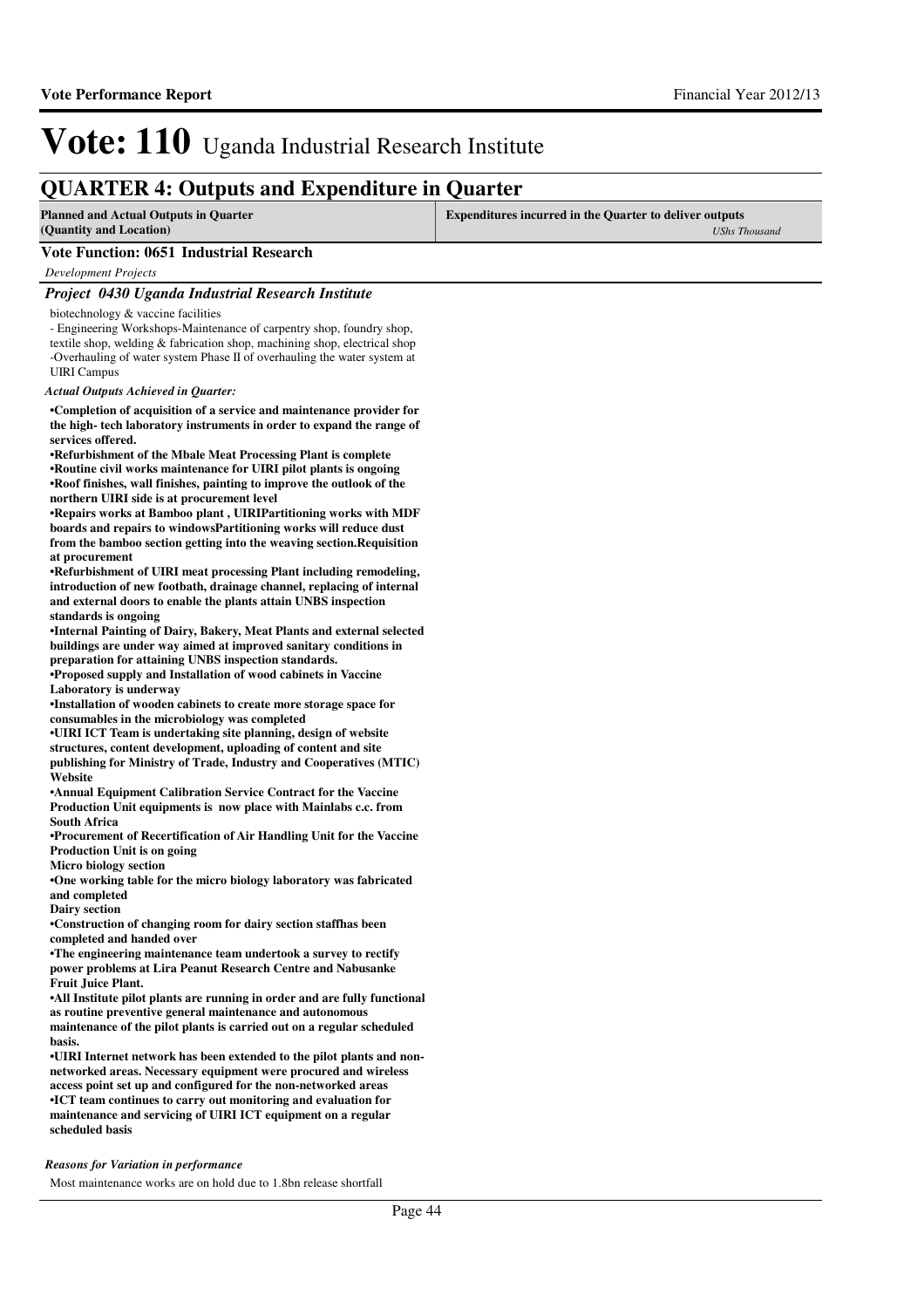# Vote: 110 Uganda Industrial Research Institute

## QUARTER 4: Outputs and Expenditure in Quarter

| Planned and Actual Outputs in Quarter (Quantity and Location) | Expenditures incurred in the Quarter to deliver outputs *UShs Thousand* |
|---|---|

### Vote Function: 0651 Industrial Research

*Development Projects*

#### *Project 0430 Uganda Industrial Research Institute*

biotechnology & vaccine facilities
- Engineering Workshops-Maintenance of carpentry shop, foundry shop, textile shop, welding & fabrication shop, machining shop, electrical shop
-Overhauling of water system Phase II of overhauling the water system at UIRI Campus

*Actual Outputs Achieved in Quarter:*

**•Completion of acquisition of a service and maintenance provider for the high- tech laboratory instruments in order to expand the range of services offered.**
**•Refurbishment of the Mbale Meat Processing Plant is complete**
**•Routine civil works maintenance for UIRI pilot plants is ongoing**
**•Roof finishes, wall finishes, painting to improve the outlook of the northern UIRI side is at procurement level**
**•Repairs works at Bamboo plant , UIRIPartitioning works with MDF boards and repairs to windowsPartitioning works will reduce dust from the bamboo section getting into the weaving section.Requisition at procurement**
**•Refurbishment of UIRI meat processing Plant including remodeling, introduction of new footbath, drainage channel, replacing of internal and external doors to enable the plants attain UNBS inspection standards is ongoing**
**•Internal Painting of Dairy, Bakery, Meat Plants and external selected buildings are under way aimed at improved sanitary conditions in preparation for attaining UNBS inspection standards.**
**•Proposed supply and Installation of wood cabinets in Vaccine Laboratory is underway**
**•Installation of wooden cabinets to create more storage space for consumables in the microbiology was completed**
**•UIRI ICT Team is undertaking site planning, design of website structures, content development, uploading of content and site publishing for Ministry of Trade, Industry and Cooperatives (MTIC) Website**
**•Annual Equipment Calibration Service Contract for the Vaccine Production Unit equipments is now place with Mainlabs c.c. from South Africa**
**•Procurement of Recertification of Air Handling Unit for the Vaccine Production Unit is on going**
**Micro biology section**
**•One working table for the micro biology laboratory was fabricated and completed**
**Dairy section**
**•Construction of changing room for dairy section staffhas been completed and handed over**
**•The engineering maintenance team undertook a survey to rectify power problems at Lira Peanut Research Centre and Nabusanke Fruit Juice Plant.**
**•All Institute pilot plants are running in order and are fully functional as routine preventive general maintenance and autonomous maintenance of the pilot plants is carried out on a regular scheduled basis.**
**•UIRI Internet network has been extended to the pilot plants and non-networked areas. Necessary equipment were procured and wireless access point set up and configured for the non-networked areas**
**•ICT team continues to carry out monitoring and evaluation for maintenance and servicing of UIRI ICT equipment on a regular scheduled basis**

*Reasons for Variation in performance*

Most maintenance works are on hold due to 1.8bn release shortfall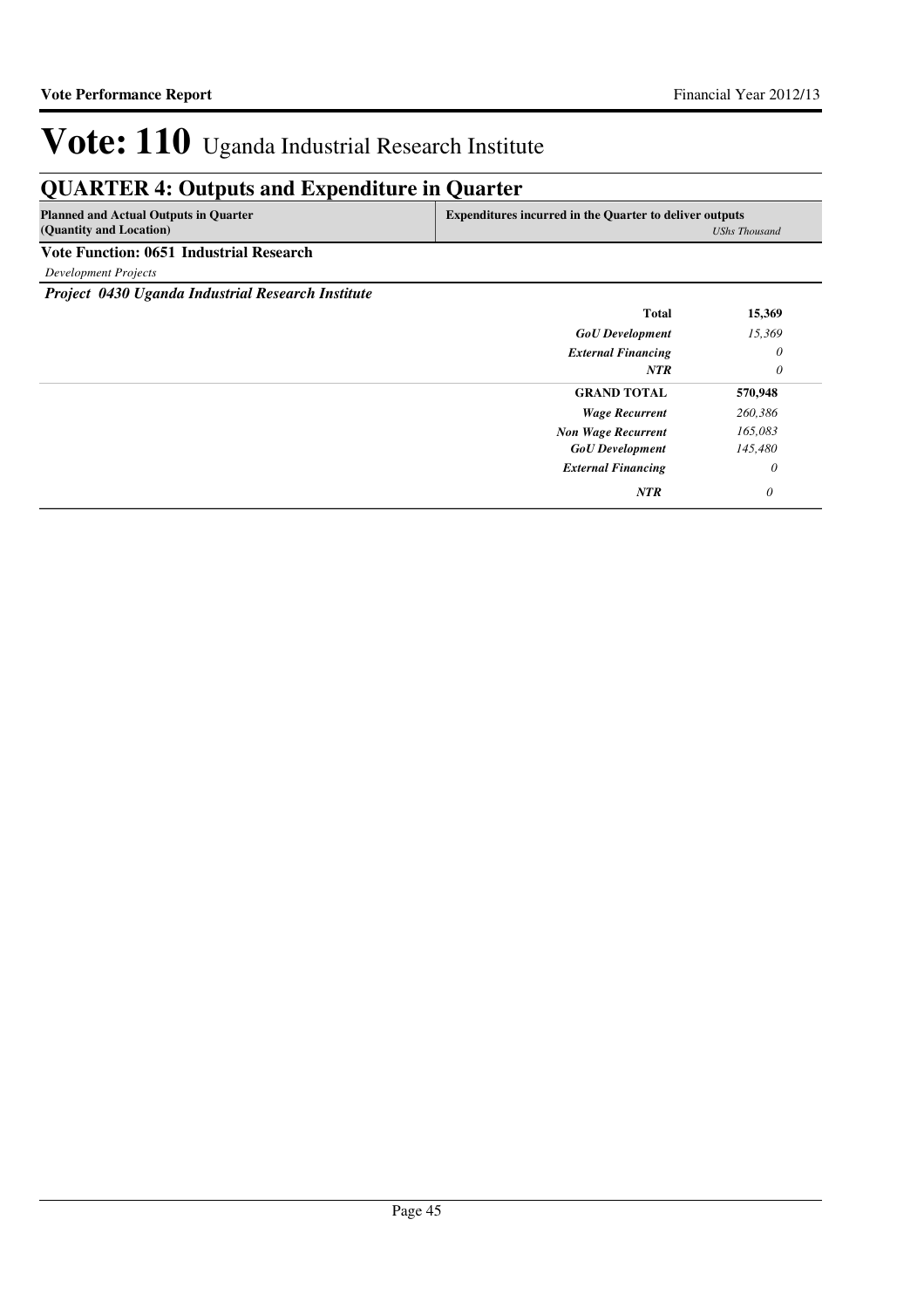# Vote: 110 Uganda Industrial Research Institute

## QUARTER 4: Outputs and Expenditure in Quarter

| Planned and Actual Outputs in Quarter (Quantity and Location) | Expenditures incurred in the Quarter to deliver outputs | *UShs Thousand* |
|---|---|---|
| **Vote Function: 0651 Industrial Research** | | |
| *Development Projects* | | |
| ***Project 0430 Uganda Industrial Research Institute*** | | |
| | **Total** | **15,369** |
| | ***GoU Development*** | *15,369* |
| | ***External Financing*** | *0* |
| | ***NTR*** | *0* |
| | **GRAND TOTAL** | **570,948** |
| | ***Wage Recurrent*** | *260,386* |
| | ***Non Wage Recurrent*** | *165,083* |
| | ***GoU Development*** | *145,480* |
| | ***External Financing*** | *0* |
| | ***NTR*** | *0* |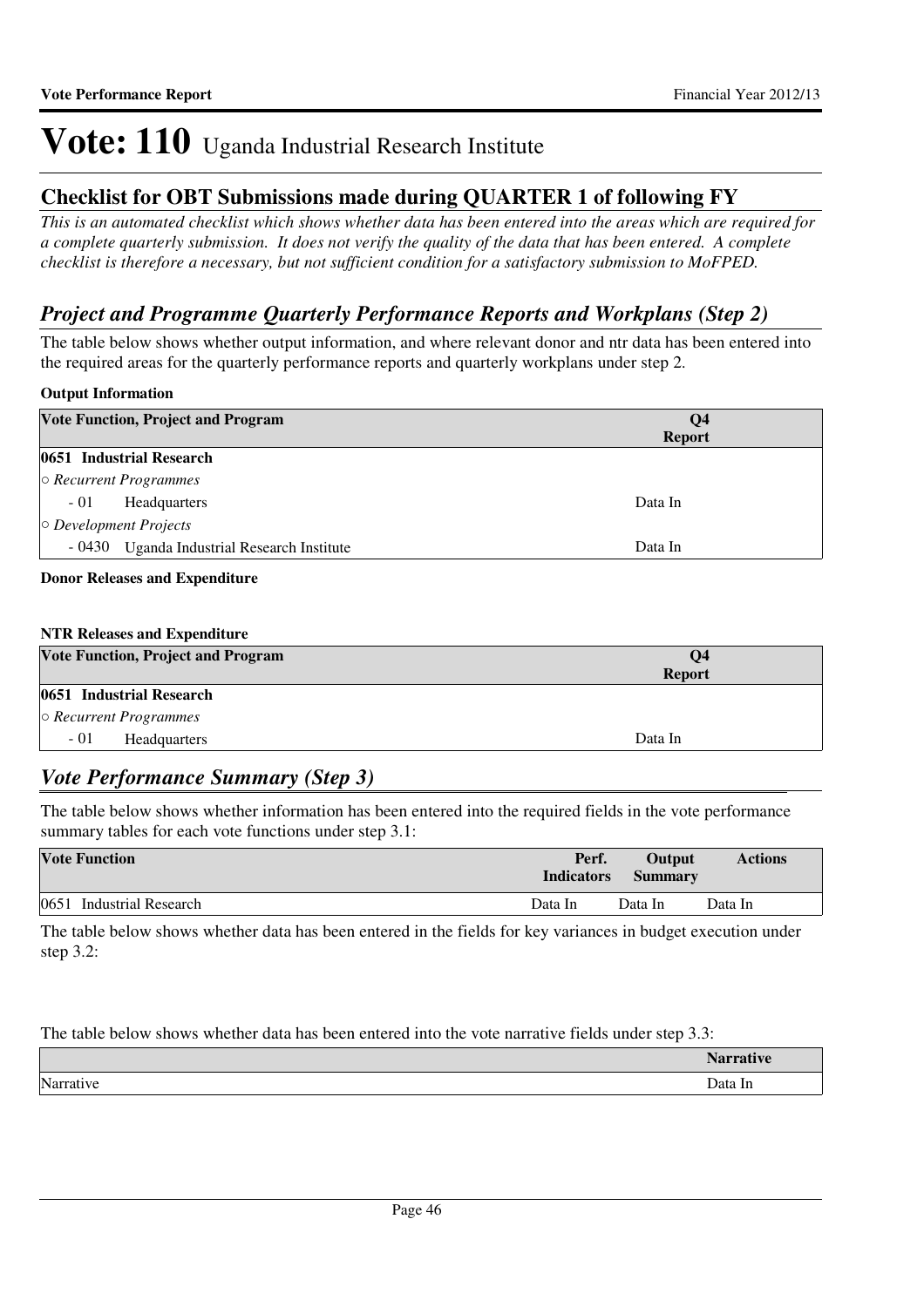# Vote: 110 Uganda Industrial Research Institute

## Checklist for OBT Submissions made during QUARTER 1 of following FY

*This is an automated checklist which shows whether data has been entered into the areas which are required for a complete quarterly submission. It does not verify the quality of the data that has been entered. A complete checklist is therefore a necessary, but not sufficient condition for a satisfactory submission to MoFPED.*

## *Project and Programme Quarterly Performance Reports and Workplans (Step 2)*

The table below shows whether output information, and where relevant donor and ntr data has been entered into the required areas for the quarterly performance reports and quarterly workplans under step 2.

**Output Information**

| Vote Function, Project and Program | Q4 Report |
|---|---|
| **0651 Industrial Research** | |
| ○ *Recurrent Programmes* | |
| - 01 Headquarters | Data In |
| ○ *Development Projects* | |
| - 0430 Uganda Industrial Research Institute | Data In |

**Donor Releases and Expenditure**

**NTR Releases and Expenditure**

| Vote Function, Project and Program | Q4 Report |
|---|---|
| **0651 Industrial Research** | |
| ○ *Recurrent Programmes* | |
| - 01 Headquarters | Data In |

## *Vote Performance Summary (Step 3)*

The table below shows whether information has been entered into the required fields in the vote performance summary tables for each vote functions under step 3.1:

| Vote Function | Perf. Indicators | Output Summary | Actions |
|---|---|---|---|
| 0651 Industrial Research | Data In | Data In | Data In |

The table below shows whether data has been entered in the fields for key variances in budget execution under step 3.2:

The table below shows whether data has been entered into the vote narrative fields under step 3.3:

| | Narrative |
|---|---|
| Narrative | Data In |